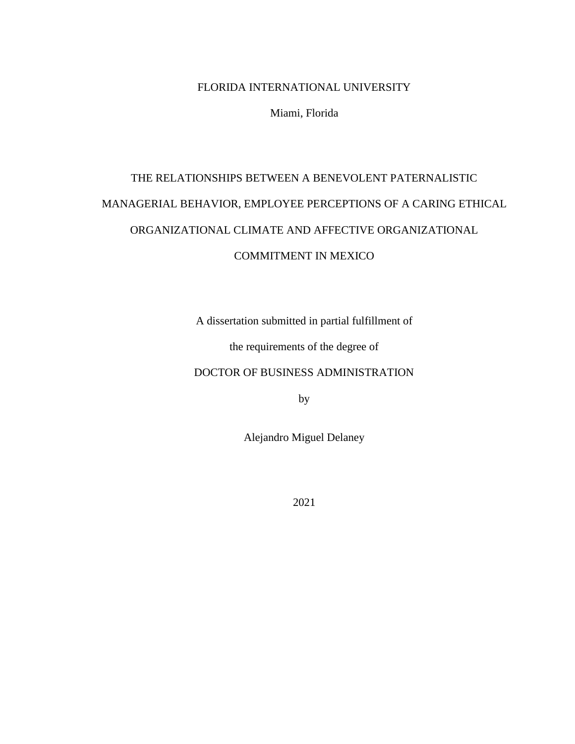FLORIDA INTERNATIONAL UNIVERSITY

Miami, Florida

# THE RELATIONSHIPS BETWEEN A BENEVOLENT PATERNALISTIC MANAGERIAL BEHAVIOR, EMPLOYEE PERCEPTIONS OF A CARING ETHICAL ORGANIZATIONAL CLIMATE AND AFFECTIVE ORGANIZATIONAL COMMITMENT IN MEXICO

A dissertation submitted in partial fulfillment of

the requirements of the degree of

DOCTOR OF BUSINESS ADMINISTRATION

by

Alejandro Miguel Delaney

2021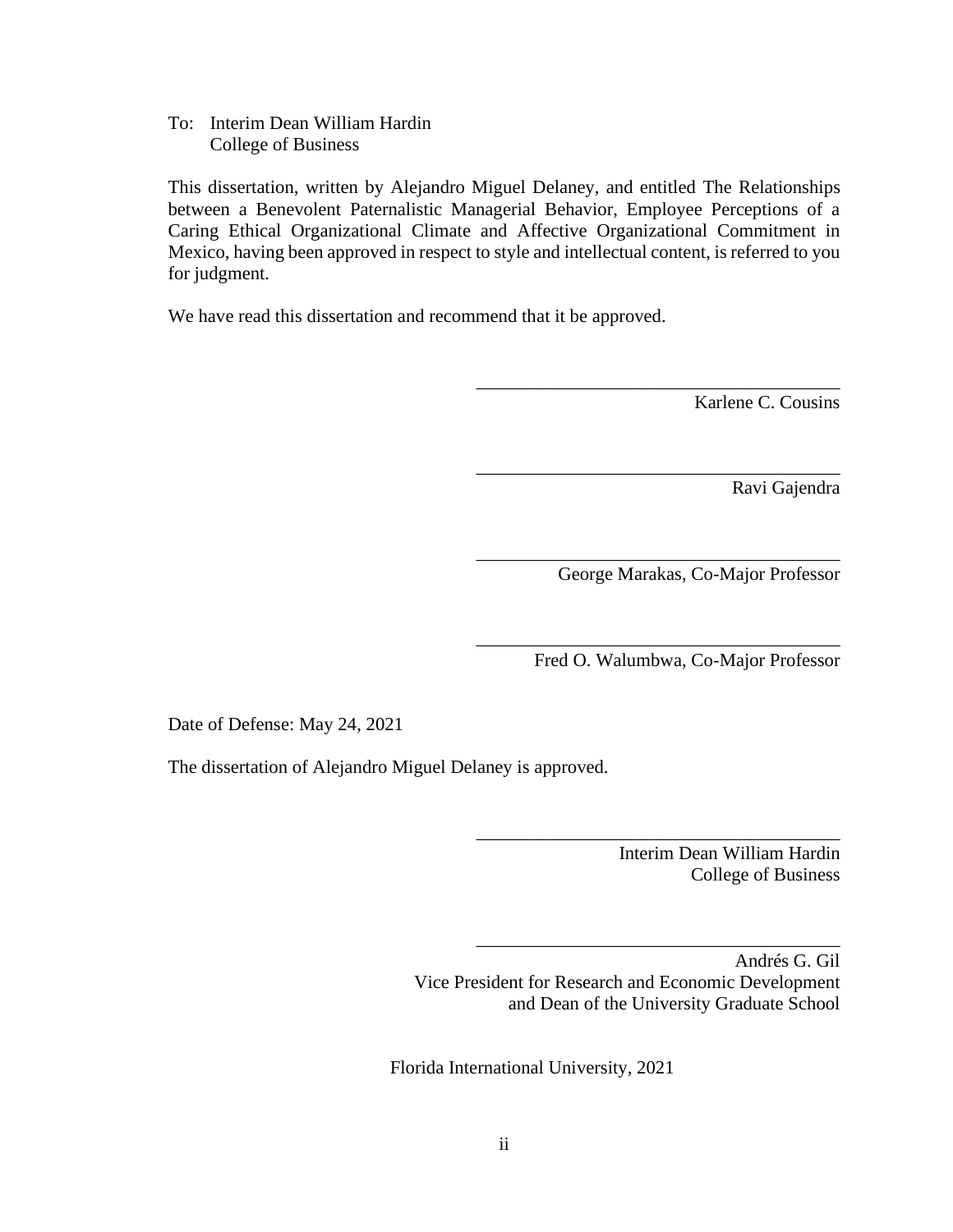To: Interim Dean William Hardin
College of Business

This dissertation, written by Alejandro Miguel Delaney, and entitled The Relationships between a Benevolent Paternalistic Managerial Behavior, Employee Perceptions of a Caring Ethical Organizational Climate and Affective Organizational Commitment in Mexico, having been approved in respect to style and intellectual content, is referred to you for judgment.

We have read this dissertation and recommend that it be approved.

\_\_\_\_\_\_\_\_\_\_\_\_\_\_\_\_\_\_\_\_\_\_\_\_\_\_\_\_\_\_\_\_\_\_\_\_\_\_\_
Karlene C. Cousins

\_\_\_\_\_\_\_\_\_\_\_\_\_\_\_\_\_\_\_\_\_\_\_\_\_\_\_\_\_\_\_\_\_\_\_\_\_\_\_
Ravi Gajendra

\_\_\_\_\_\_\_\_\_\_\_\_\_\_\_\_\_\_\_\_\_\_\_\_\_\_\_\_\_\_\_\_\_\_\_\_\_\_\_
George Marakas, Co-Major Professor

\_\_\_\_\_\_\_\_\_\_\_\_\_\_\_\_\_\_\_\_\_\_\_\_\_\_\_\_\_\_\_\_\_\_\_\_\_\_\_
Fred O. Walumbwa, Co-Major Professor

Date of Defense: May 24, 2021

The dissertation of Alejandro Miguel Delaney is approved.

\_\_\_\_\_\_\_\_\_\_\_\_\_\_\_\_\_\_\_\_\_\_\_\_\_\_\_\_\_\_\_\_\_\_\_\_\_\_\_
Interim Dean William Hardin
College of Business

\_\_\_\_\_\_\_\_\_\_\_\_\_\_\_\_\_\_\_\_\_\_\_\_\_\_\_\_\_\_\_\_\_\_\_\_\_\_\_
Andrés G. Gil
Vice President for Research and Economic Development
and Dean of the University Graduate School

Florida International University, 2021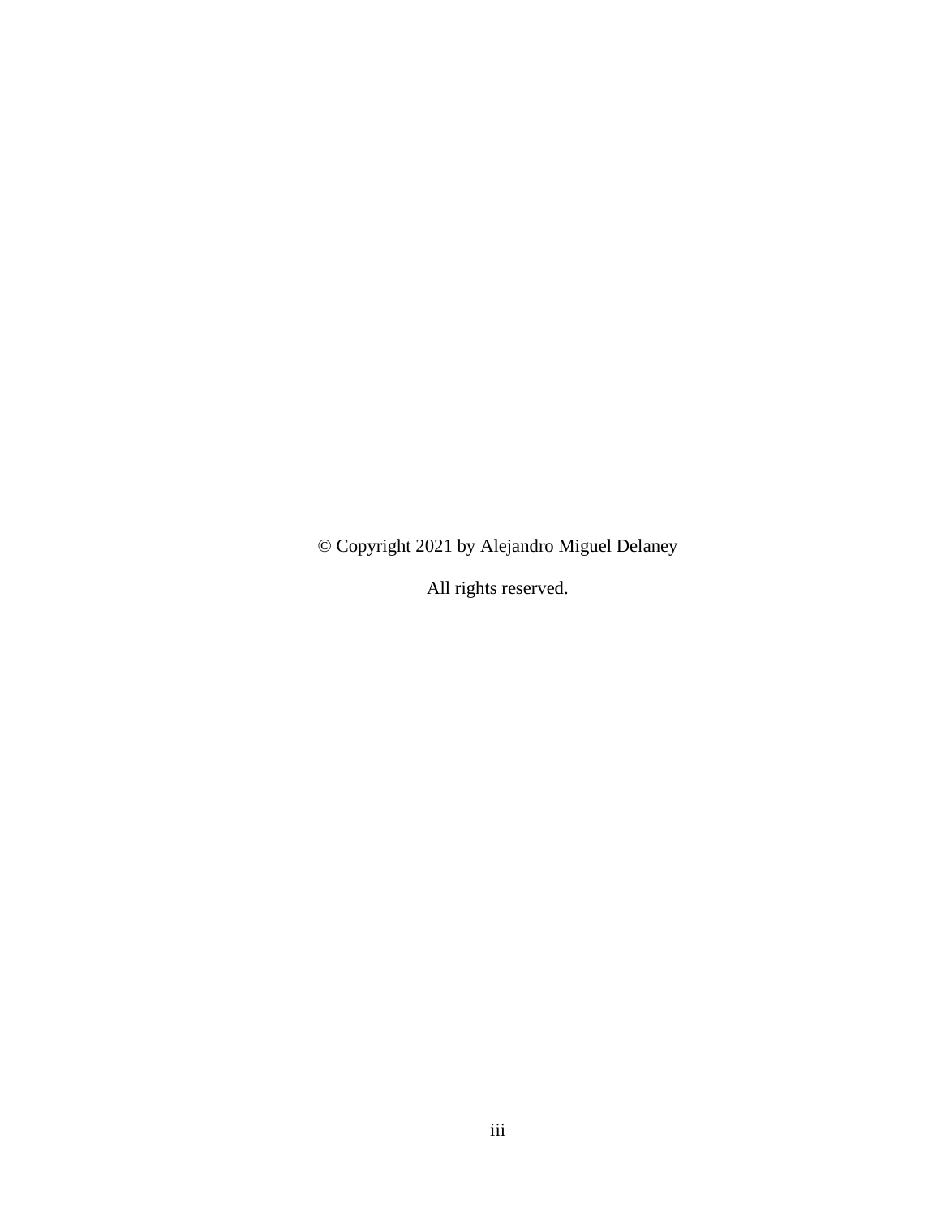© Copyright 2021 by Alejandro Miguel Delaney

All rights reserved.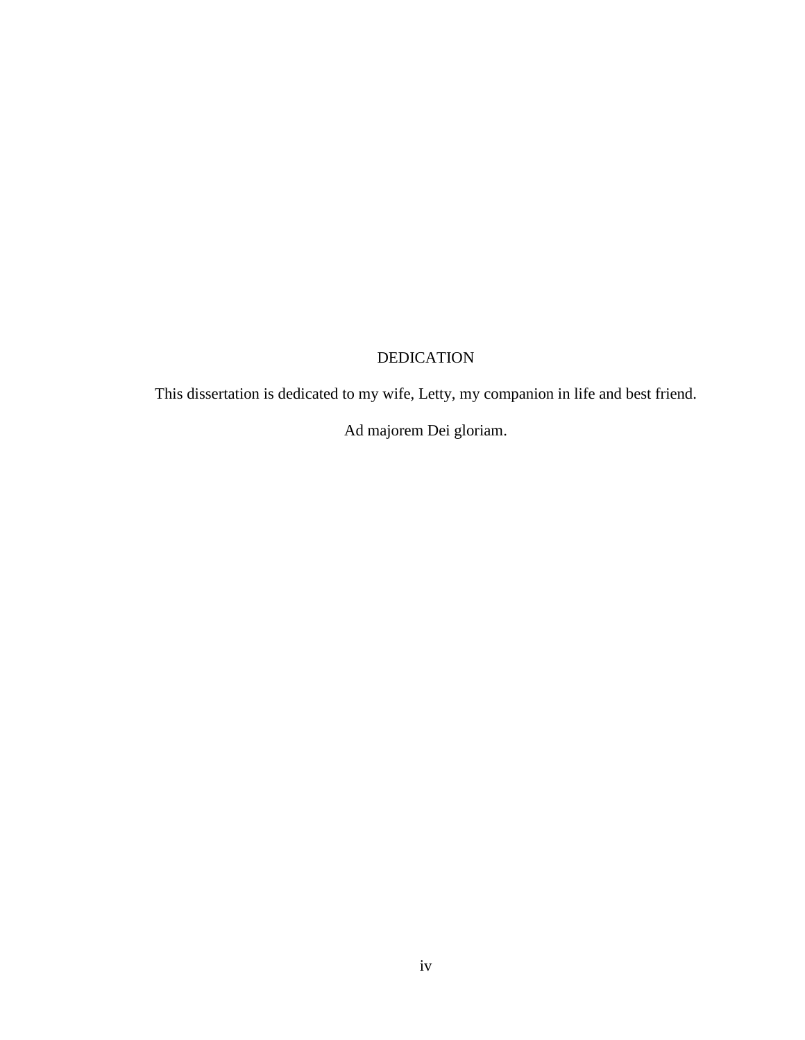# DEDICATION

This dissertation is dedicated to my wife, Letty, my companion in life and best friend.

Ad majorem Dei gloriam.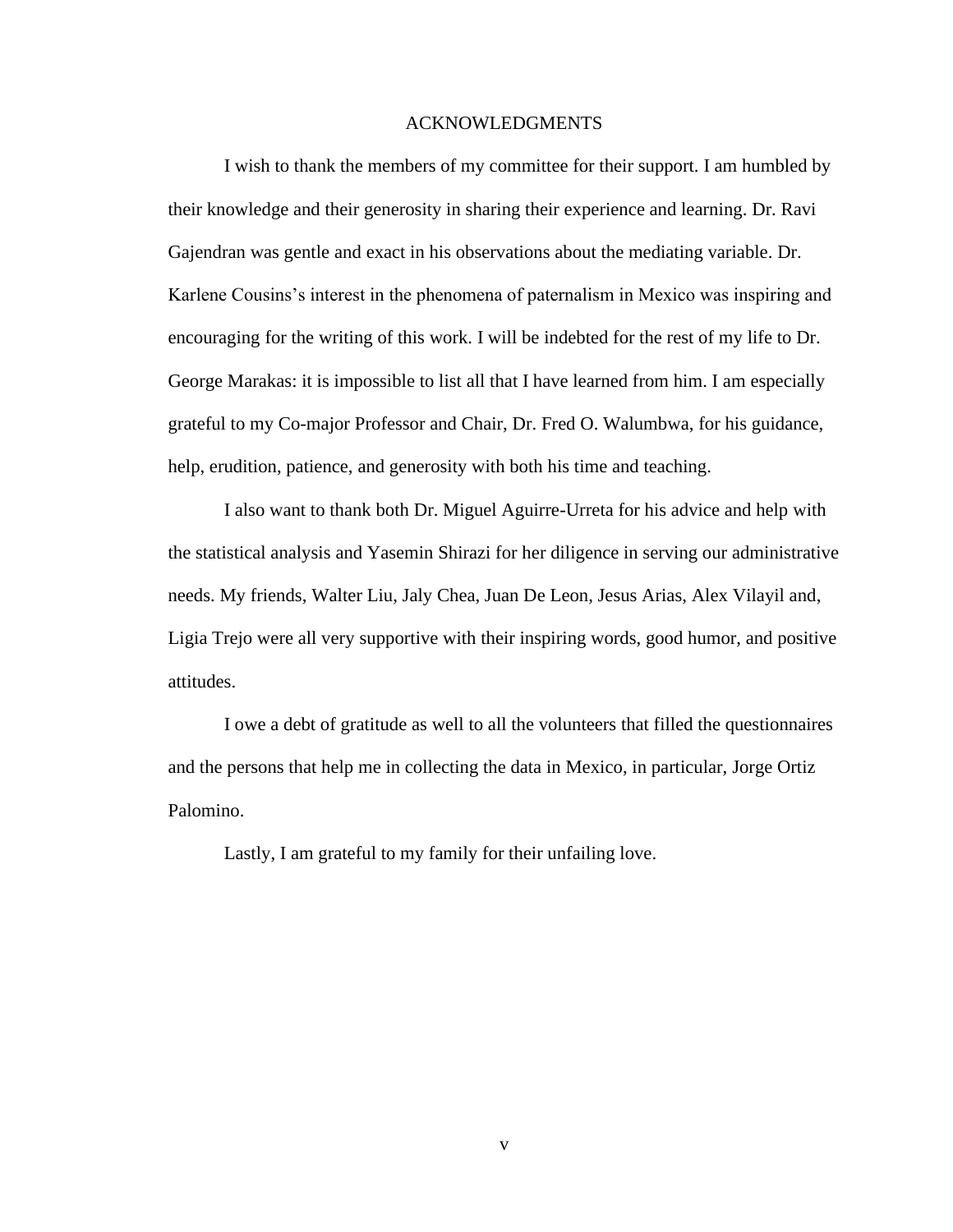# ACKNOWLEDGMENTS

I wish to thank the members of my committee for their support. I am humbled by their knowledge and their generosity in sharing their experience and learning. Dr. Ravi Gajendran was gentle and exact in his observations about the mediating variable. Dr. Karlene Cousins's interest in the phenomena of paternalism in Mexico was inspiring and encouraging for the writing of this work. I will be indebted for the rest of my life to Dr. George Marakas: it is impossible to list all that I have learned from him. I am especially grateful to my Co-major Professor and Chair, Dr. Fred O. Walumbwa, for his guidance, help, erudition, patience, and generosity with both his time and teaching.

I also want to thank both Dr. Miguel Aguirre-Urreta for his advice and help with the statistical analysis and Yasemin Shirazi for her diligence in serving our administrative needs. My friends, Walter Liu, Jaly Chea, Juan De Leon, Jesus Arias, Alex Vilayil and, Ligia Trejo were all very supportive with their inspiring words, good humor, and positive attitudes.

I owe a debt of gratitude as well to all the volunteers that filled the questionnaires and the persons that help me in collecting the data in Mexico, in particular, Jorge Ortiz Palomino.

Lastly, I am grateful to my family for their unfailing love.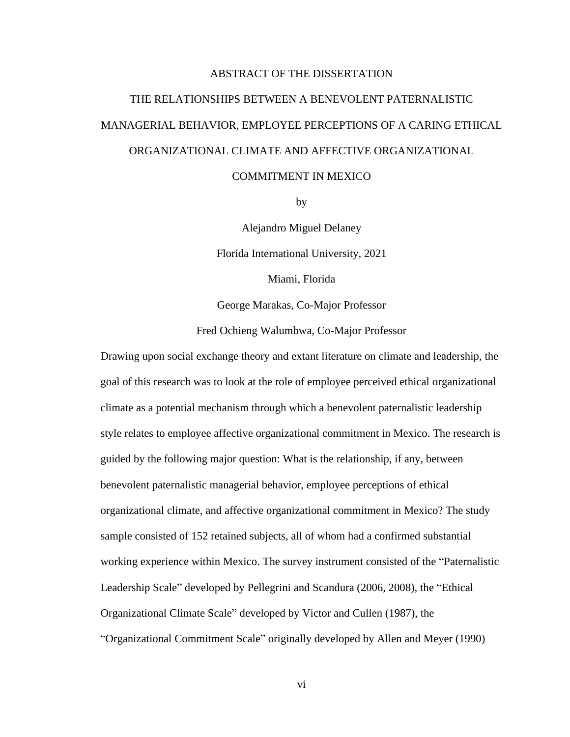# ABSTRACT OF THE DISSERTATION

## THE RELATIONSHIPS BETWEEN A BENEVOLENT PATERNALISTIC MANAGERIAL BEHAVIOR, EMPLOYEE PERCEPTIONS OF A CARING ETHICAL ORGANIZATIONAL CLIMATE AND AFFECTIVE ORGANIZATIONAL COMMITMENT IN MEXICO

by

Alejandro Miguel Delaney

Florida International University, 2021

Miami, Florida

George Marakas, Co-Major Professor

Fred Ochieng Walumbwa, Co-Major Professor

Drawing upon social exchange theory and extant literature on climate and leadership, the goal of this research was to look at the role of employee perceived ethical organizational climate as a potential mechanism through which a benevolent paternalistic leadership style relates to employee affective organizational commitment in Mexico. The research is guided by the following major question: What is the relationship, if any, between benevolent paternalistic managerial behavior, employee perceptions of ethical organizational climate, and affective organizational commitment in Mexico? The study sample consisted of 152 retained subjects, all of whom had a confirmed substantial working experience within Mexico. The survey instrument consisted of the "Paternalistic Leadership Scale" developed by Pellegrini and Scandura (2006, 2008), the "Ethical Organizational Climate Scale" developed by Victor and Cullen (1987), the "Organizational Commitment Scale" originally developed by Allen and Meyer (1990)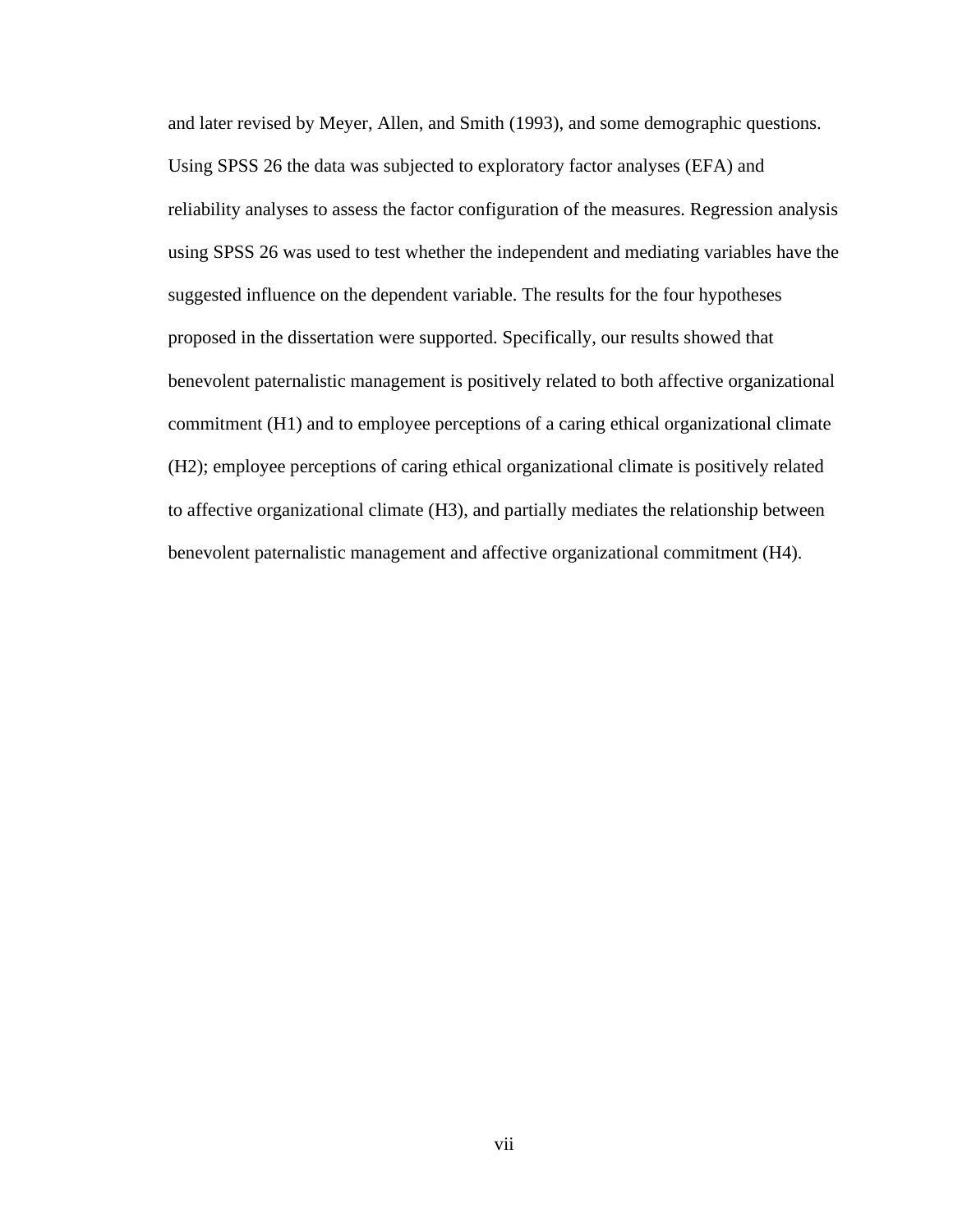and later revised by Meyer, Allen, and Smith (1993), and some demographic questions. Using SPSS 26 the data was subjected to exploratory factor analyses (EFA) and reliability analyses to assess the factor configuration of the measures. Regression analysis using SPSS 26 was used to test whether the independent and mediating variables have the suggested influence on the dependent variable. The results for the four hypotheses proposed in the dissertation were supported. Specifically, our results showed that benevolent paternalistic management is positively related to both affective organizational commitment (H1) and to employee perceptions of a caring ethical organizational climate (H2); employee perceptions of caring ethical organizational climate is positively related to affective organizational climate (H3), and partially mediates the relationship between benevolent paternalistic management and affective organizational commitment (H4).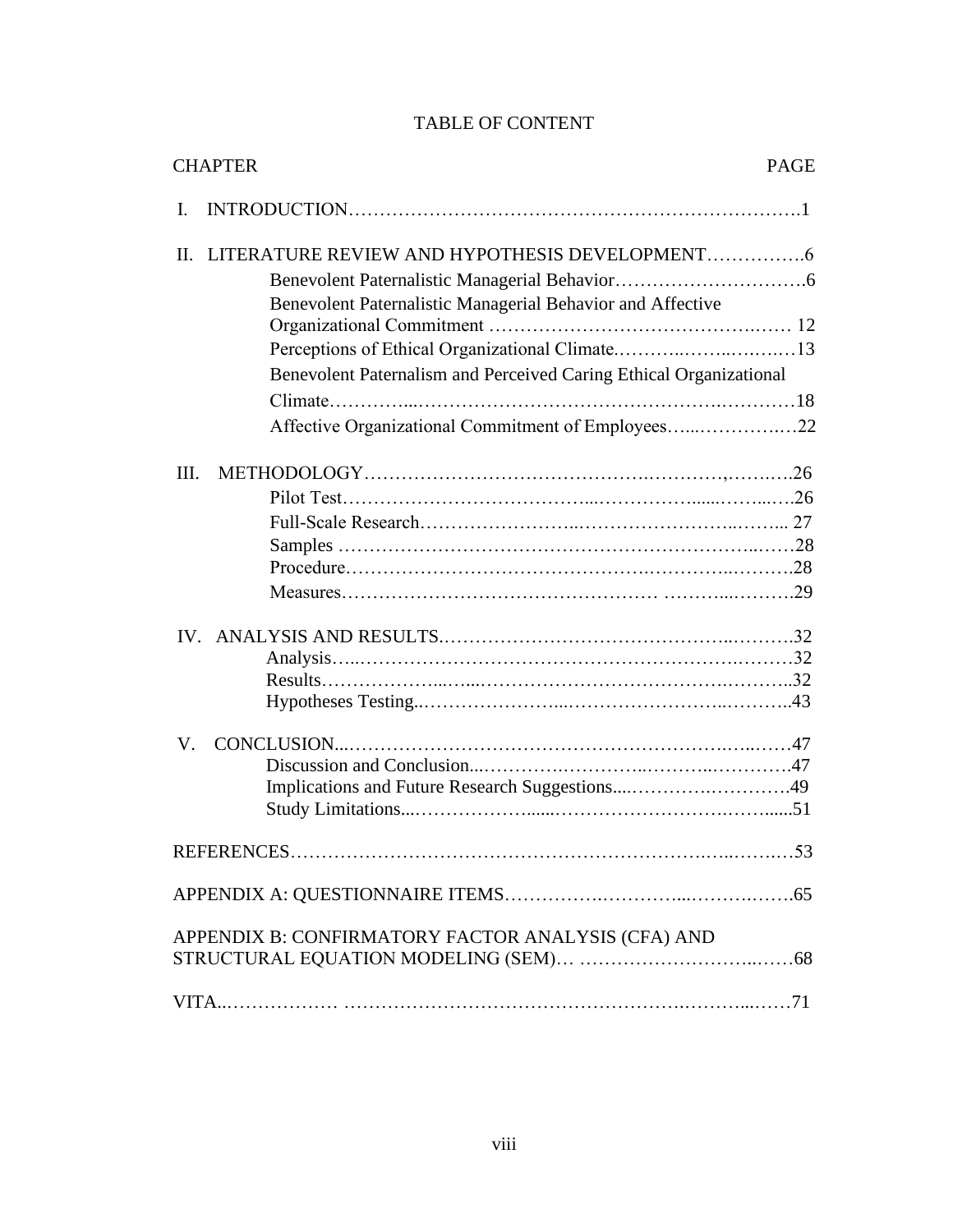# TABLE OF CONTENT

| CHAPTER | PAGE |
| --- | --- |
| I. INTRODUCTION | 1 |
| II. LITERATURE REVIEW AND HYPOTHESIS DEVELOPMENT | 6 |
| Benevolent Paternalistic Managerial Behavior | 6 |
| Benevolent Paternalistic Managerial Behavior and Affective Organizational Commitment | 12 |
| Perceptions of Ethical Organizational Climate | 13 |
| Benevolent Paternalism and Perceived Caring Ethical Organizational Climate | 18 |
| Affective Organizational Commitment of Employees | 22 |
| III. METHODOLOGY | 26 |
| Pilot Test | 26 |
| Full-Scale Research | 27 |
| Samples | 28 |
| Procedure | 28 |
| Measures | 29 |
| IV. ANALYSIS AND RESULTS | 32 |
| Analysis | 32 |
| Results | 32 |
| Hypotheses Testing | 43 |
| V. CONCLUSION | 47 |
| Discussion and Conclusion | 47 |
| Implications and Future Research Suggestions | 49 |
| Study Limitations | 51 |
| REFERENCES | 53 |
| APPENDIX A: QUESTIONNAIRE ITEMS | 65 |
| APPENDIX B: CONFIRMATORY FACTOR ANALYSIS (CFA) AND STRUCTURAL EQUATION MODELING (SEM) | 68 |
| VITA | 71 |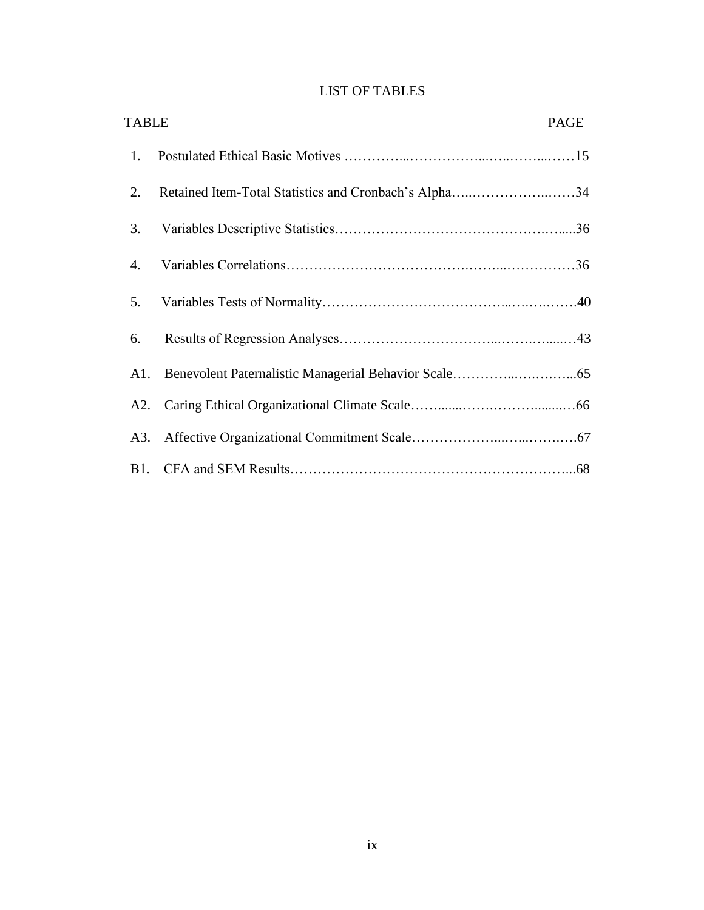# LIST OF TABLES

| TABLE | | PAGE |
|---|---|---|
| 1. | Postulated Ethical Basic Motives | 15 |
| 2. | Retained Item-Total Statistics and Cronbach's Alpha | 34 |
| 3. | Variables Descriptive Statistics | 36 |
| 4. | Variables Correlations | 36 |
| 5. | Variables Tests of Normality | 40 |
| 6. | Results of Regression Analyses | 43 |
| A1. | Benevolent Paternalistic Managerial Behavior Scale | 65 |
| A2. | Caring Ethical Organizational Climate Scale | 66 |
| A3. | Affective Organizational Commitment Scale | 67 |
| B1. | CFA and SEM Results | 68 |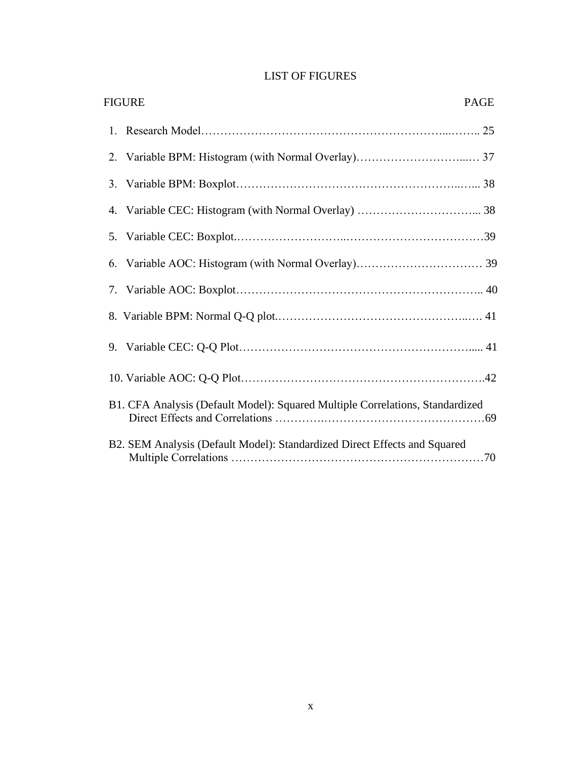# LIST OF FIGURES

| FIGURE | PAGE |
| --- | --- |
| 1. Research Model | 25 |
| 2. Variable BPM: Histogram (with Normal Overlay) | 37 |
| 3. Variable BPM: Boxplot | 38 |
| 4. Variable CEC: Histogram (with Normal Overlay) | 38 |
| 5. Variable CEC: Boxplot | 39 |
| 6. Variable AOC: Histogram (with Normal Overlay) | 39 |
| 7. Variable AOC: Boxplot | 40 |
| 8. Variable BPM: Normal Q-Q plot | 41 |
| 9. Variable CEC: Q-Q Plot | 41 |
| 10. Variable AOC: Q-Q Plot | 42 |
| B1. CFA Analysis (Default Model): Squared Multiple Correlations, Standardized Direct Effects and Correlations | 69 |
| B2. SEM Analysis (Default Model): Standardized Direct Effects and Squared Multiple Correlations | 70 |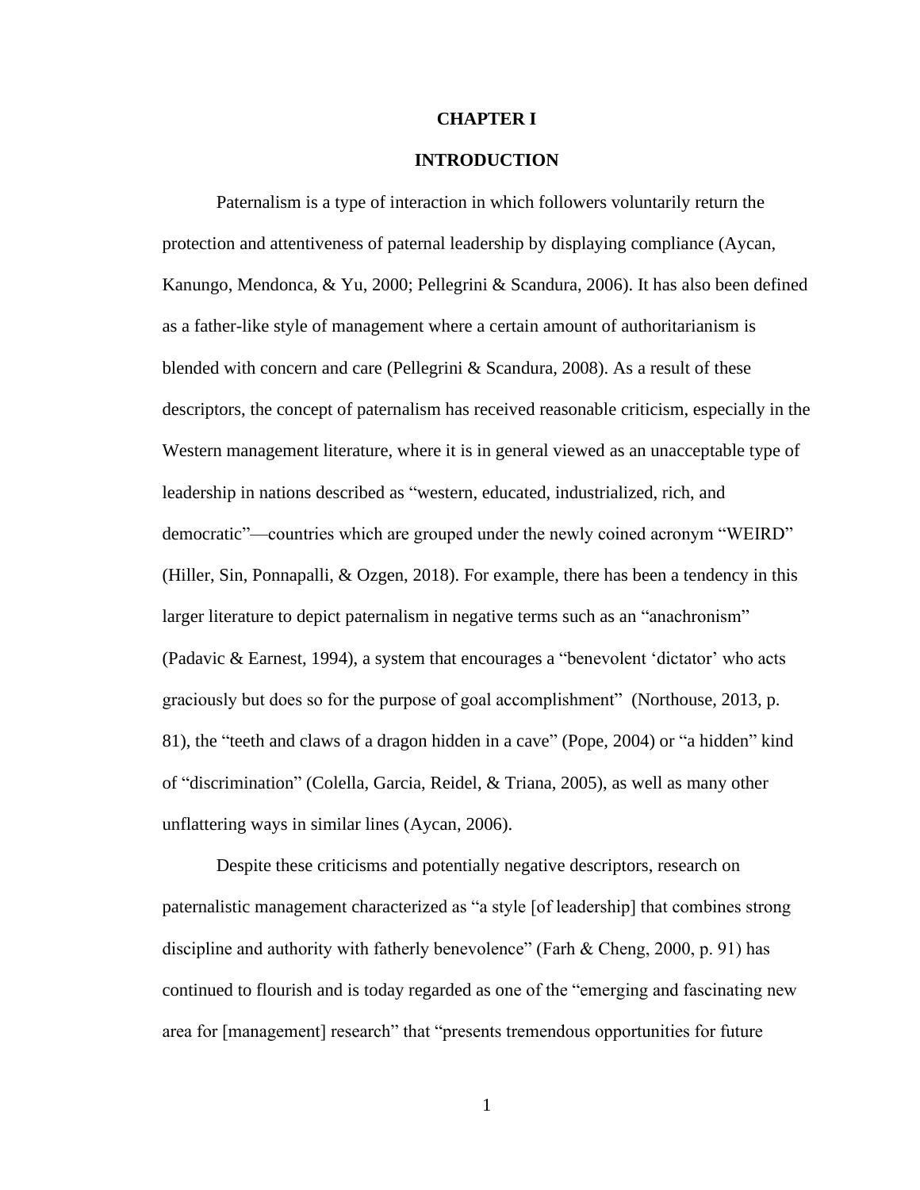# CHAPTER I

## INTRODUCTION

Paternalism is a type of interaction in which followers voluntarily return the protection and attentiveness of paternal leadership by displaying compliance (Aycan, Kanungo, Mendonca, & Yu, 2000; Pellegrini & Scandura, 2006). It has also been defined as a father-like style of management where a certain amount of authoritarianism is blended with concern and care (Pellegrini & Scandura, 2008). As a result of these descriptors, the concept of paternalism has received reasonable criticism, especially in the Western management literature, where it is in general viewed as an unacceptable type of leadership in nations described as "western, educated, industrialized, rich, and democratic"—countries which are grouped under the newly coined acronym "WEIRD" (Hiller, Sin, Ponnapalli, & Ozgen, 2018). For example, there has been a tendency in this larger literature to depict paternalism in negative terms such as an "anachronism" (Padavic & Earnest, 1994), a system that encourages a "benevolent 'dictator' who acts graciously but does so for the purpose of goal accomplishment" (Northouse, 2013, p. 81), the "teeth and claws of a dragon hidden in a cave" (Pope, 2004) or "a hidden" kind of "discrimination" (Colella, Garcia, Reidel, & Triana, 2005), as well as many other unflattering ways in similar lines (Aycan, 2006).

Despite these criticisms and potentially negative descriptors, research on paternalistic management characterized as "a style [of leadership] that combines strong discipline and authority with fatherly benevolence" (Farh & Cheng, 2000, p. 91) has continued to flourish and is today regarded as one of the "emerging and fascinating new area for [management] research" that "presents tremendous opportunities for future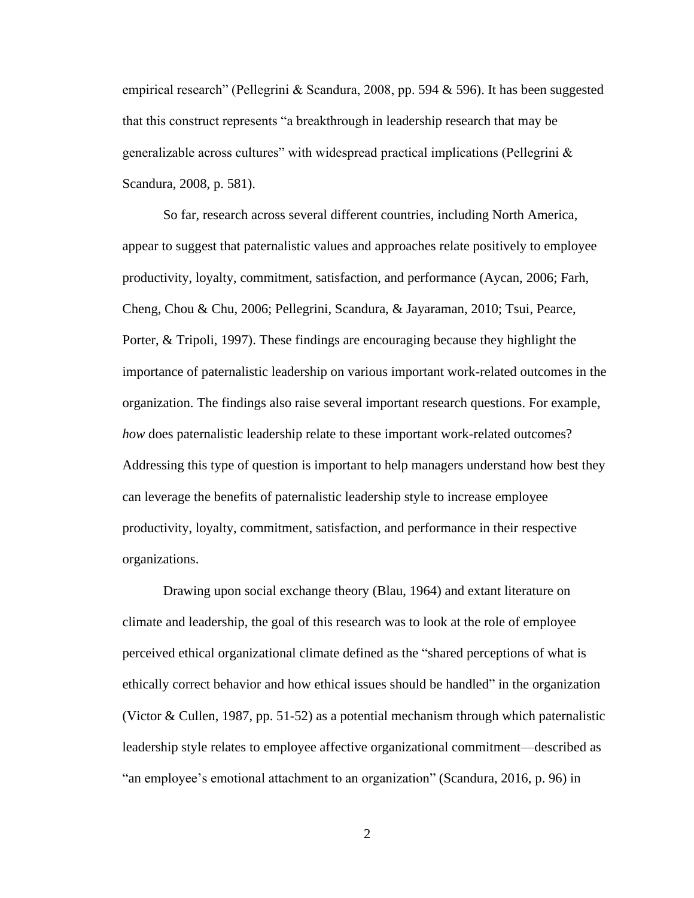empirical research" (Pellegrini & Scandura, 2008, pp. 594 & 596). It has been suggested that this construct represents "a breakthrough in leadership research that may be generalizable across cultures" with widespread practical implications (Pellegrini & Scandura, 2008, p. 581).

So far, research across several different countries, including North America, appear to suggest that paternalistic values and approaches relate positively to employee productivity, loyalty, commitment, satisfaction, and performance (Aycan, 2006; Farh, Cheng, Chou & Chu, 2006; Pellegrini, Scandura, & Jayaraman, 2010; Tsui, Pearce, Porter, & Tripoli, 1997). These findings are encouraging because they highlight the importance of paternalistic leadership on various important work-related outcomes in the organization. The findings also raise several important research questions. For example, *how* does paternalistic leadership relate to these important work-related outcomes? Addressing this type of question is important to help managers understand how best they can leverage the benefits of paternalistic leadership style to increase employee productivity, loyalty, commitment, satisfaction, and performance in their respective organizations.

Drawing upon social exchange theory (Blau, 1964) and extant literature on climate and leadership, the goal of this research was to look at the role of employee perceived ethical organizational climate defined as the "shared perceptions of what is ethically correct behavior and how ethical issues should be handled" in the organization (Victor & Cullen, 1987, pp. 51-52) as a potential mechanism through which paternalistic leadership style relates to employee affective organizational commitment—described as "an employee's emotional attachment to an organization" (Scandura, 2016, p. 96) in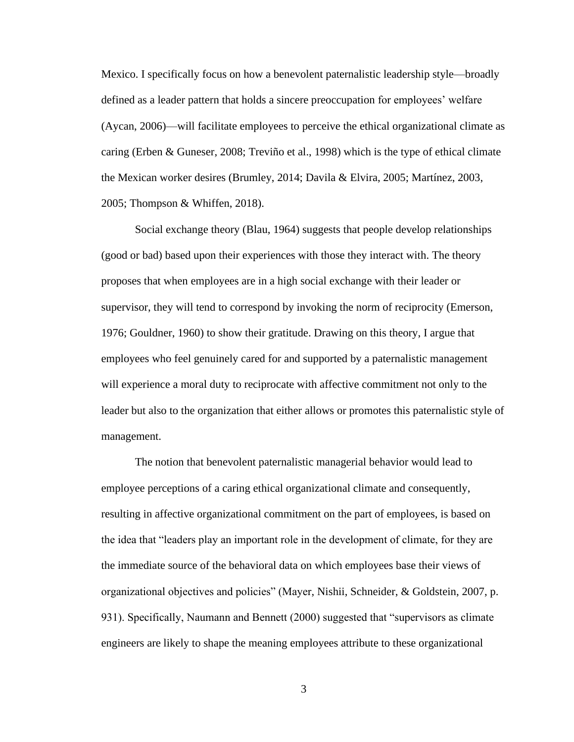Mexico. I specifically focus on how a benevolent paternalistic leadership style—broadly defined as a leader pattern that holds a sincere preoccupation for employees' welfare (Aycan, 2006)—will facilitate employees to perceive the ethical organizational climate as caring (Erben & Guneser, 2008; Treviño et al., 1998) which is the type of ethical climate the Mexican worker desires (Brumley, 2014; Davila & Elvira, 2005; Martínez, 2003, 2005; Thompson & Whiffen, 2018).

Social exchange theory (Blau, 1964) suggests that people develop relationships (good or bad) based upon their experiences with those they interact with. The theory proposes that when employees are in a high social exchange with their leader or supervisor, they will tend to correspond by invoking the norm of reciprocity (Emerson, 1976; Gouldner, 1960) to show their gratitude. Drawing on this theory, I argue that employees who feel genuinely cared for and supported by a paternalistic management will experience a moral duty to reciprocate with affective commitment not only to the leader but also to the organization that either allows or promotes this paternalistic style of management.

The notion that benevolent paternalistic managerial behavior would lead to employee perceptions of a caring ethical organizational climate and consequently, resulting in affective organizational commitment on the part of employees, is based on the idea that "leaders play an important role in the development of climate, for they are the immediate source of the behavioral data on which employees base their views of organizational objectives and policies" (Mayer, Nishii, Schneider, & Goldstein, 2007, p. 931). Specifically, Naumann and Bennett (2000) suggested that "supervisors as climate engineers are likely to shape the meaning employees attribute to these organizational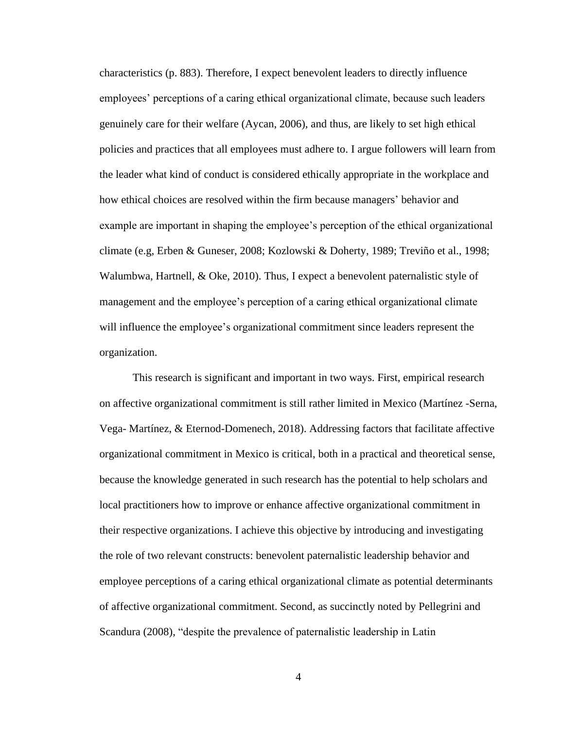characteristics (p. 883). Therefore, I expect benevolent leaders to directly influence employees' perceptions of a caring ethical organizational climate, because such leaders genuinely care for their welfare (Aycan, 2006), and thus, are likely to set high ethical policies and practices that all employees must adhere to. I argue followers will learn from the leader what kind of conduct is considered ethically appropriate in the workplace and how ethical choices are resolved within the firm because managers' behavior and example are important in shaping the employee's perception of the ethical organizational climate (e.g, Erben & Guneser, 2008; Kozlowski & Doherty, 1989; Treviño et al., 1998; Walumbwa, Hartnell, & Oke, 2010). Thus, I expect a benevolent paternalistic style of management and the employee's perception of a caring ethical organizational climate will influence the employee's organizational commitment since leaders represent the organization.

This research is significant and important in two ways. First, empirical research on affective organizational commitment is still rather limited in Mexico (Martínez -Serna, Vega- Martínez, & Eternod-Domenech, 2018). Addressing factors that facilitate affective organizational commitment in Mexico is critical, both in a practical and theoretical sense, because the knowledge generated in such research has the potential to help scholars and local practitioners how to improve or enhance affective organizational commitment in their respective organizations. I achieve this objective by introducing and investigating the role of two relevant constructs: benevolent paternalistic leadership behavior and employee perceptions of a caring ethical organizational climate as potential determinants of affective organizational commitment. Second, as succinctly noted by Pellegrini and Scandura (2008), "despite the prevalence of paternalistic leadership in Latin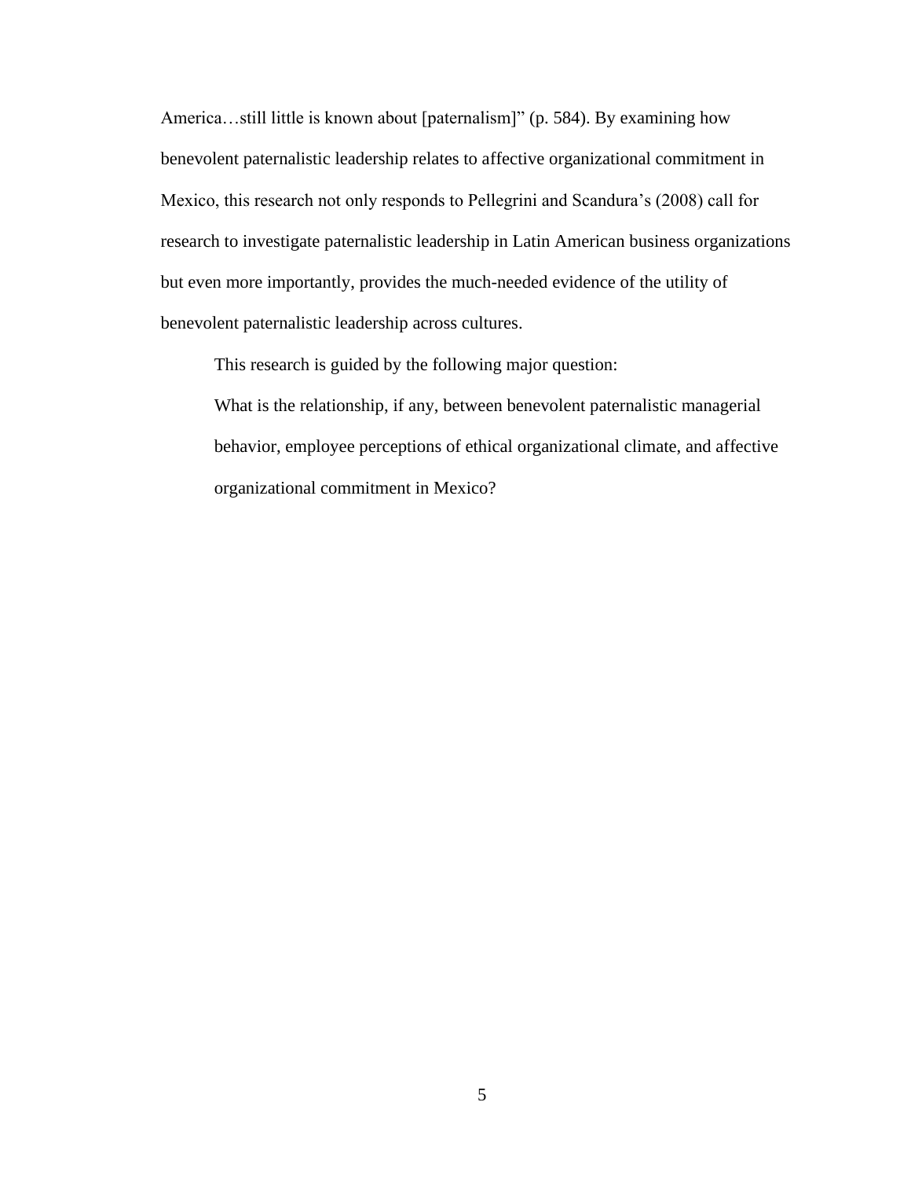America…still little is known about [paternalism]" (p. 584). By examining how benevolent paternalistic leadership relates to affective organizational commitment in Mexico, this research not only responds to Pellegrini and Scandura's (2008) call for research to investigate paternalistic leadership in Latin American business organizations but even more importantly, provides the much-needed evidence of the utility of benevolent paternalistic leadership across cultures.

This research is guided by the following major question:

> What is the relationship, if any, between benevolent paternalistic managerial behavior, employee perceptions of ethical organizational climate, and affective organizational commitment in Mexico?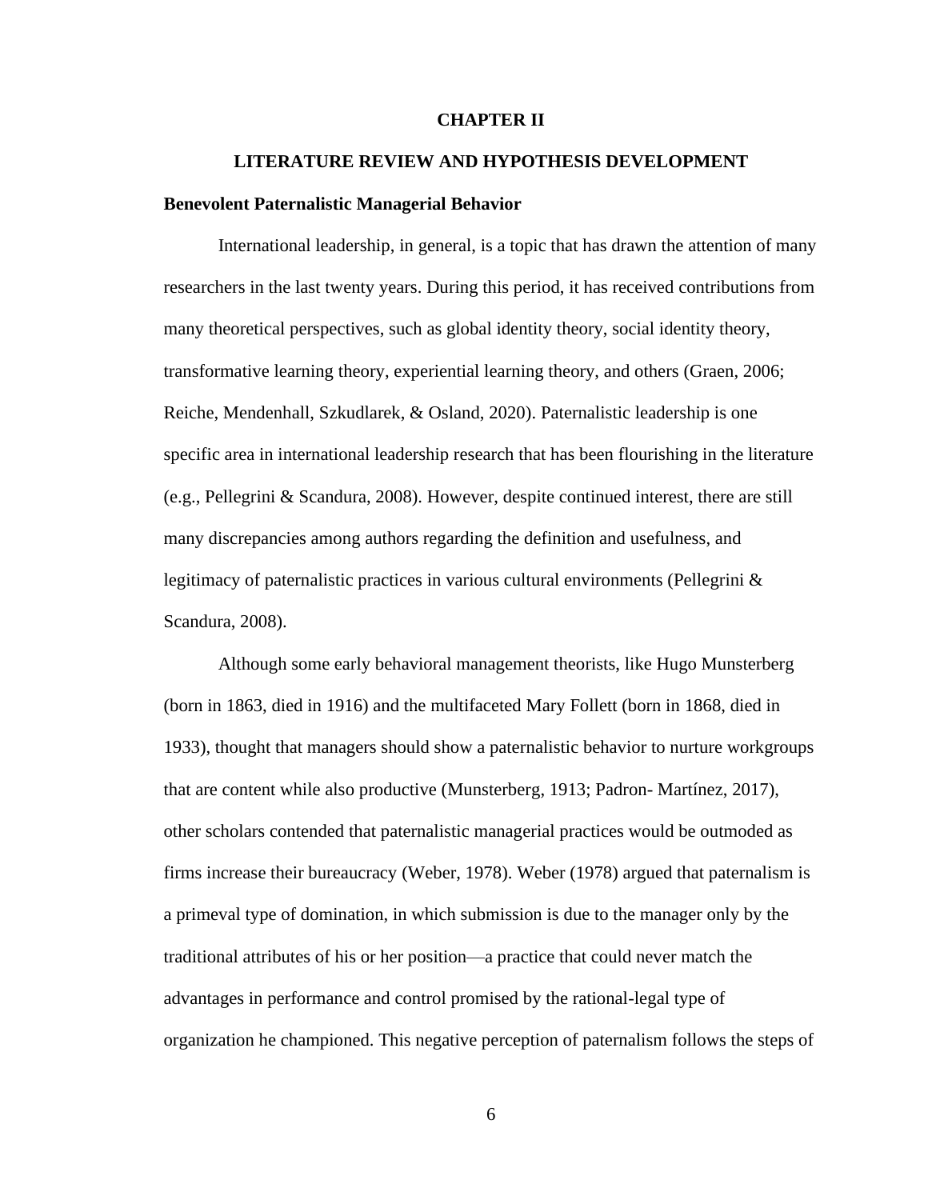# CHAPTER II

# LITERATURE REVIEW AND HYPOTHESIS DEVELOPMENT

## Benevolent Paternalistic Managerial Behavior

International leadership, in general, is a topic that has drawn the attention of many researchers in the last twenty years. During this period, it has received contributions from many theoretical perspectives, such as global identity theory, social identity theory, transformative learning theory, experiential learning theory, and others (Graen, 2006; Reiche, Mendenhall, Szkudlarek, & Osland, 2020). Paternalistic leadership is one specific area in international leadership research that has been flourishing in the literature (e.g., Pellegrini & Scandura, 2008). However, despite continued interest, there are still many discrepancies among authors regarding the definition and usefulness, and legitimacy of paternalistic practices in various cultural environments (Pellegrini & Scandura, 2008).

Although some early behavioral management theorists, like Hugo Munsterberg (born in 1863, died in 1916) and the multifaceted Mary Follett (born in 1868, died in 1933), thought that managers should show a paternalistic behavior to nurture workgroups that are content while also productive (Munsterberg, 1913; Padron- Martínez, 2017), other scholars contended that paternalistic managerial practices would be outmoded as firms increase their bureaucracy (Weber, 1978). Weber (1978) argued that paternalism is a primeval type of domination, in which submission is due to the manager only by the traditional attributes of his or her position—a practice that could never match the advantages in performance and control promised by the rational-legal type of organization he championed. This negative perception of paternalism follows the steps of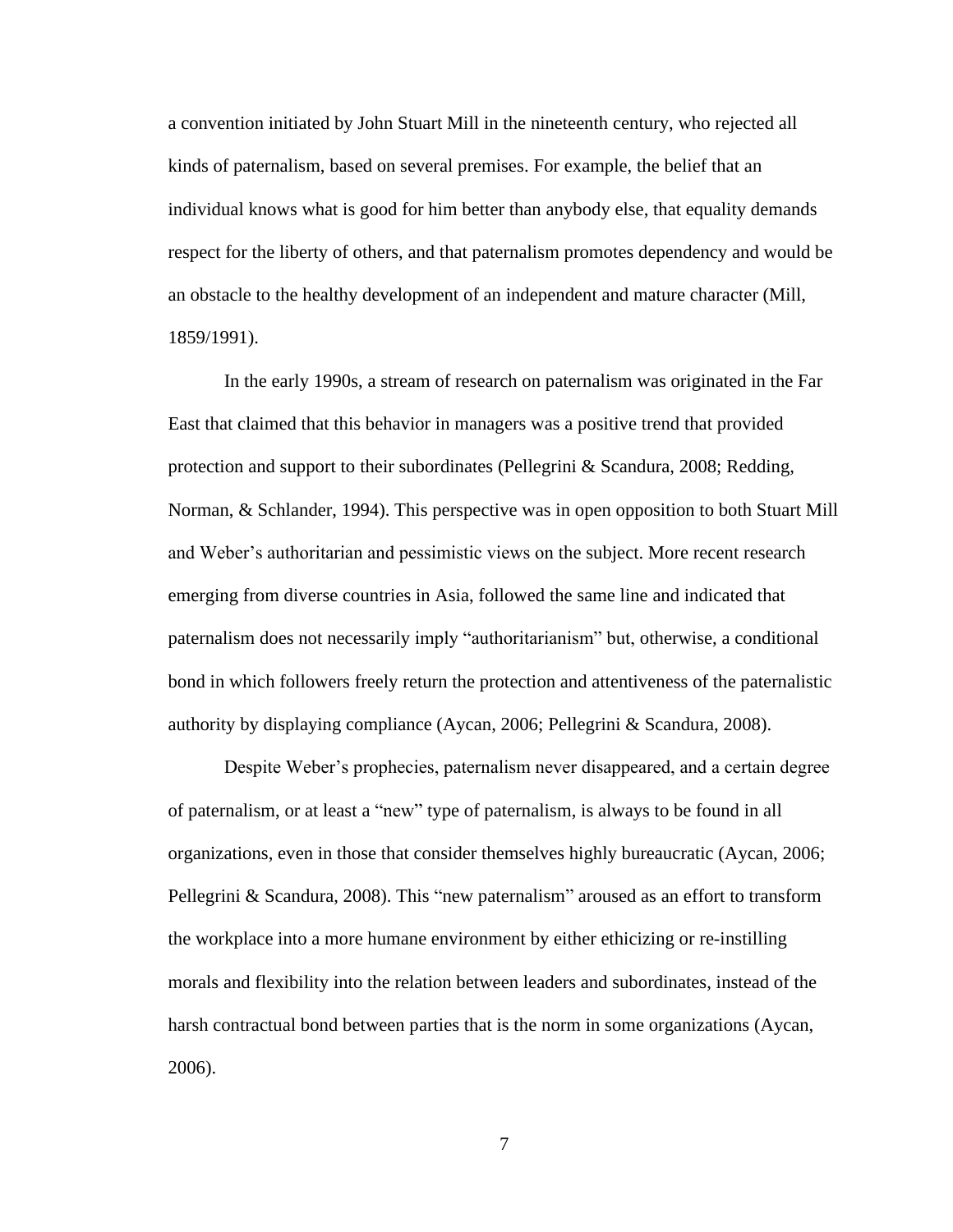a convention initiated by John Stuart Mill in the nineteenth century, who rejected all kinds of paternalism, based on several premises. For example, the belief that an individual knows what is good for him better than anybody else, that equality demands respect for the liberty of others, and that paternalism promotes dependency and would be an obstacle to the healthy development of an independent and mature character (Mill, 1859/1991).

In the early 1990s, a stream of research on paternalism was originated in the Far East that claimed that this behavior in managers was a positive trend that provided protection and support to their subordinates (Pellegrini & Scandura, 2008; Redding, Norman, & Schlander, 1994). This perspective was in open opposition to both Stuart Mill and Weber's authoritarian and pessimistic views on the subject. More recent research emerging from diverse countries in Asia, followed the same line and indicated that paternalism does not necessarily imply "authoritarianism" but, otherwise, a conditional bond in which followers freely return the protection and attentiveness of the paternalistic authority by displaying compliance (Aycan, 2006; Pellegrini & Scandura, 2008).

Despite Weber's prophecies, paternalism never disappeared, and a certain degree of paternalism, or at least a "new" type of paternalism, is always to be found in all organizations, even in those that consider themselves highly bureaucratic (Aycan, 2006; Pellegrini & Scandura, 2008). This "new paternalism" aroused as an effort to transform the workplace into a more humane environment by either ethicizing or re-instilling morals and flexibility into the relation between leaders and subordinates, instead of the harsh contractual bond between parties that is the norm in some organizations (Aycan, 2006).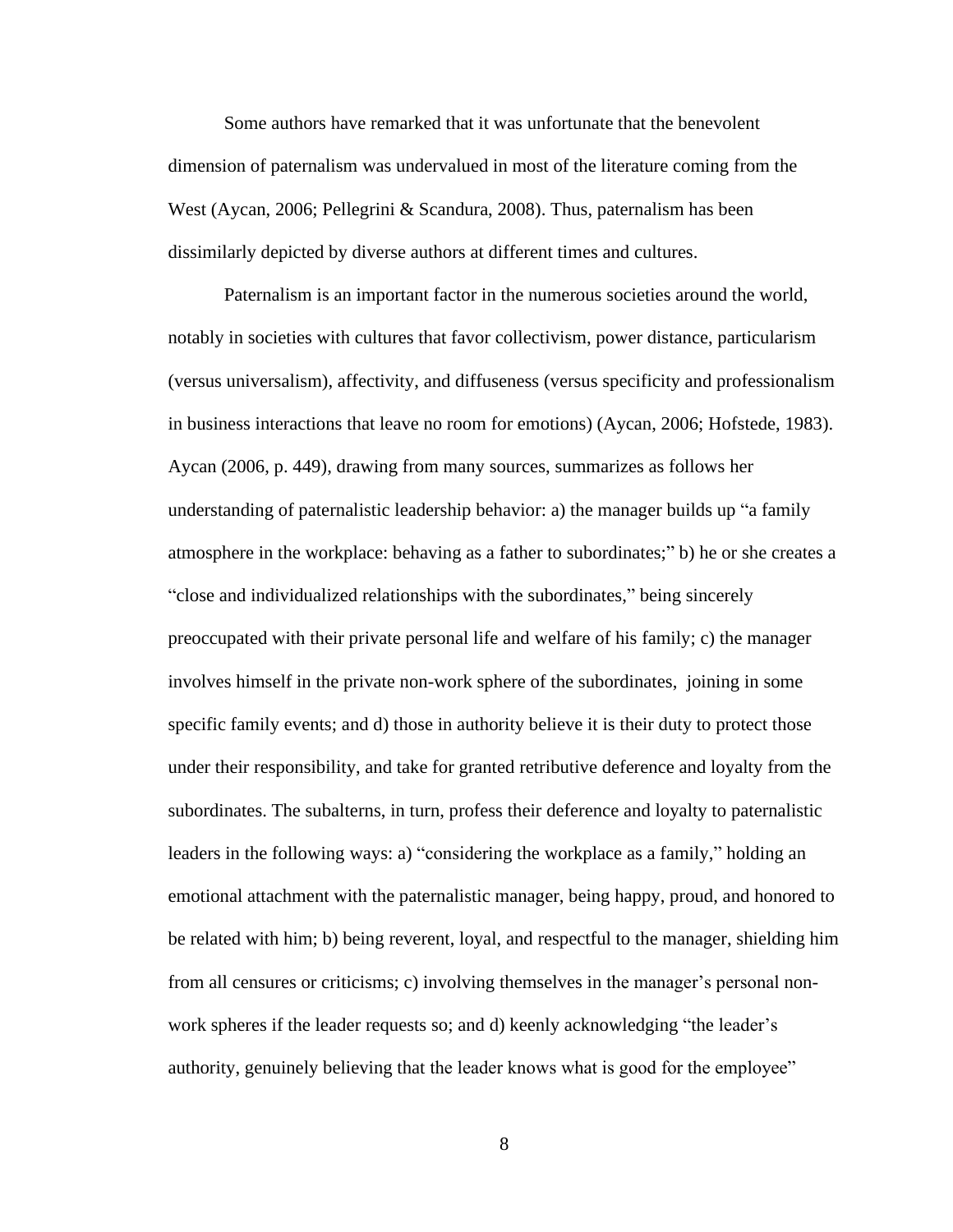Some authors have remarked that it was unfortunate that the benevolent dimension of paternalism was undervalued in most of the literature coming from the West (Aycan, 2006; Pellegrini & Scandura, 2008). Thus, paternalism has been dissimilarly depicted by diverse authors at different times and cultures.

Paternalism is an important factor in the numerous societies around the world, notably in societies with cultures that favor collectivism, power distance, particularism (versus universalism), affectivity, and diffuseness (versus specificity and professionalism in business interactions that leave no room for emotions) (Aycan, 2006; Hofstede, 1983). Aycan (2006, p. 449), drawing from many sources, summarizes as follows her understanding of paternalistic leadership behavior: a) the manager builds up "a family atmosphere in the workplace: behaving as a father to subordinates;" b) he or she creates a "close and individualized relationships with the subordinates," being sincerely preoccupated with their private personal life and welfare of his family; c) the manager involves himself in the private non-work sphere of the subordinates, joining in some specific family events; and d) those in authority believe it is their duty to protect those under their responsibility, and take for granted retributive deference and loyalty from the subordinates. The subalterns, in turn, profess their deference and loyalty to paternalistic leaders in the following ways: a) "considering the workplace as a family," holding an emotional attachment with the paternalistic manager, being happy, proud, and honored to be related with him; b) being reverent, loyal, and respectful to the manager, shielding him from all censures or criticisms; c) involving themselves in the manager's personal non-work spheres if the leader requests so; and d) keenly acknowledging "the leader's authority, genuinely believing that the leader knows what is good for the employee"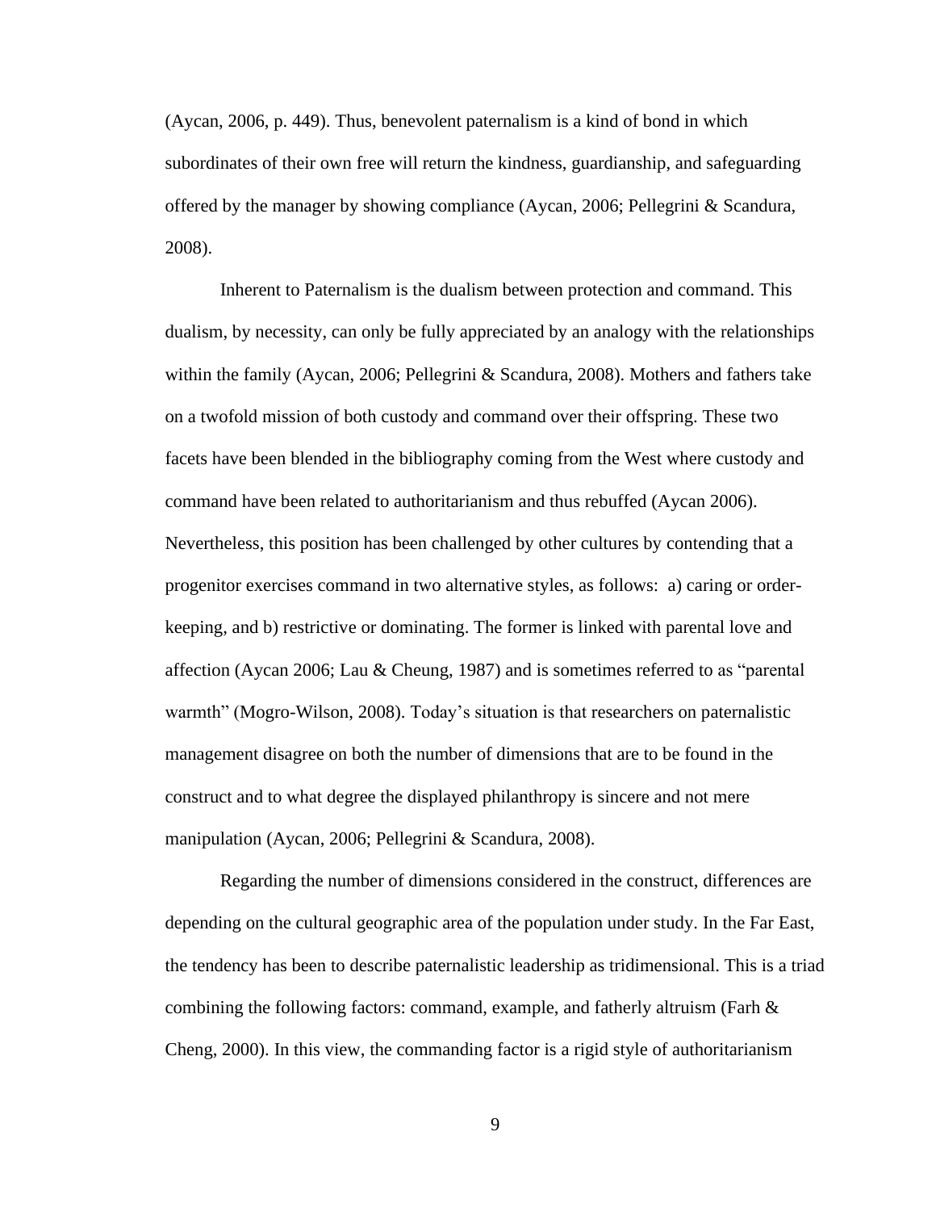(Aycan, 2006, p. 449). Thus, benevolent paternalism is a kind of bond in which subordinates of their own free will return the kindness, guardianship, and safeguarding offered by the manager by showing compliance (Aycan, 2006; Pellegrini & Scandura, 2008).

Inherent to Paternalism is the dualism between protection and command. This dualism, by necessity, can only be fully appreciated by an analogy with the relationships within the family (Aycan, 2006; Pellegrini & Scandura, 2008). Mothers and fathers take on a twofold mission of both custody and command over their offspring. These two facets have been blended in the bibliography coming from the West where custody and command have been related to authoritarianism and thus rebuffed (Aycan 2006). Nevertheless, this position has been challenged by other cultures by contending that a progenitor exercises command in two alternative styles, as follows: a) caring or order-keeping, and b) restrictive or dominating. The former is linked with parental love and affection (Aycan 2006; Lau & Cheung, 1987) and is sometimes referred to as "parental warmth" (Mogro-Wilson, 2008). Today's situation is that researchers on paternalistic management disagree on both the number of dimensions that are to be found in the construct and to what degree the displayed philanthropy is sincere and not mere manipulation (Aycan, 2006; Pellegrini & Scandura, 2008).

Regarding the number of dimensions considered in the construct, differences are depending on the cultural geographic area of the population under study. In the Far East, the tendency has been to describe paternalistic leadership as tridimensional. This is a triad combining the following factors: command, example, and fatherly altruism (Farh & Cheng, 2000). In this view, the commanding factor is a rigid style of authoritarianism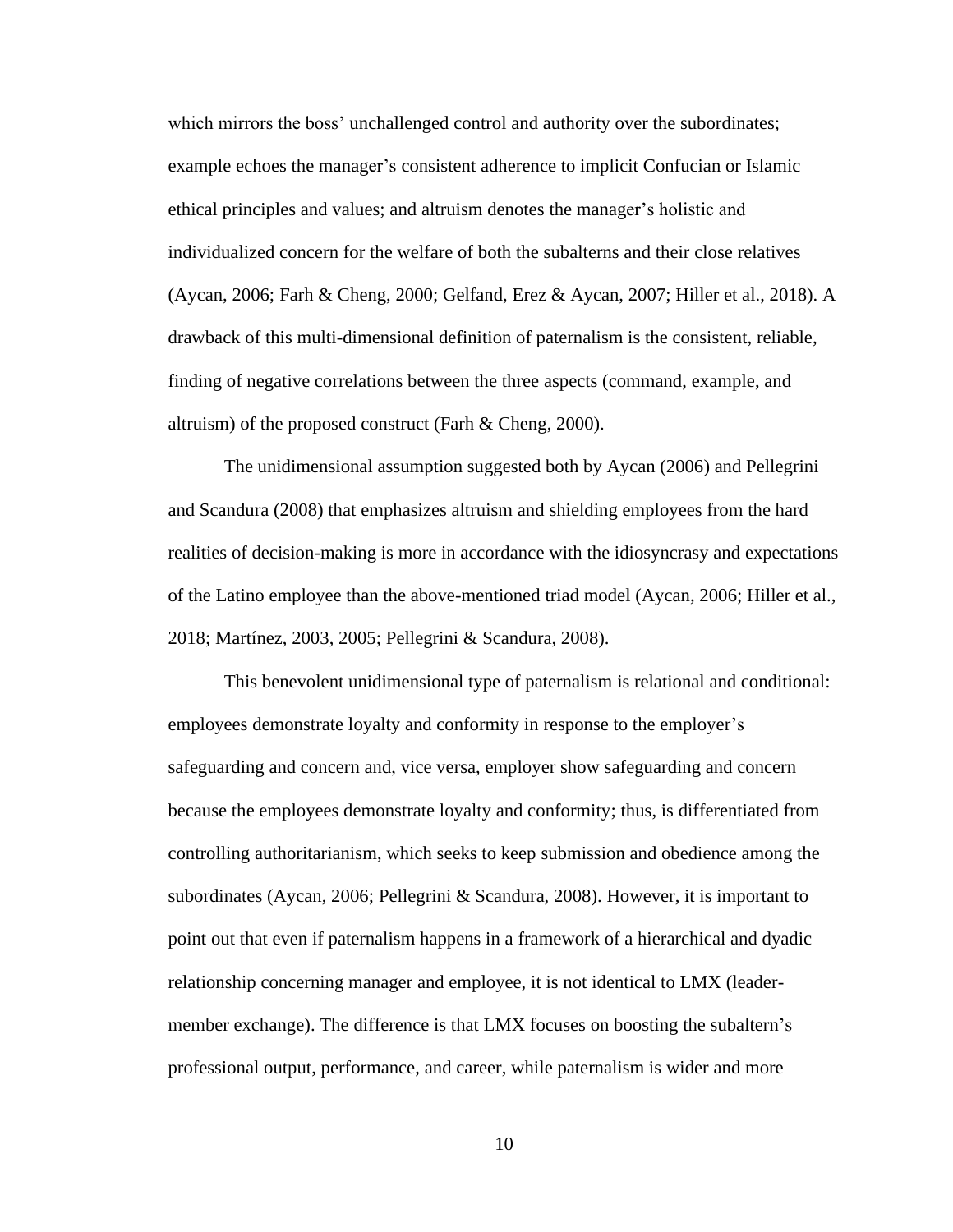which mirrors the boss' unchallenged control and authority over the subordinates; example echoes the manager's consistent adherence to implicit Confucian or Islamic ethical principles and values; and altruism denotes the manager's holistic and individualized concern for the welfare of both the subalterns and their close relatives (Aycan, 2006; Farh & Cheng, 2000; Gelfand, Erez & Aycan, 2007; Hiller et al., 2018). A drawback of this multi-dimensional definition of paternalism is the consistent, reliable, finding of negative correlations between the three aspects (command, example, and altruism) of the proposed construct (Farh & Cheng, 2000).

The unidimensional assumption suggested both by Aycan (2006) and Pellegrini and Scandura (2008) that emphasizes altruism and shielding employees from the hard realities of decision-making is more in accordance with the idiosyncrasy and expectations of the Latino employee than the above-mentioned triad model (Aycan, 2006; Hiller et al., 2018; Martínez, 2003, 2005; Pellegrini & Scandura, 2008).

This benevolent unidimensional type of paternalism is relational and conditional: employees demonstrate loyalty and conformity in response to the employer's safeguarding and concern and, vice versa, employer show safeguarding and concern because the employees demonstrate loyalty and conformity; thus, is differentiated from controlling authoritarianism, which seeks to keep submission and obedience among the subordinates (Aycan, 2006; Pellegrini & Scandura, 2008). However, it is important to point out that even if paternalism happens in a framework of a hierarchical and dyadic relationship concerning manager and employee, it is not identical to LMX (leader-member exchange). The difference is that LMX focuses on boosting the subaltern's professional output, performance, and career, while paternalism is wider and more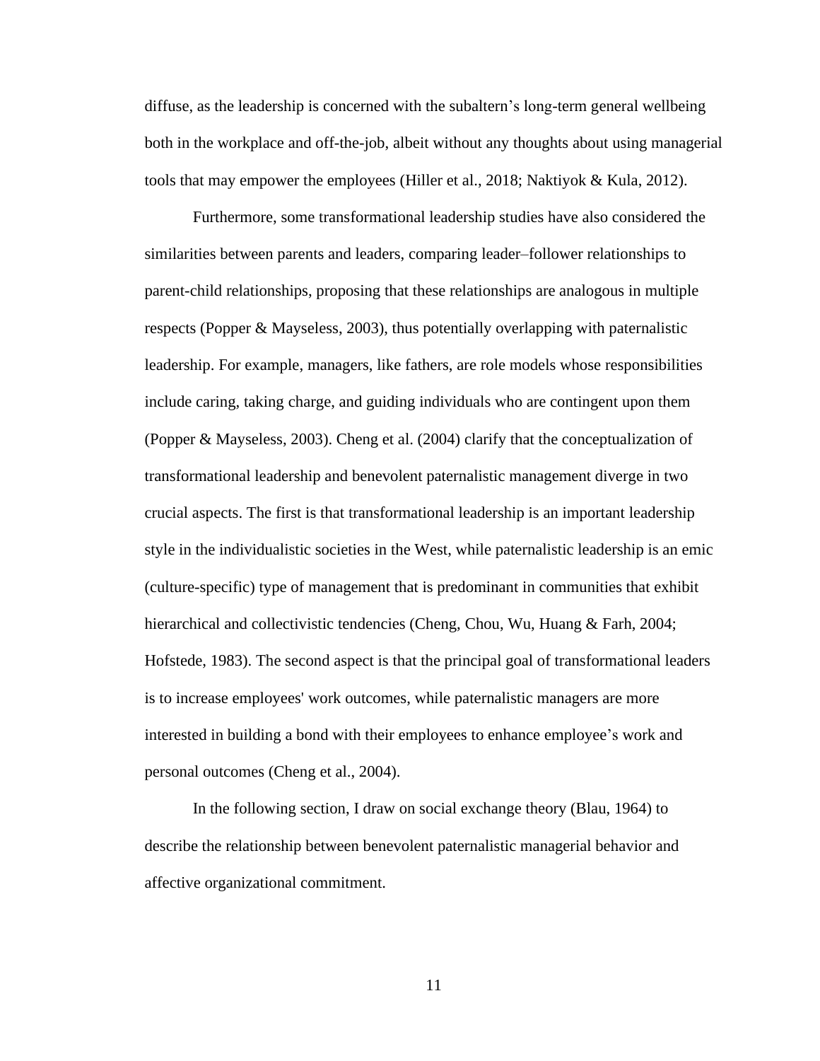diffuse, as the leadership is concerned with the subaltern’s long-term general wellbeing both in the workplace and off-the-job, albeit without any thoughts about using managerial tools that may empower the employees (Hiller et al., 2018; Naktiyok & Kula, 2012).

Furthermore, some transformational leadership studies have also considered the similarities between parents and leaders, comparing leader–follower relationships to parent-child relationships, proposing that these relationships are analogous in multiple respects (Popper & Mayseless, 2003), thus potentially overlapping with paternalistic leadership. For example, managers, like fathers, are role models whose responsibilities include caring, taking charge, and guiding individuals who are contingent upon them (Popper & Mayseless, 2003). Cheng et al. (2004) clarify that the conceptualization of transformational leadership and benevolent paternalistic management diverge in two crucial aspects. The first is that transformational leadership is an important leadership style in the individualistic societies in the West, while paternalistic leadership is an emic (culture-specific) type of management that is predominant in communities that exhibit hierarchical and collectivistic tendencies (Cheng, Chou, Wu, Huang & Farh, 2004; Hofstede, 1983). The second aspect is that the principal goal of transformational leaders is to increase employees' work outcomes, while paternalistic managers are more interested in building a bond with their employees to enhance employee’s work and personal outcomes (Cheng et al., 2004).

In the following section, I draw on social exchange theory (Blau, 1964) to describe the relationship between benevolent paternalistic managerial behavior and affective organizational commitment.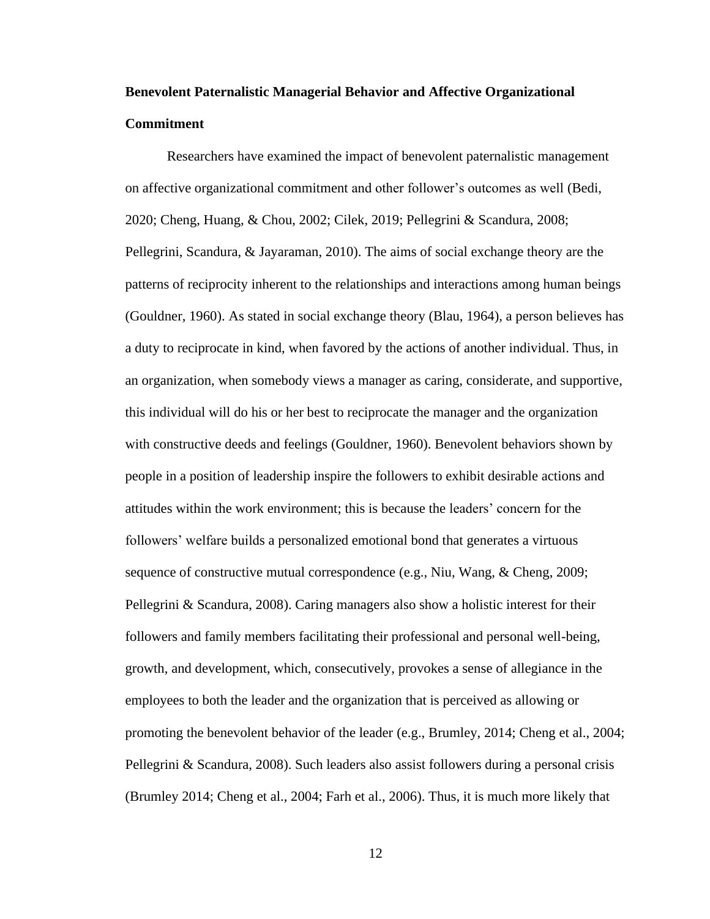## Benevolent Paternalistic Managerial Behavior and Affective Organizational Commitment

Researchers have examined the impact of benevolent paternalistic management on affective organizational commitment and other follower's outcomes as well (Bedi, 2020; Cheng, Huang, & Chou, 2002; Cilek, 2019; Pellegrini & Scandura, 2008; Pellegrini, Scandura, & Jayaraman, 2010). The aims of social exchange theory are the patterns of reciprocity inherent to the relationships and interactions among human beings (Gouldner, 1960). As stated in social exchange theory (Blau, 1964), a person believes has a duty to reciprocate in kind, when favored by the actions of another individual. Thus, in an organization, when somebody views a manager as caring, considerate, and supportive, this individual will do his or her best to reciprocate the manager and the organization with constructive deeds and feelings (Gouldner, 1960). Benevolent behaviors shown by people in a position of leadership inspire the followers to exhibit desirable actions and attitudes within the work environment; this is because the leaders' concern for the followers' welfare builds a personalized emotional bond that generates a virtuous sequence of constructive mutual correspondence (e.g., Niu, Wang, & Cheng, 2009; Pellegrini & Scandura, 2008). Caring managers also show a holistic interest for their followers and family members facilitating their professional and personal well-being, growth, and development, which, consecutively, provokes a sense of allegiance in the employees to both the leader and the organization that is perceived as allowing or promoting the benevolent behavior of the leader (e.g., Brumley, 2014; Cheng et al., 2004; Pellegrini & Scandura, 2008). Such leaders also assist followers during a personal crisis (Brumley 2014; Cheng et al., 2004; Farh et al., 2006). Thus, it is much more likely that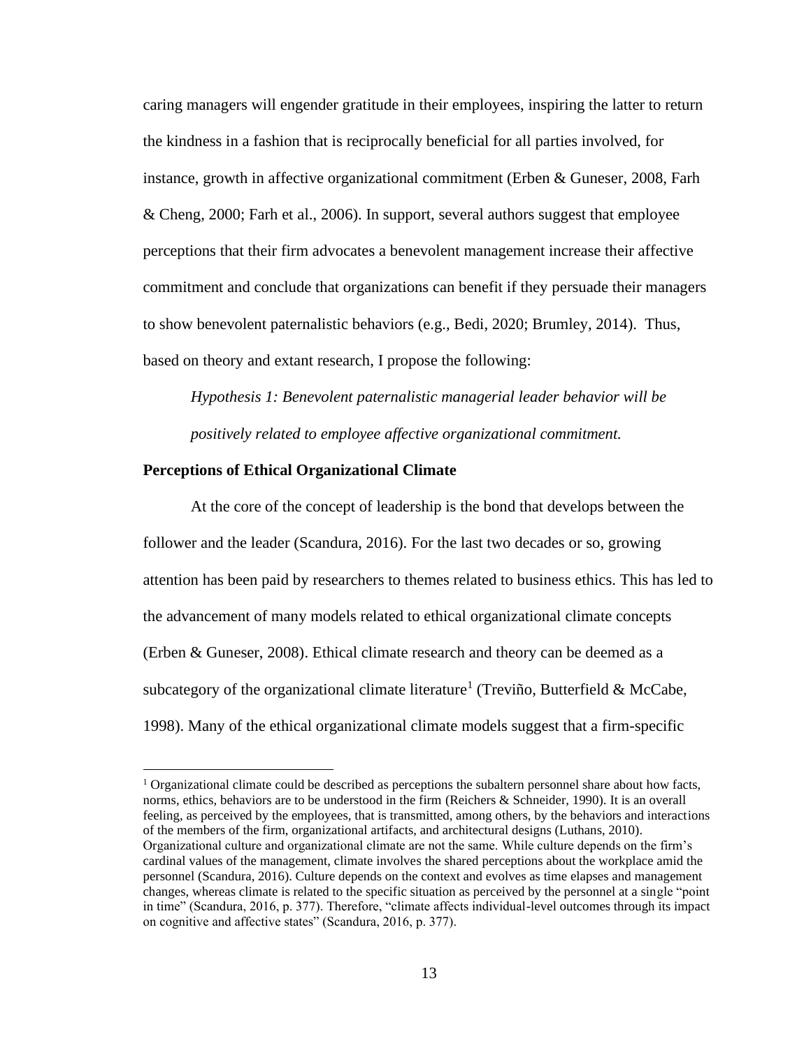caring managers will engender gratitude in their employees, inspiring the latter to return the kindness in a fashion that is reciprocally beneficial for all parties involved, for instance, growth in affective organizational commitment (Erben & Guneser, 2008, Farh & Cheng, 2000; Farh et al., 2006). In support, several authors suggest that employee perceptions that their firm advocates a benevolent management increase their affective commitment and conclude that organizations can benefit if they persuade their managers to show benevolent paternalistic behaviors (e.g., Bedi, 2020; Brumley, 2014). Thus, based on theory and extant research, I propose the following:

*Hypothesis 1: Benevolent paternalistic managerial leader behavior will be positively related to employee affective organizational commitment.*

**Perceptions of Ethical Organizational Climate**

At the core of the concept of leadership is the bond that develops between the follower and the leader (Scandura, 2016). For the last two decades or so, growing attention has been paid by researchers to themes related to business ethics. This has led to the advancement of many models related to ethical organizational climate concepts (Erben & Guneser, 2008). Ethical climate research and theory can be deemed as a subcategory of the organizational climate literature[1] (Treviño, Butterfield & McCabe, 1998). Many of the ethical organizational climate models suggest that a firm-specific

[1] Organizational climate could be described as perceptions the subaltern personnel share about how facts, norms, ethics, behaviors are to be understood in the firm (Reichers & Schneider, 1990). It is an overall feeling, as perceived by the employees, that is transmitted, among others, by the behaviors and interactions of the members of the firm, organizational artifacts, and architectural designs (Luthans, 2010). Organizational culture and organizational climate are not the same. While culture depends on the firm's cardinal values of the management, climate involves the shared perceptions about the workplace amid the personnel (Scandura, 2016). Culture depends on the context and evolves as time elapses and management changes, whereas climate is related to the specific situation as perceived by the personnel at a single "point in time" (Scandura, 2016, p. 377). Therefore, "climate affects individual-level outcomes through its impact on cognitive and affective states" (Scandura, 2016, p. 377).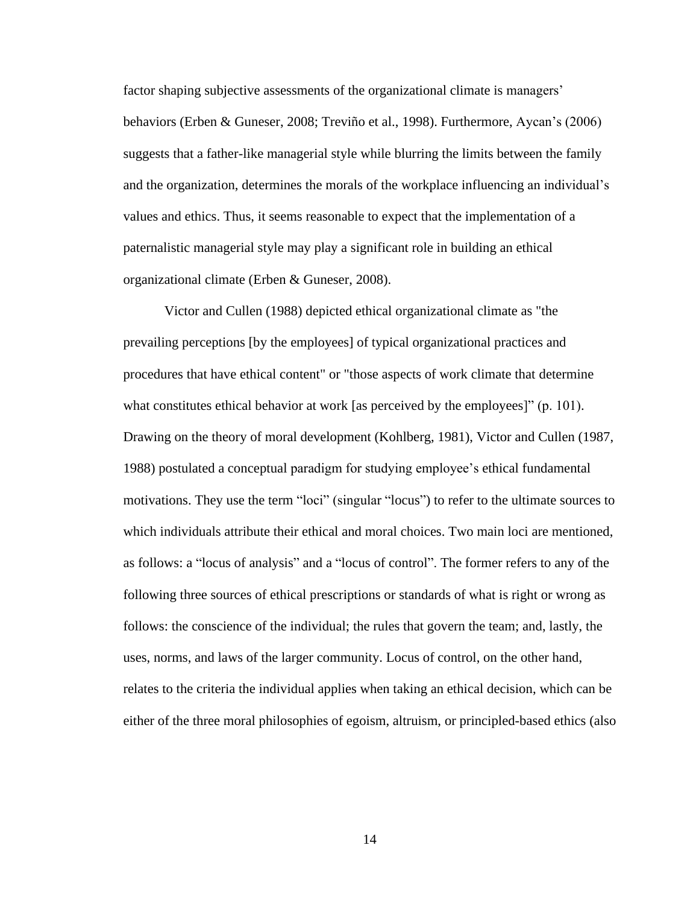factor shaping subjective assessments of the organizational climate is managers' behaviors (Erben & Guneser, 2008; Treviño et al., 1998). Furthermore, Aycan's (2006) suggests that a father-like managerial style while blurring the limits between the family and the organization, determines the morals of the workplace influencing an individual's values and ethics. Thus, it seems reasonable to expect that the implementation of a paternalistic managerial style may play a significant role in building an ethical organizational climate (Erben & Guneser, 2008).

Victor and Cullen (1988) depicted ethical organizational climate as "the prevailing perceptions [by the employees] of typical organizational practices and procedures that have ethical content" or "those aspects of work climate that determine what constitutes ethical behavior at work [as perceived by the employees]" (p. 101). Drawing on the theory of moral development (Kohlberg, 1981), Victor and Cullen (1987, 1988) postulated a conceptual paradigm for studying employee's ethical fundamental motivations. They use the term "loci" (singular "locus") to refer to the ultimate sources to which individuals attribute their ethical and moral choices. Two main loci are mentioned, as follows: a "locus of analysis" and a "locus of control". The former refers to any of the following three sources of ethical prescriptions or standards of what is right or wrong as follows: the conscience of the individual; the rules that govern the team; and, lastly, the uses, norms, and laws of the larger community. Locus of control, on the other hand, relates to the criteria the individual applies when taking an ethical decision, which can be either of the three moral philosophies of egoism, altruism, or principled-based ethics (also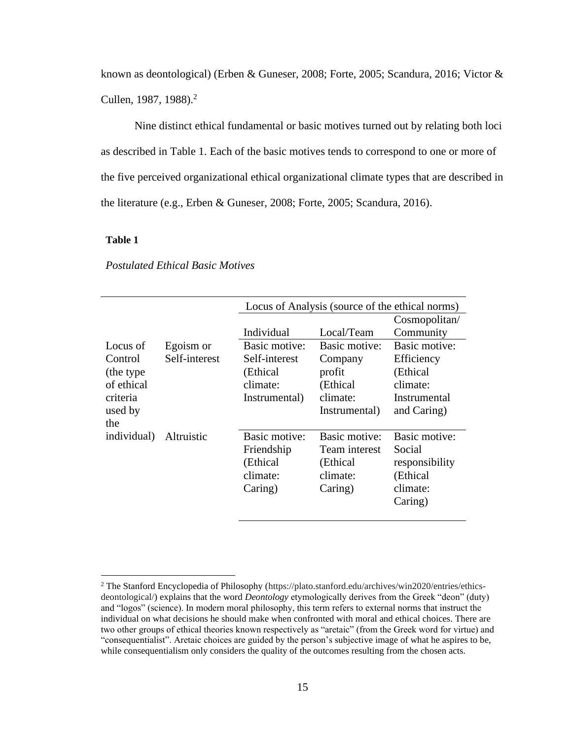known as deontological) (Erben & Guneser, 2008; Forte, 2005; Scandura, 2016; Victor & Cullen, 1987, 1988).[2]

Nine distinct ethical fundamental or basic motives turned out by relating both loci as described in Table 1. Each of the basic motives tends to correspond to one or more of the five perceived organizational ethical organizational climate types that are described in the literature (e.g., Erben & Guneser, 2008; Forte, 2005; Scandura, 2016).

**Table 1**

*Postulated Ethical Basic Motives*

| | | Locus of Analysis (source of the ethical norms) | | |
|---|---|---|---|---|
| | | Individual | Local/Team | Cosmopolitan/ Community |
| Locus of Control (the type of ethical criteria used by the individual) | Egoism or Self-interest | Basic motive: Self-interest (Ethical climate: Instrumental) | Basic motive: Company profit (Ethical climate: Instrumental) | Basic motive: Efficiency (Ethical climate: Instrumental and Caring) |
| | Altruistic | Basic motive: Friendship (Ethical climate: Caring) | Basic motive: Team interest (Ethical climate: Caring) | Basic motive: Social responsibility (Ethical climate: Caring) |

[2] The Stanford Encyclopedia of Philosophy (https://plato.stanford.edu/archives/win2020/entries/ethics-deontological/) explains that the word *Deontology* etymologically derives from the Greek "deon" (duty) and "logos" (science). In modern moral philosophy, this term refers to external norms that instruct the individual on what decisions he should make when confronted with moral and ethical choices. There are two other groups of ethical theories known respectively as "aretaic" (from the Greek word for virtue) and "consequentialist". Aretaic choices are guided by the person's subjective image of what he aspires to be, while consequentialism only considers the quality of the outcomes resulting from the chosen acts.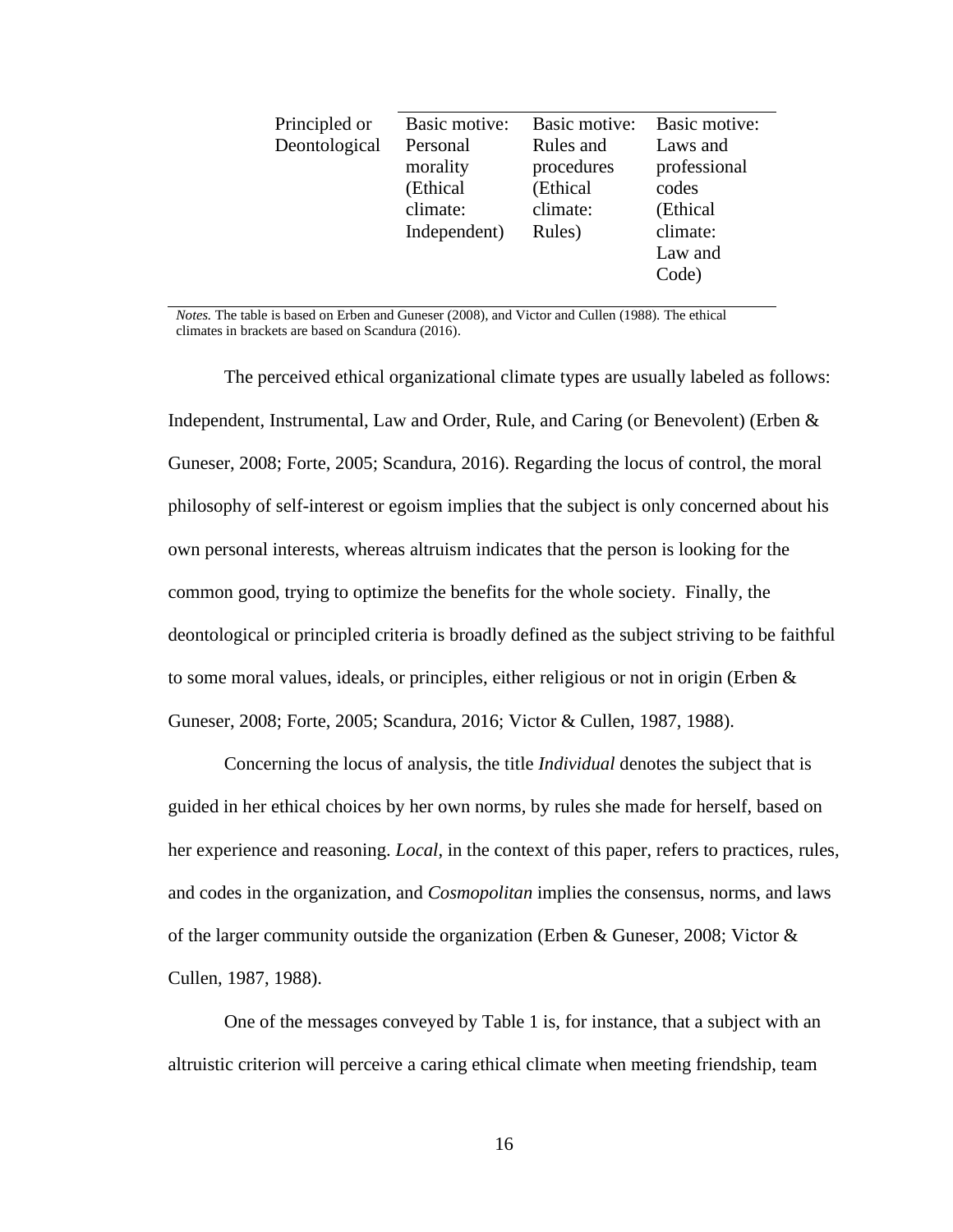| Principled or Deontological | Basic motive: Personal morality (Ethical climate: Independent) | Basic motive: Rules and procedures (Ethical climate: Rules) | Basic motive: Laws and professional codes (Ethical climate: Law and Code) |
|---|---|---|---|

*Notes.* The table is based on Erben and Guneser (2008), and Victor and Cullen (1988). The ethical climates in brackets are based on Scandura (2016).

The perceived ethical organizational climate types are usually labeled as follows: Independent, Instrumental, Law and Order, Rule, and Caring (or Benevolent) (Erben & Guneser, 2008; Forte, 2005; Scandura, 2016). Regarding the locus of control, the moral philosophy of self-interest or egoism implies that the subject is only concerned about his own personal interests, whereas altruism indicates that the person is looking for the common good, trying to optimize the benefits for the whole society. Finally, the deontological or principled criteria is broadly defined as the subject striving to be faithful to some moral values, ideals, or principles, either religious or not in origin (Erben & Guneser, 2008; Forte, 2005; Scandura, 2016; Victor & Cullen, 1987, 1988).

Concerning the locus of analysis, the title *Individual* denotes the subject that is guided in her ethical choices by her own norms, by rules she made for herself, based on her experience and reasoning. *Local*, in the context of this paper, refers to practices, rules, and codes in the organization, and *Cosmopolitan* implies the consensus, norms, and laws of the larger community outside the organization (Erben & Guneser, 2008; Victor & Cullen, 1987, 1988).

One of the messages conveyed by Table 1 is, for instance, that a subject with an altruistic criterion will perceive a caring ethical climate when meeting friendship, team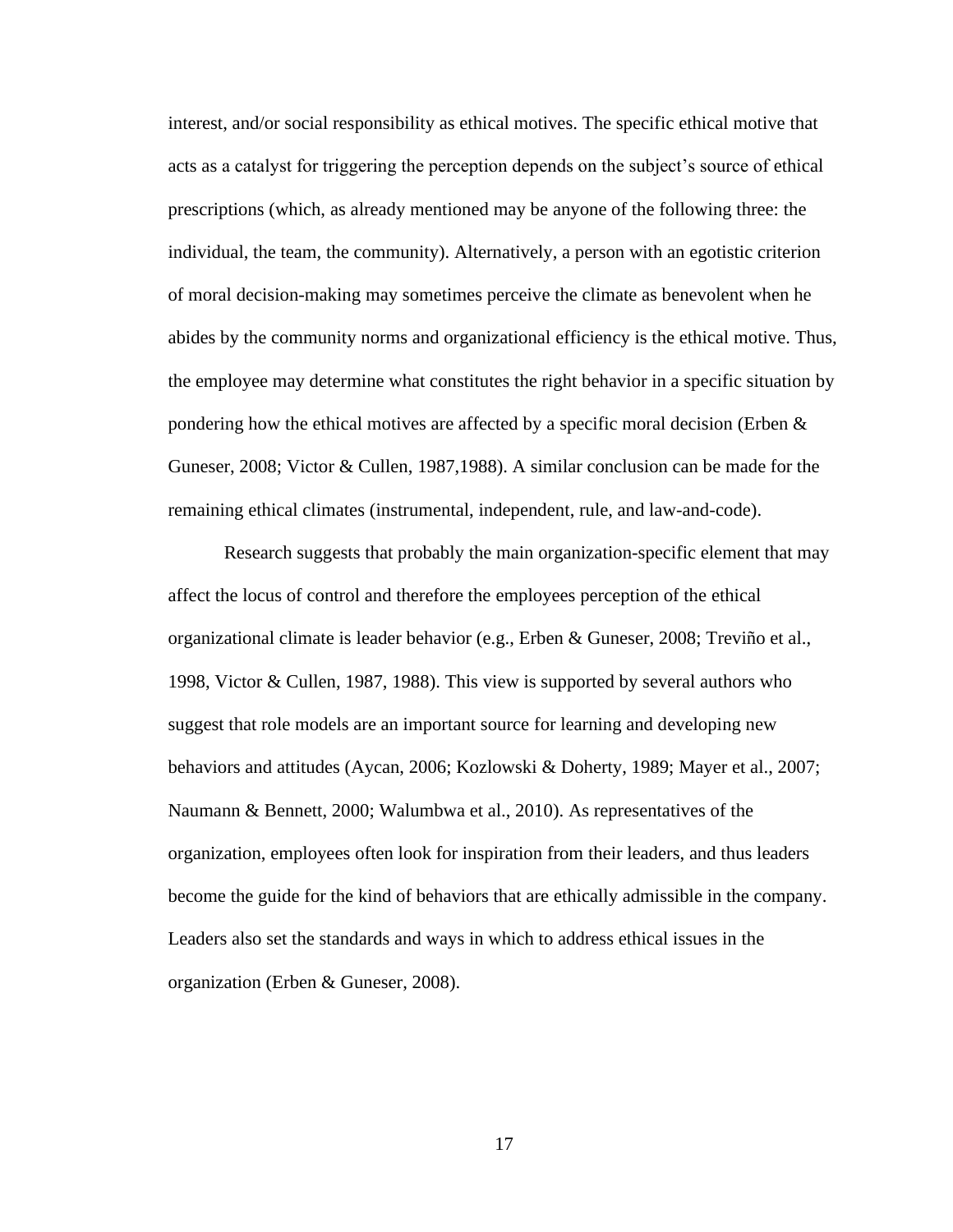interest, and/or social responsibility as ethical motives. The specific ethical motive that acts as a catalyst for triggering the perception depends on the subject's source of ethical prescriptions (which, as already mentioned may be anyone of the following three: the individual, the team, the community). Alternatively, a person with an egotistic criterion of moral decision-making may sometimes perceive the climate as benevolent when he abides by the community norms and organizational efficiency is the ethical motive. Thus, the employee may determine what constitutes the right behavior in a specific situation by pondering how the ethical motives are affected by a specific moral decision (Erben & Guneser, 2008; Victor & Cullen, 1987,1988). A similar conclusion can be made for the remaining ethical climates (instrumental, independent, rule, and law-and-code).

Research suggests that probably the main organization-specific element that may affect the locus of control and therefore the employees perception of the ethical organizational climate is leader behavior (e.g., Erben & Guneser, 2008; Treviño et al., 1998, Victor & Cullen, 1987, 1988). This view is supported by several authors who suggest that role models are an important source for learning and developing new behaviors and attitudes (Aycan, 2006; Kozlowski & Doherty, 1989; Mayer et al., 2007; Naumann & Bennett, 2000; Walumbwa et al., 2010). As representatives of the organization, employees often look for inspiration from their leaders, and thus leaders become the guide for the kind of behaviors that are ethically admissible in the company. Leaders also set the standards and ways in which to address ethical issues in the organization (Erben & Guneser, 2008).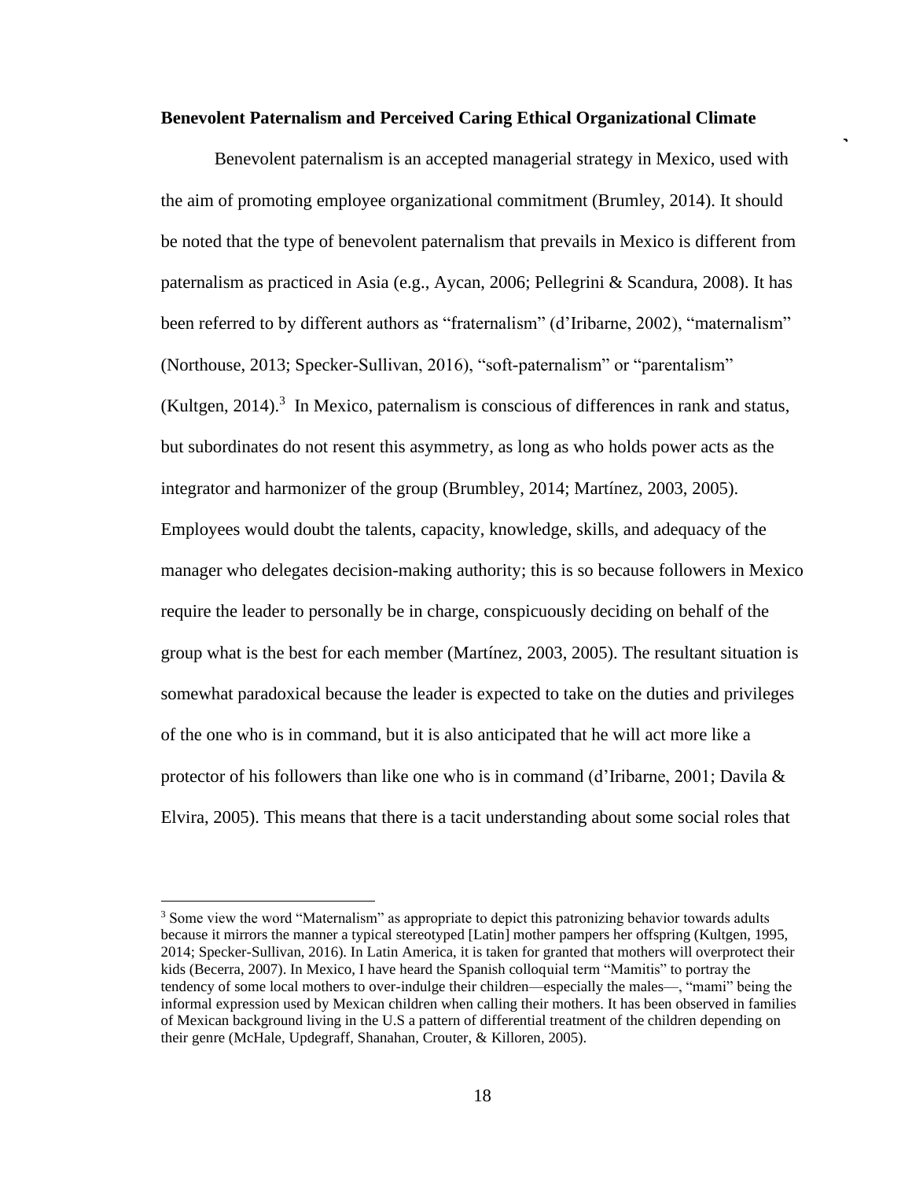**Benevolent Paternalism and Perceived Caring Ethical Organizational Climate**

Benevolent paternalism is an accepted managerial strategy in Mexico, used with the aim of promoting employee organizational commitment (Brumley, 2014). It should be noted that the type of benevolent paternalism that prevails in Mexico is different from paternalism as practiced in Asia (e.g., Aycan, 2006; Pellegrini & Scandura, 2008). It has been referred to by different authors as "fraternalism" (d'Iribarne, 2002), "maternalism" (Northouse, 2013; Specker-Sullivan, 2016), "soft-paternalism" or "parentalism" (Kultgen, 2014).[3] In Mexico, paternalism is conscious of differences in rank and status, but subordinates do not resent this asymmetry, as long as who holds power acts as the integrator and harmonizer of the group (Brumbley, 2014; Martínez, 2003, 2005). Employees would doubt the talents, capacity, knowledge, skills, and adequacy of the manager who delegates decision-making authority; this is so because followers in Mexico require the leader to personally be in charge, conspicuously deciding on behalf of the group what is the best for each member (Martínez, 2003, 2005). The resultant situation is somewhat paradoxical because the leader is expected to take on the duties and privileges of the one who is in command, but it is also anticipated that he will act more like a protector of his followers than like one who is in command (d'Iribarne, 2001; Davila & Elvira, 2005). This means that there is a tacit understanding about some social roles that

---

[3] Some view the word "Maternalism" as appropriate to depict this patronizing behavior towards adults because it mirrors the manner a typical stereotyped [Latin] mother pampers her offspring (Kultgen, 1995, 2014; Specker-Sullivan, 2016). In Latin America, it is taken for granted that mothers will overprotect their kids (Becerra, 2007). In Mexico, I have heard the Spanish colloquial term "Mamitis" to portray the tendency of some local mothers to over-indulge their children—especially the males—, "mami" being the informal expression used by Mexican children when calling their mothers. It has been observed in families of Mexican background living in the U.S a pattern of differential treatment of the children depending on their genre (McHale, Updegraff, Shanahan, Crouter, & Killoren, 2005).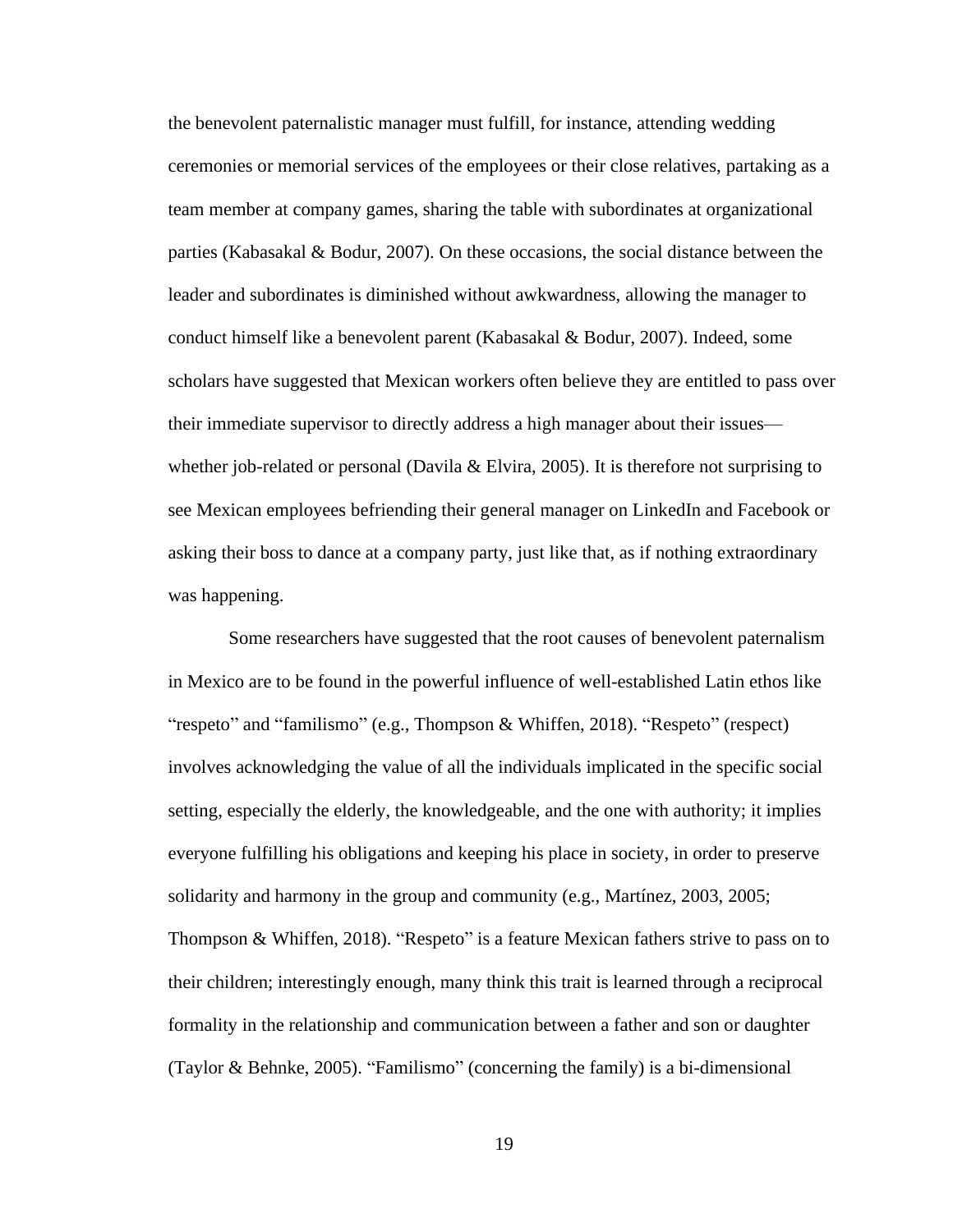the benevolent paternalistic manager must fulfill, for instance, attending wedding ceremonies or memorial services of the employees or their close relatives, partaking as a team member at company games, sharing the table with subordinates at organizational parties (Kabasakal & Bodur, 2007). On these occasions, the social distance between the leader and subordinates is diminished without awkwardness, allowing the manager to conduct himself like a benevolent parent (Kabasakal & Bodur, 2007). Indeed, some scholars have suggested that Mexican workers often believe they are entitled to pass over their immediate supervisor to directly address a high manager about their issues—whether job-related or personal (Davila & Elvira, 2005). It is therefore not surprising to see Mexican employees befriending their general manager on LinkedIn and Facebook or asking their boss to dance at a company party, just like that, as if nothing extraordinary was happening.

Some researchers have suggested that the root causes of benevolent paternalism in Mexico are to be found in the powerful influence of well-established Latin ethos like "respeto" and "familismo" (e.g., Thompson & Whiffen, 2018). "Respeto" (respect) involves acknowledging the value of all the individuals implicated in the specific social setting, especially the elderly, the knowledgeable, and the one with authority; it implies everyone fulfilling his obligations and keeping his place in society, in order to preserve solidarity and harmony in the group and community (e.g., Martínez, 2003, 2005; Thompson & Whiffen, 2018). "Respeto" is a feature Mexican fathers strive to pass on to their children; interestingly enough, many think this trait is learned through a reciprocal formality in the relationship and communication between a father and son or daughter (Taylor & Behnke, 2005). "Familismo" (concerning the family) is a bi-dimensional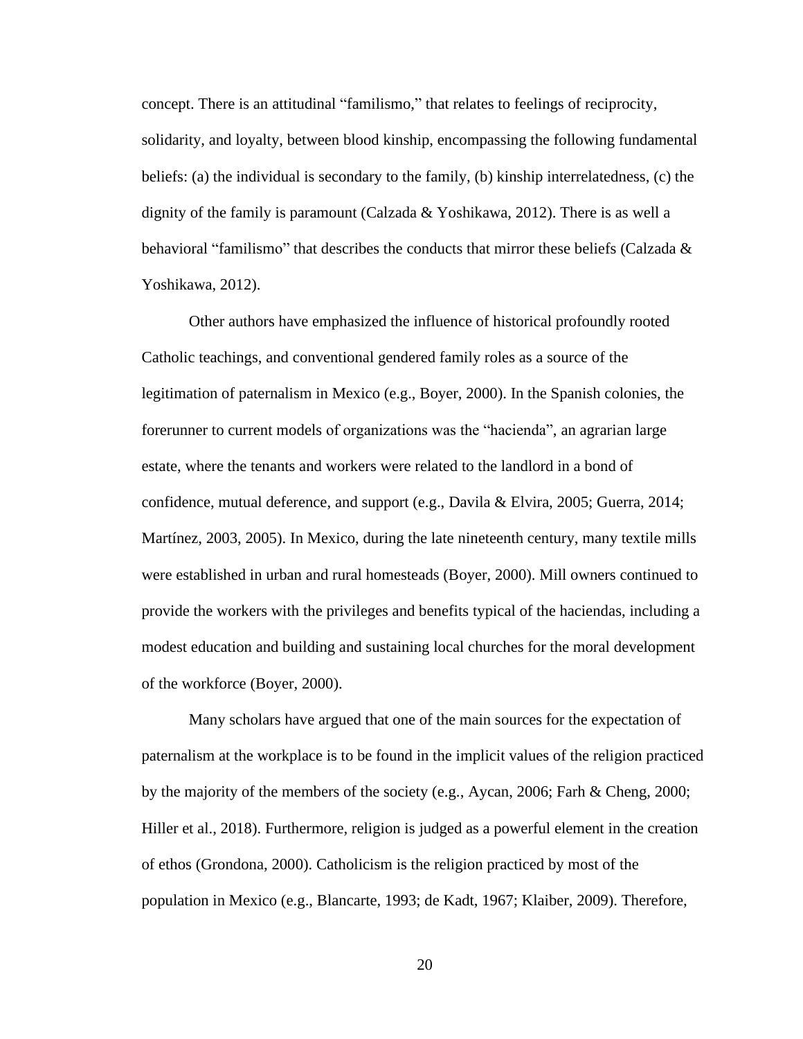concept. There is an attitudinal "familismo," that relates to feelings of reciprocity, solidarity, and loyalty, between blood kinship, encompassing the following fundamental beliefs: (a) the individual is secondary to the family, (b) kinship interrelatedness, (c) the dignity of the family is paramount (Calzada & Yoshikawa, 2012). There is as well a behavioral "familismo" that describes the conducts that mirror these beliefs (Calzada & Yoshikawa, 2012).

Other authors have emphasized the influence of historical profoundly rooted Catholic teachings, and conventional gendered family roles as a source of the legitimation of paternalism in Mexico (e.g., Boyer, 2000). In the Spanish colonies, the forerunner to current models of organizations was the "hacienda", an agrarian large estate, where the tenants and workers were related to the landlord in a bond of confidence, mutual deference, and support (e.g., Davila & Elvira, 2005; Guerra, 2014; Martínez, 2003, 2005). In Mexico, during the late nineteenth century, many textile mills were established in urban and rural homesteads (Boyer, 2000). Mill owners continued to provide the workers with the privileges and benefits typical of the haciendas, including a modest education and building and sustaining local churches for the moral development of the workforce (Boyer, 2000).

Many scholars have argued that one of the main sources for the expectation of paternalism at the workplace is to be found in the implicit values of the religion practiced by the majority of the members of the society (e.g., Aycan, 2006; Farh & Cheng, 2000; Hiller et al., 2018). Furthermore, religion is judged as a powerful element in the creation of ethos (Grondona, 2000). Catholicism is the religion practiced by most of the population in Mexico (e.g., Blancarte, 1993; de Kadt, 1967; Klaiber, 2009). Therefore,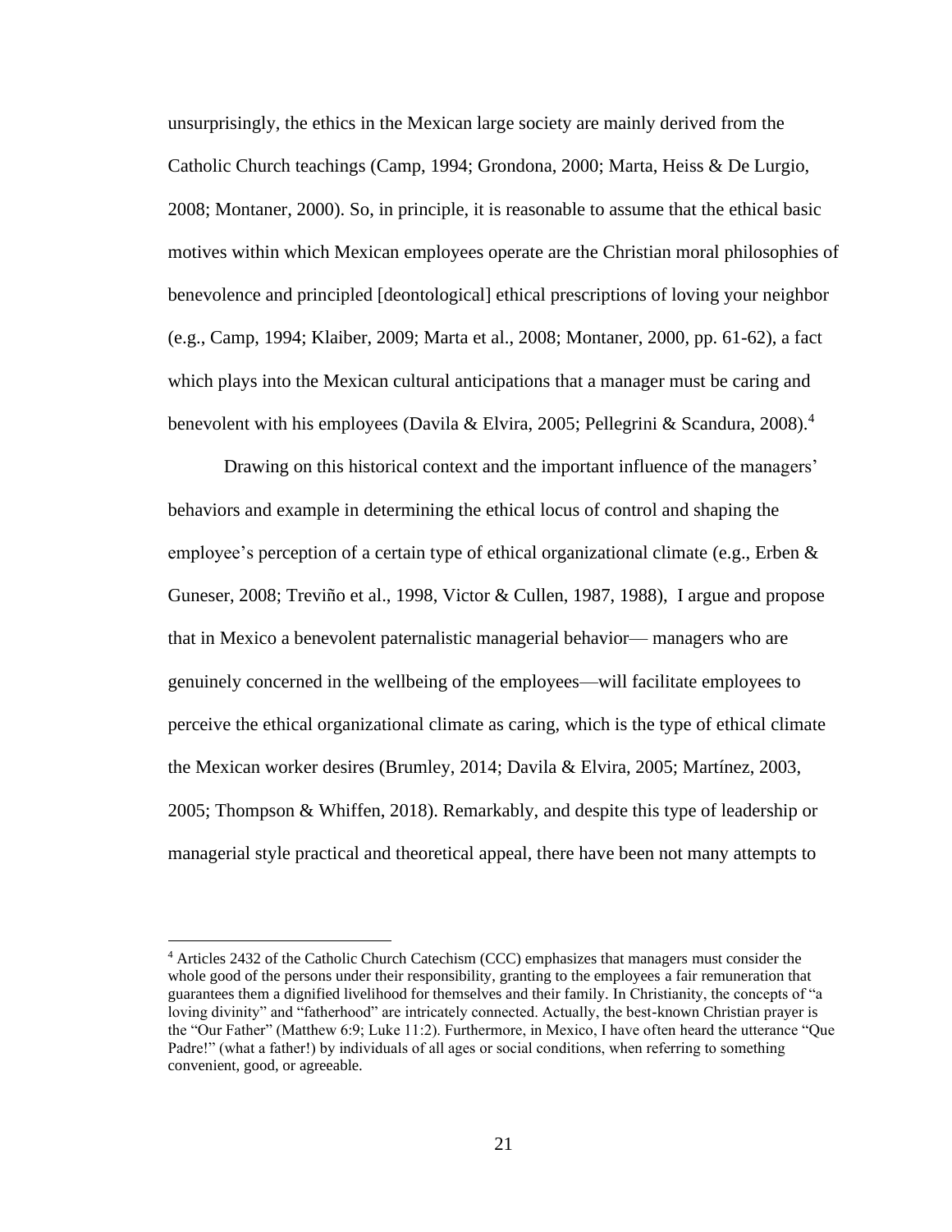unsurprisingly, the ethics in the Mexican large society are mainly derived from the Catholic Church teachings (Camp, 1994; Grondona, 2000; Marta, Heiss & De Lurgio, 2008; Montaner, 2000). So, in principle, it is reasonable to assume that the ethical basic motives within which Mexican employees operate are the Christian moral philosophies of benevolence and principled [deontological] ethical prescriptions of loving your neighbor (e.g., Camp, 1994; Klaiber, 2009; Marta et al., 2008; Montaner, 2000, pp. 61-62), a fact which plays into the Mexican cultural anticipations that a manager must be caring and benevolent with his employees (Davila & Elvira, 2005; Pellegrini & Scandura, 2008).[4]

Drawing on this historical context and the important influence of the managers' behaviors and example in determining the ethical locus of control and shaping the employee's perception of a certain type of ethical organizational climate (e.g., Erben & Guneser, 2008; Treviño et al., 1998, Victor & Cullen, 1987, 1988), I argue and propose that in Mexico a benevolent paternalistic managerial behavior— managers who are genuinely concerned in the wellbeing of the employees—will facilitate employees to perceive the ethical organizational climate as caring, which is the type of ethical climate the Mexican worker desires (Brumley, 2014; Davila & Elvira, 2005; Martínez, 2003, 2005; Thompson & Whiffen, 2018). Remarkably, and despite this type of leadership or managerial style practical and theoretical appeal, there have been not many attempts to

[4] Articles 2432 of the Catholic Church Catechism (CCC) emphasizes that managers must consider the whole good of the persons under their responsibility, granting to the employees a fair remuneration that guarantees them a dignified livelihood for themselves and their family. In Christianity, the concepts of "a loving divinity" and "fatherhood" are intricately connected. Actually, the best-known Christian prayer is the "Our Father" (Matthew 6:9; Luke 11:2). Furthermore, in Mexico, I have often heard the utterance "Que Padre!" (what a father!) by individuals of all ages or social conditions, when referring to something convenient, good, or agreeable.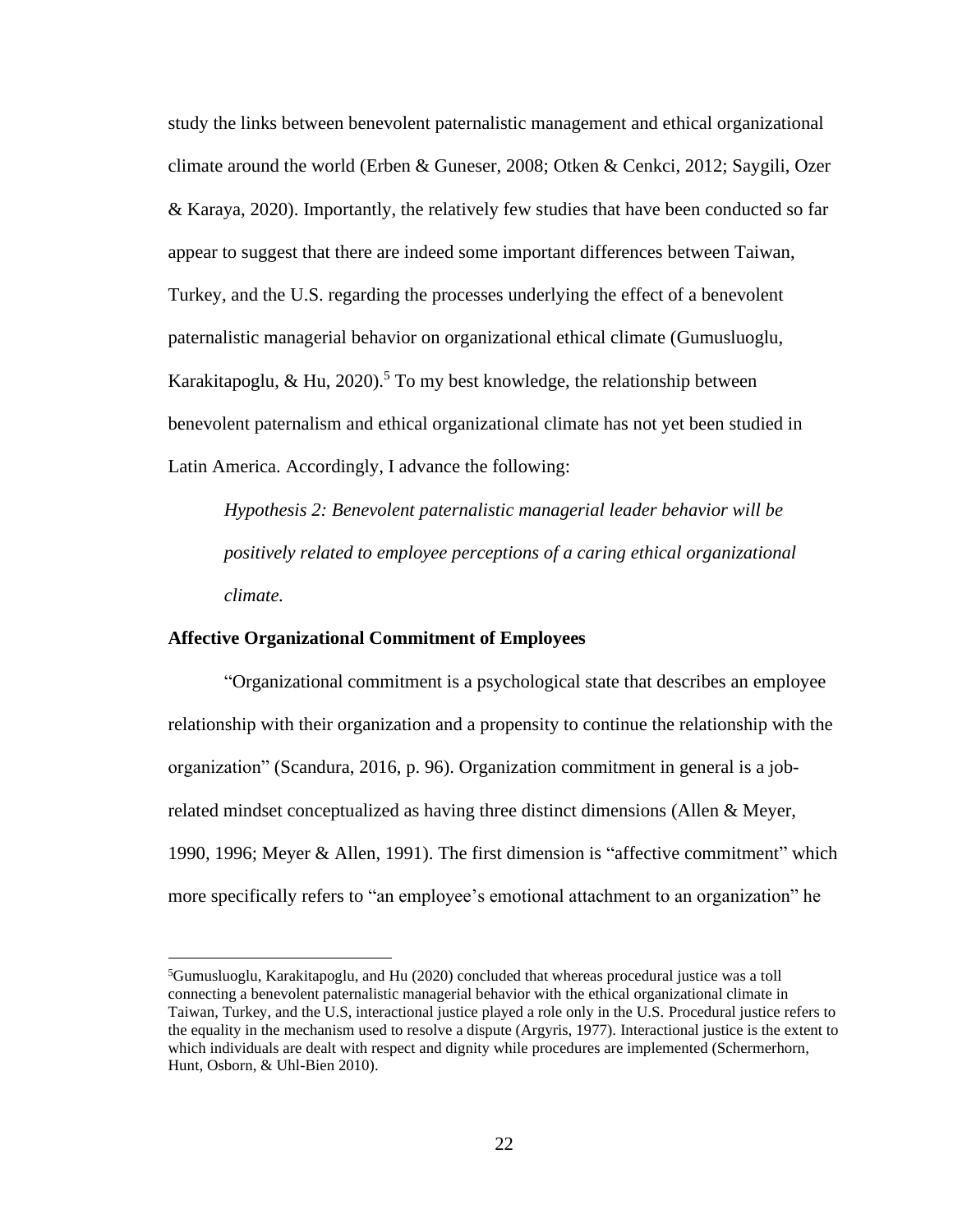study the links between benevolent paternalistic management and ethical organizational climate around the world (Erben & Guneser, 2008; Otken & Cenkci, 2012; Saygili, Ozer & Karaya, 2020). Importantly, the relatively few studies that have been conducted so far appear to suggest that there are indeed some important differences between Taiwan, Turkey, and the U.S. regarding the processes underlying the effect of a benevolent paternalistic managerial behavior on organizational ethical climate (Gumusluoglu, Karakitapoglu, & Hu, 2020).[5] To my best knowledge, the relationship between benevolent paternalism and ethical organizational climate has not yet been studied in Latin America. Accordingly, I advance the following:

> *Hypothesis 2: Benevolent paternalistic managerial leader behavior will be positively related to employee perceptions of a caring ethical organizational climate.*

**Affective Organizational Commitment of Employees**

"Organizational commitment is a psychological state that describes an employee relationship with their organization and a propensity to continue the relationship with the organization" (Scandura, 2016, p. 96). Organization commitment in general is a job-related mindset conceptualized as having three distinct dimensions (Allen & Meyer, 1990, 1996; Meyer & Allen, 1991). The first dimension is "affective commitment" which more specifically refers to "an employee's emotional attachment to an organization" he

---

[5]Gumusluoglu, Karakitapoglu, and Hu (2020) concluded that whereas procedural justice was a toll connecting a benevolent paternalistic managerial behavior with the ethical organizational climate in Taiwan, Turkey, and the U.S, interactional justice played a role only in the U.S. Procedural justice refers to the equality in the mechanism used to resolve a dispute (Argyris, 1977). Interactional justice is the extent to which individuals are dealt with respect and dignity while procedures are implemented (Schermerhorn, Hunt, Osborn, & Uhl-Bien 2010).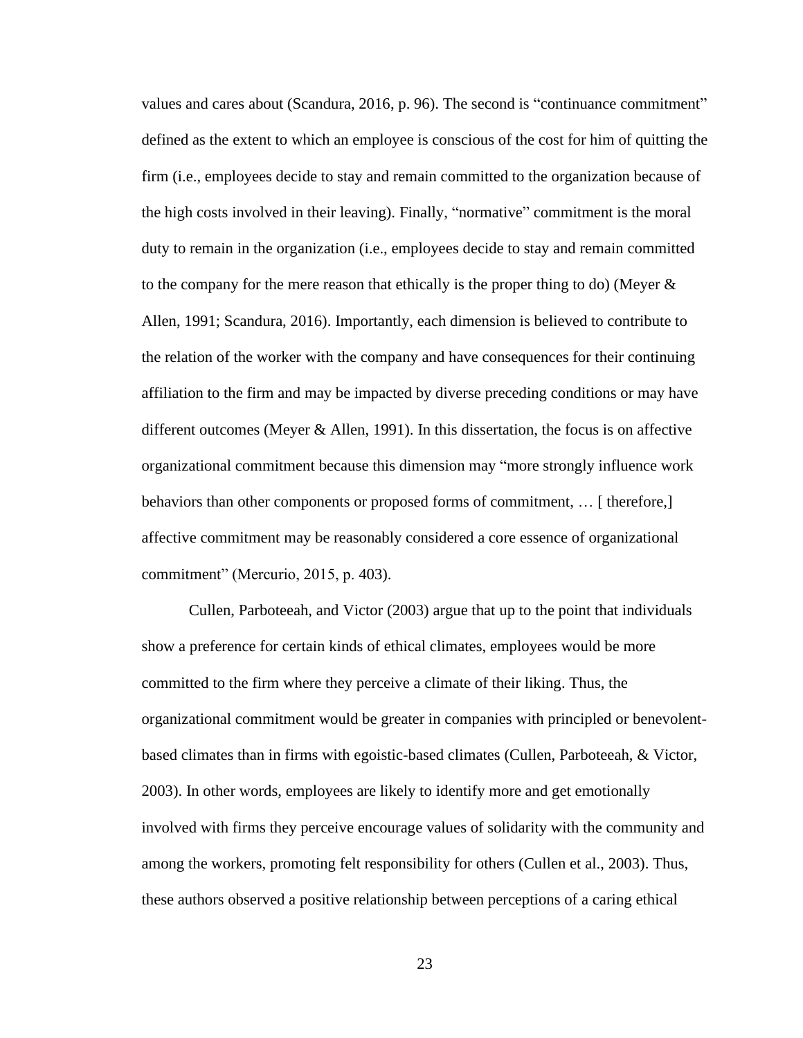values and cares about (Scandura, 2016, p. 96). The second is “continuance commitment” defined as the extent to which an employee is conscious of the cost for him of quitting the firm (i.e., employees decide to stay and remain committed to the organization because of the high costs involved in their leaving). Finally, “normative” commitment is the moral duty to remain in the organization (i.e., employees decide to stay and remain committed to the company for the mere reason that ethically is the proper thing to do) (Meyer & Allen, 1991; Scandura, 2016). Importantly, each dimension is believed to contribute to the relation of the worker with the company and have consequences for their continuing affiliation to the firm and may be impacted by diverse preceding conditions or may have different outcomes (Meyer & Allen, 1991). In this dissertation, the focus is on affective organizational commitment because this dimension may “more strongly influence work behaviors than other components or proposed forms of commitment, … [ therefore,] affective commitment may be reasonably considered a core essence of organizational commitment” (Mercurio, 2015, p. 403).

Cullen, Parboteeah, and Victor (2003) argue that up to the point that individuals show a preference for certain kinds of ethical climates, employees would be more committed to the firm where they perceive a climate of their liking. Thus, the organizational commitment would be greater in companies with principled or benevolent-based climates than in firms with egoistic-based climates (Cullen, Parboteeah, & Victor, 2003). In other words, employees are likely to identify more and get emotionally involved with firms they perceive encourage values of solidarity with the community and among the workers, promoting felt responsibility for others (Cullen et al., 2003). Thus, these authors observed a positive relationship between perceptions of a caring ethical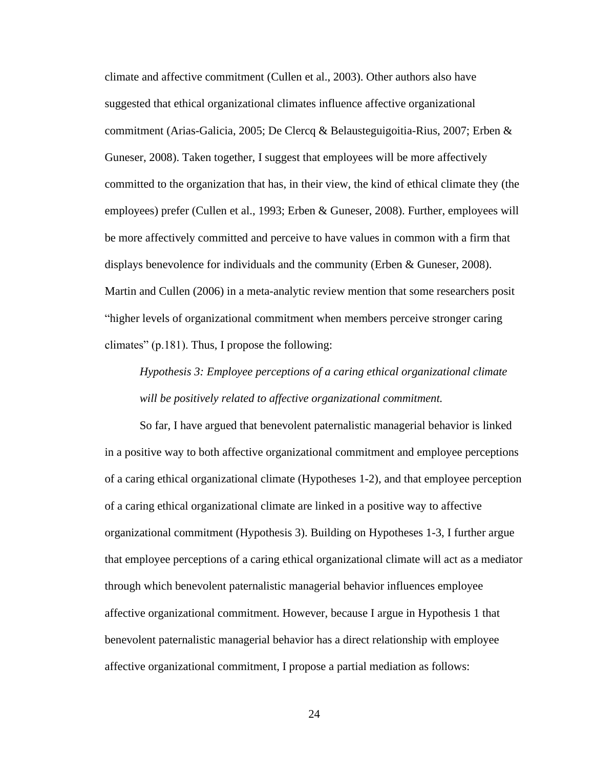climate and affective commitment (Cullen et al., 2003). Other authors also have suggested that ethical organizational climates influence affective organizational commitment (Arias-Galicia, 2005; De Clercq & Belausteguigoitia-Rius, 2007; Erben & Guneser, 2008). Taken together, I suggest that employees will be more affectively committed to the organization that has, in their view, the kind of ethical climate they (the employees) prefer (Cullen et al., 1993; Erben & Guneser, 2008). Further, employees will be more affectively committed and perceive to have values in common with a firm that displays benevolence for individuals and the community (Erben & Guneser, 2008). Martin and Cullen (2006) in a meta-analytic review mention that some researchers posit "higher levels of organizational commitment when members perceive stronger caring climates" (p.181). Thus, I propose the following:

> *Hypothesis 3: Employee perceptions of a caring ethical organizational climate will be positively related to affective organizational commitment.*

So far, I have argued that benevolent paternalistic managerial behavior is linked in a positive way to both affective organizational commitment and employee perceptions of a caring ethical organizational climate (Hypotheses 1-2), and that employee perception of a caring ethical organizational climate are linked in a positive way to affective organizational commitment (Hypothesis 3). Building on Hypotheses 1-3, I further argue that employee perceptions of a caring ethical organizational climate will act as a mediator through which benevolent paternalistic managerial behavior influences employee affective organizational commitment. However, because I argue in Hypothesis 1 that benevolent paternalistic managerial behavior has a direct relationship with employee affective organizational commitment, I propose a partial mediation as follows: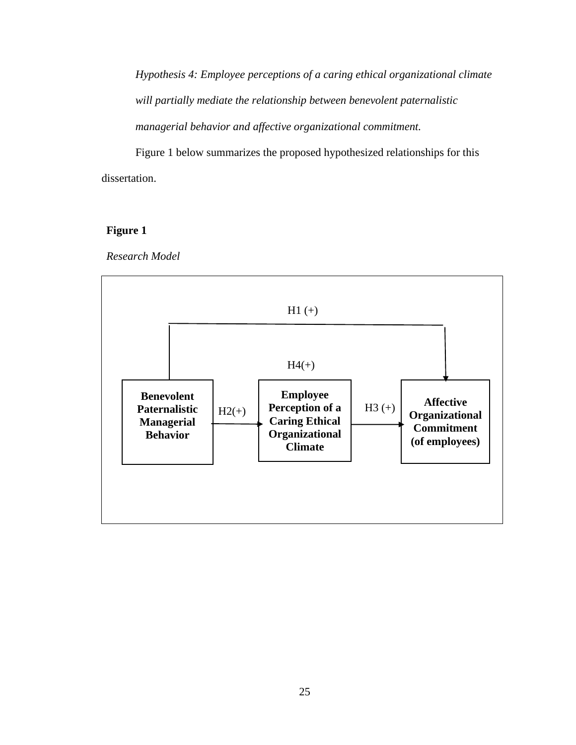*Hypothesis 4: Employee perceptions of a caring ethical organizational climate will partially mediate the relationship between benevolent paternalistic managerial behavior and affective organizational commitment.*

Figure 1 below summarizes the proposed hypothesized relationships for this dissertation.

**Figure 1**

*Research Model*

H1 (+)

H4(+)

**Benevolent Paternalistic Managerial Behavior**

H2(+)

**Employee Perception of a Caring Ethical Organizational Climate**

H3 (+)

**Affective Organizational Commitment (of employees)**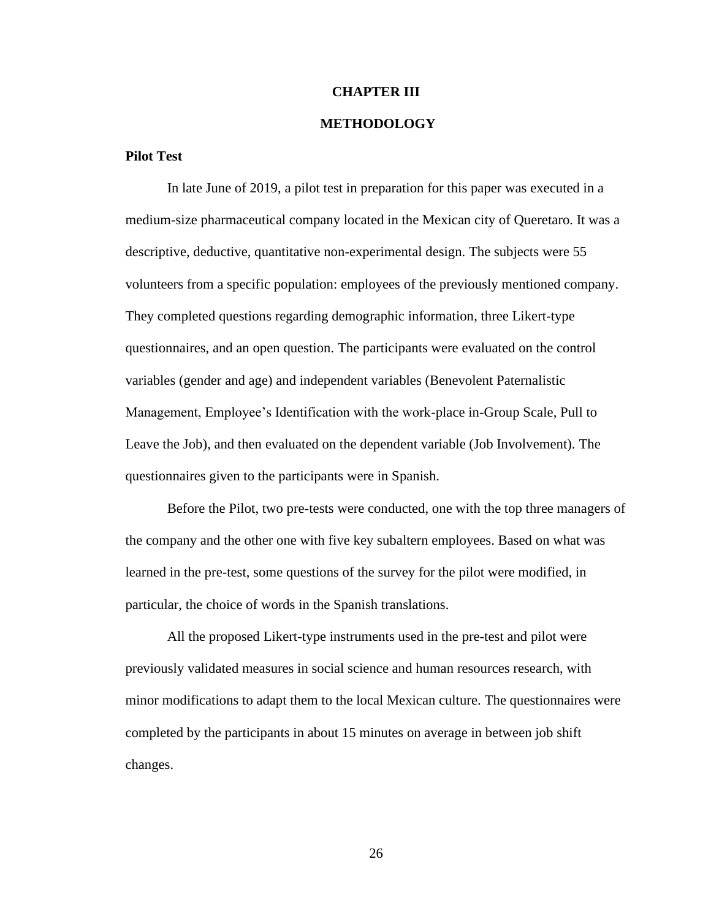# CHAPTER III

# METHODOLOGY

## Pilot Test

In late June of 2019, a pilot test in preparation for this paper was executed in a medium-size pharmaceutical company located in the Mexican city of Queretaro. It was a descriptive, deductive, quantitative non-experimental design. The subjects were 55 volunteers from a specific population: employees of the previously mentioned company. They completed questions regarding demographic information, three Likert-type questionnaires, and an open question. The participants were evaluated on the control variables (gender and age) and independent variables (Benevolent Paternalistic Management, Employee's Identification with the work-place in-Group Scale, Pull to Leave the Job), and then evaluated on the dependent variable (Job Involvement). The questionnaires given to the participants were in Spanish.

Before the Pilot, two pre-tests were conducted, one with the top three managers of the company and the other one with five key subaltern employees. Based on what was learned in the pre-test, some questions of the survey for the pilot were modified, in particular, the choice of words in the Spanish translations.

All the proposed Likert-type instruments used in the pre-test and pilot were previously validated measures in social science and human resources research, with minor modifications to adapt them to the local Mexican culture. The questionnaires were completed by the participants in about 15 minutes on average in between job shift changes.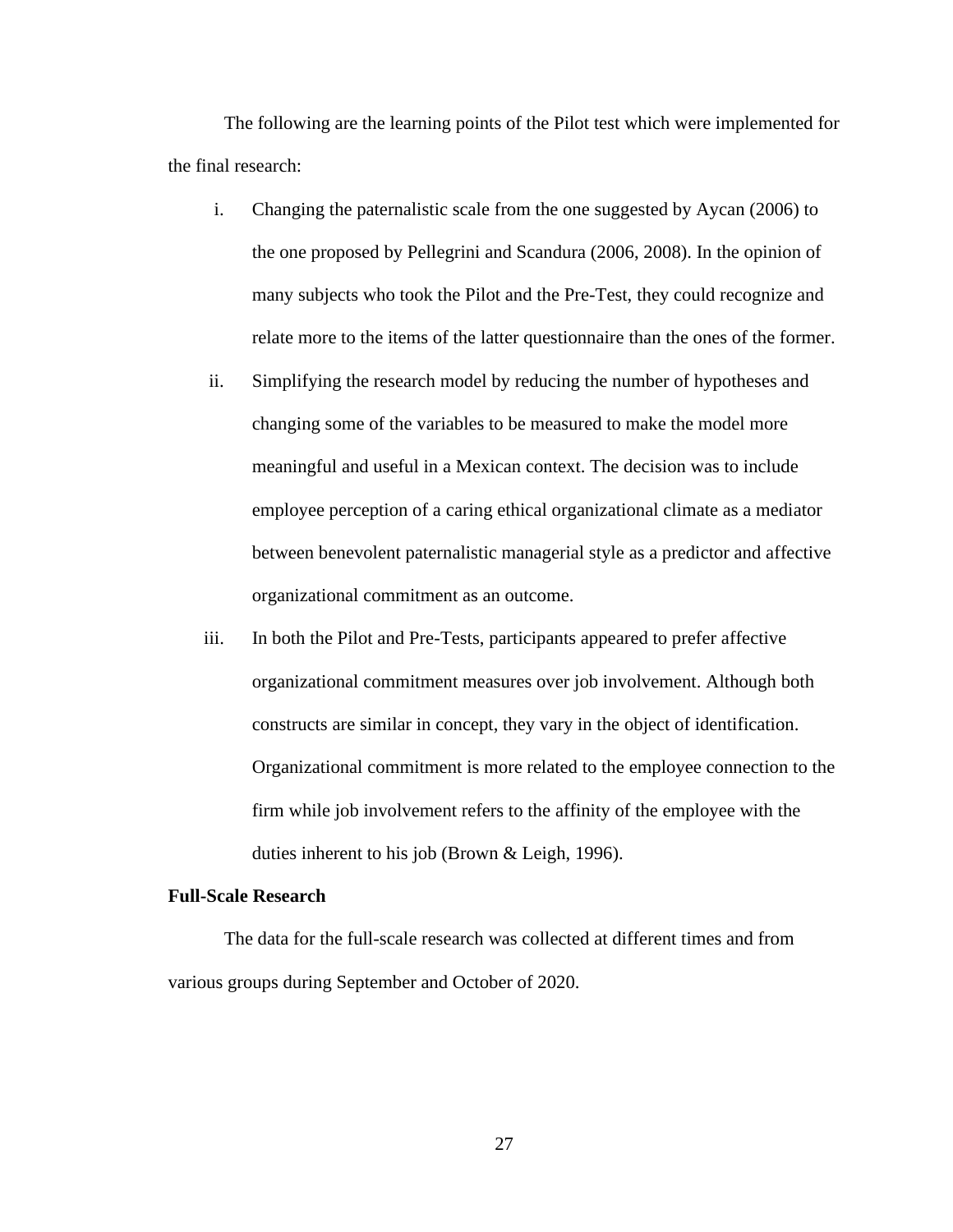The following are the learning points of the Pilot test which were implemented for the final research:

i. Changing the paternalistic scale from the one suggested by Aycan (2006) to the one proposed by Pellegrini and Scandura (2006, 2008). In the opinion of many subjects who took the Pilot and the Pre-Test, they could recognize and relate more to the items of the latter questionnaire than the ones of the former.

ii. Simplifying the research model by reducing the number of hypotheses and changing some of the variables to be measured to make the model more meaningful and useful in a Mexican context. The decision was to include employee perception of a caring ethical organizational climate as a mediator between benevolent paternalistic managerial style as a predictor and affective organizational commitment as an outcome.

iii. In both the Pilot and Pre-Tests, participants appeared to prefer affective organizational commitment measures over job involvement. Although both constructs are similar in concept, they vary in the object of identification. Organizational commitment is more related to the employee connection to the firm while job involvement refers to the affinity of the employee with the duties inherent to his job (Brown & Leigh, 1996).

**Full-Scale Research**

The data for the full-scale research was collected at different times and from various groups during September and October of 2020.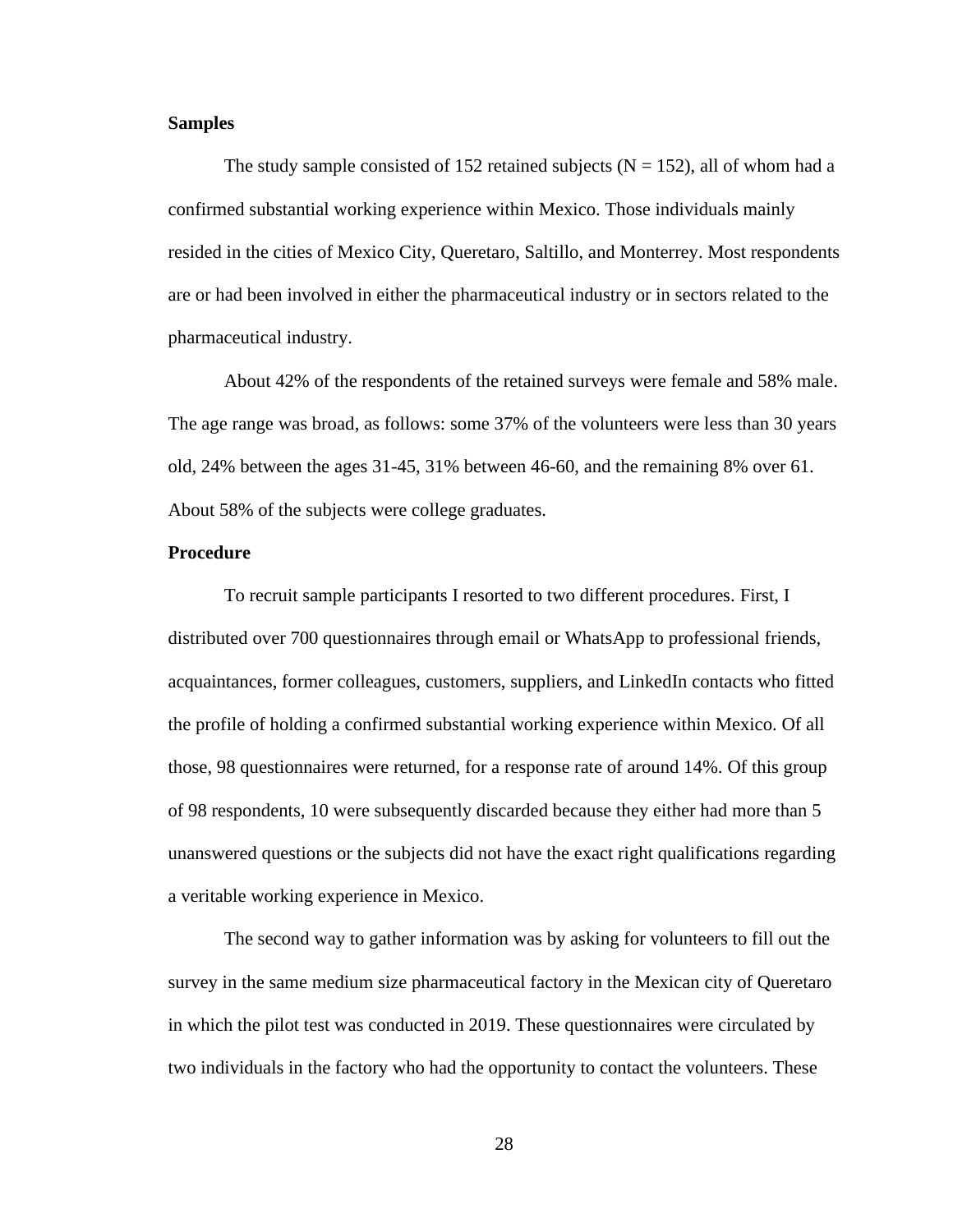**Samples**

The study sample consisted of 152 retained subjects (N = 152), all of whom had a confirmed substantial working experience within Mexico. Those individuals mainly resided in the cities of Mexico City, Queretaro, Saltillo, and Monterrey. Most respondents are or had been involved in either the pharmaceutical industry or in sectors related to the pharmaceutical industry.

About 42% of the respondents of the retained surveys were female and 58% male. The age range was broad, as follows: some 37% of the volunteers were less than 30 years old, 24% between the ages 31-45, 31% between 46-60, and the remaining 8% over 61. About 58% of the subjects were college graduates.

**Procedure**

To recruit sample participants I resorted to two different procedures. First, I distributed over 700 questionnaires through email or WhatsApp to professional friends, acquaintances, former colleagues, customers, suppliers, and LinkedIn contacts who fitted the profile of holding a confirmed substantial working experience within Mexico. Of all those, 98 questionnaires were returned, for a response rate of around 14%. Of this group of 98 respondents, 10 were subsequently discarded because they either had more than 5 unanswered questions or the subjects did not have the exact right qualifications regarding a veritable working experience in Mexico.

The second way to gather information was by asking for volunteers to fill out the survey in the same medium size pharmaceutical factory in the Mexican city of Queretaro in which the pilot test was conducted in 2019. These questionnaires were circulated by two individuals in the factory who had the opportunity to contact the volunteers. These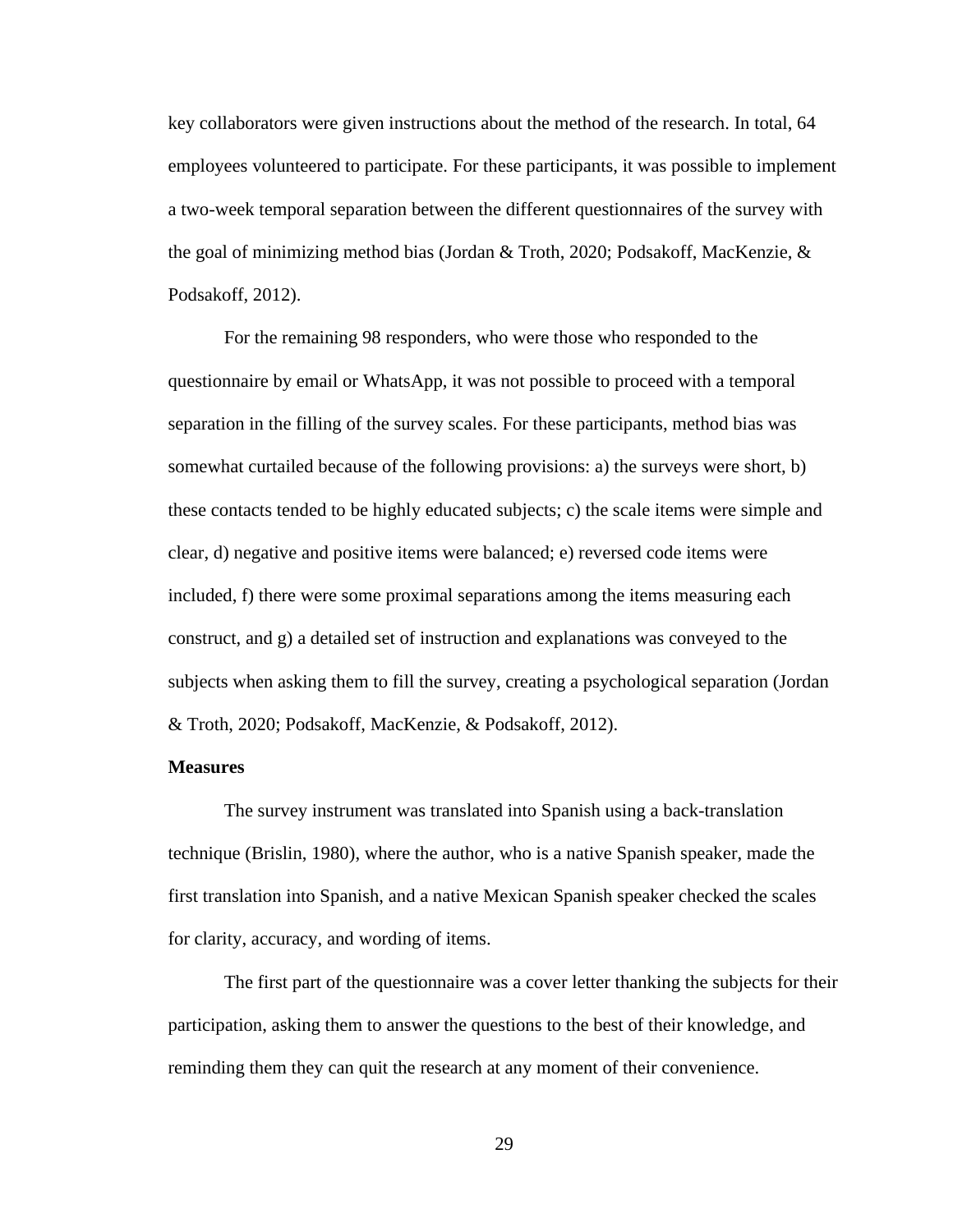key collaborators were given instructions about the method of the research. In total, 64 employees volunteered to participate. For these participants, it was possible to implement a two-week temporal separation between the different questionnaires of the survey with the goal of minimizing method bias (Jordan & Troth, 2020; Podsakoff, MacKenzie, & Podsakoff, 2012).

For the remaining 98 responders, who were those who responded to the questionnaire by email or WhatsApp, it was not possible to proceed with a temporal separation in the filling of the survey scales. For these participants, method bias was somewhat curtailed because of the following provisions: a) the surveys were short, b) these contacts tended to be highly educated subjects; c) the scale items were simple and clear, d) negative and positive items were balanced; e) reversed code items were included, f) there were some proximal separations among the items measuring each construct, and g) a detailed set of instruction and explanations was conveyed to the subjects when asking them to fill the survey, creating a psychological separation (Jordan & Troth, 2020; Podsakoff, MacKenzie, & Podsakoff, 2012).

**Measures**

The survey instrument was translated into Spanish using a back-translation technique (Brislin, 1980), where the author, who is a native Spanish speaker, made the first translation into Spanish, and a native Mexican Spanish speaker checked the scales for clarity, accuracy, and wording of items.

The first part of the questionnaire was a cover letter thanking the subjects for their participation, asking them to answer the questions to the best of their knowledge, and reminding them they can quit the research at any moment of their convenience.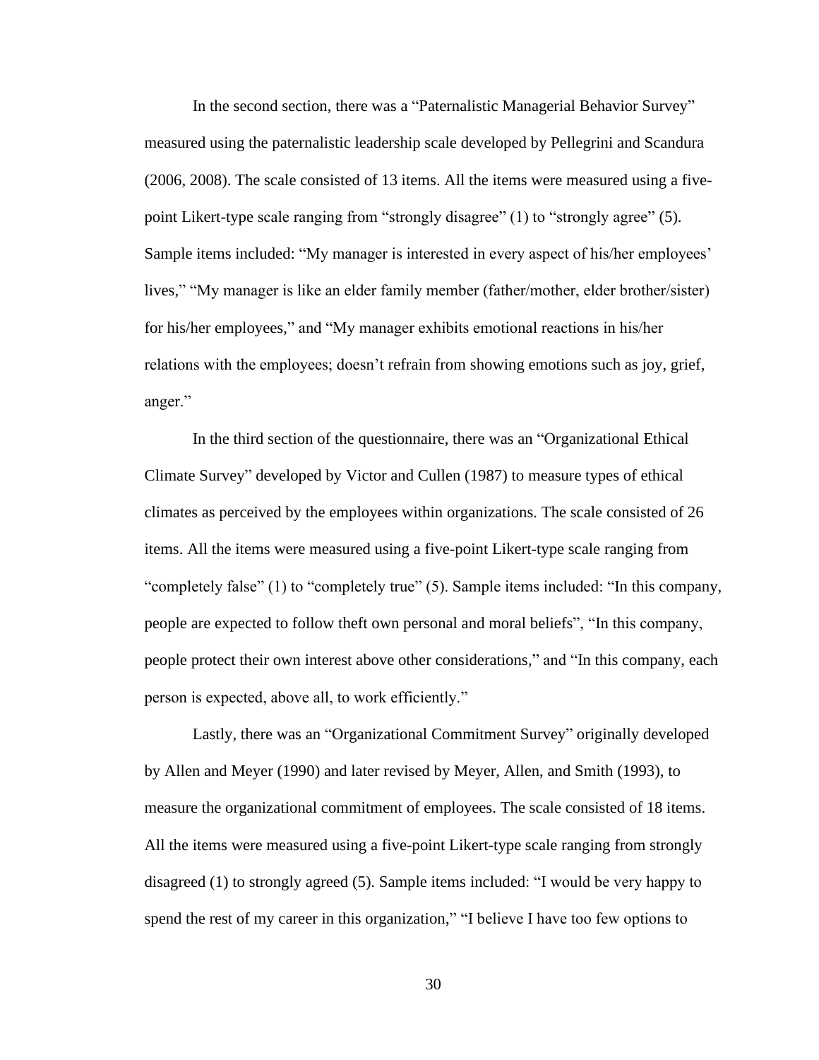In the second section, there was a "Paternalistic Managerial Behavior Survey" measured using the paternalistic leadership scale developed by Pellegrini and Scandura (2006, 2008). The scale consisted of 13 items. All the items were measured using a five-point Likert-type scale ranging from "strongly disagree" (1) to "strongly agree" (5). Sample items included: "My manager is interested in every aspect of his/her employees' lives," "My manager is like an elder family member (father/mother, elder brother/sister) for his/her employees," and "My manager exhibits emotional reactions in his/her relations with the employees; doesn't refrain from showing emotions such as joy, grief, anger."

In the third section of the questionnaire, there was an "Organizational Ethical Climate Survey" developed by Victor and Cullen (1987) to measure types of ethical climates as perceived by the employees within organizations. The scale consisted of 26 items. All the items were measured using a five-point Likert-type scale ranging from "completely false" (1) to "completely true" (5). Sample items included: "In this company, people are expected to follow theft own personal and moral beliefs", "In this company, people protect their own interest above other considerations," and "In this company, each person is expected, above all, to work efficiently."

Lastly, there was an "Organizational Commitment Survey" originally developed by Allen and Meyer (1990) and later revised by Meyer, Allen, and Smith (1993), to measure the organizational commitment of employees. The scale consisted of 18 items. All the items were measured using a five-point Likert-type scale ranging from strongly disagreed (1) to strongly agreed (5). Sample items included: "I would be very happy to spend the rest of my career in this organization," "I believe I have too few options to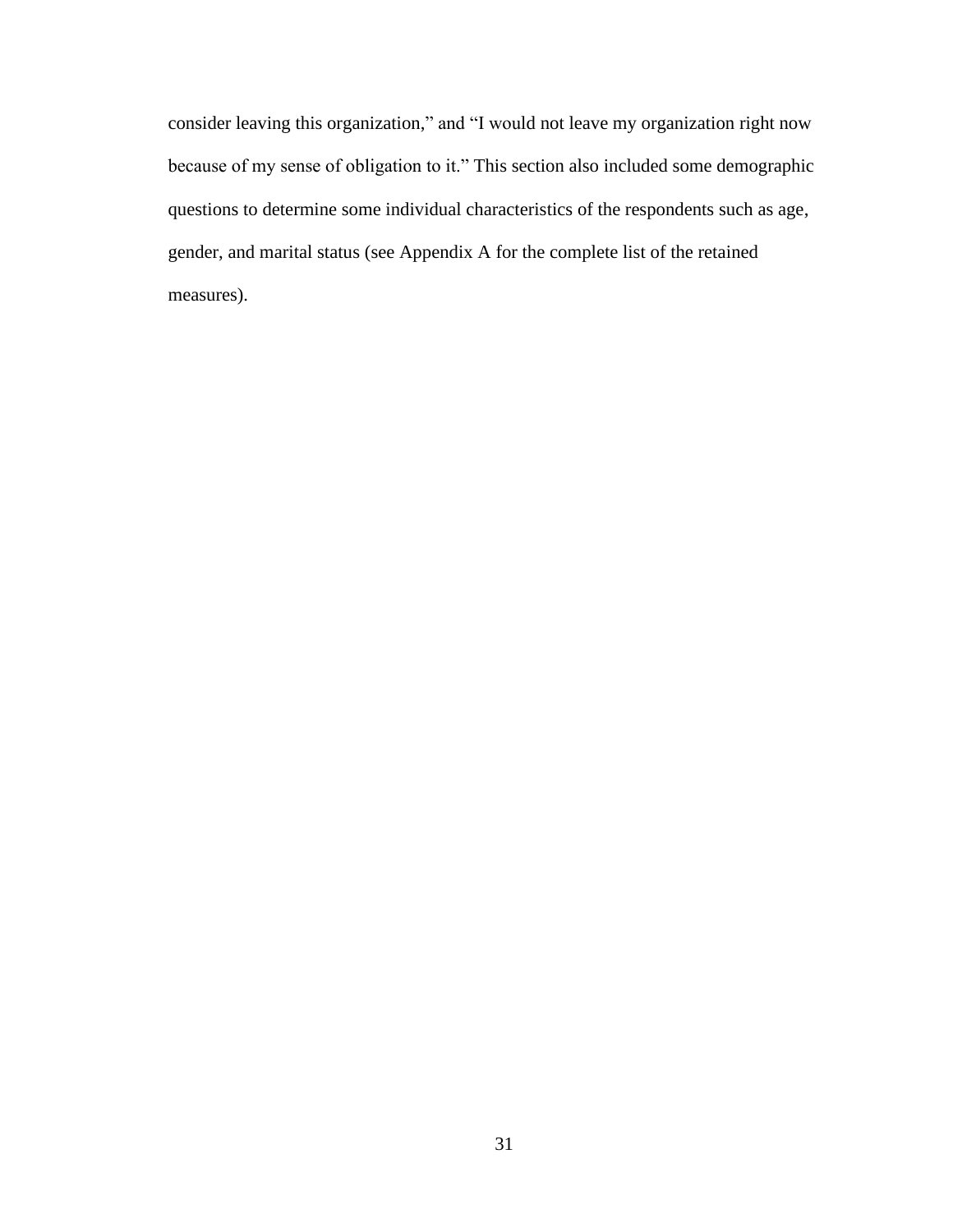consider leaving this organization," and "I would not leave my organization right now because of my sense of obligation to it." This section also included some demographic questions to determine some individual characteristics of the respondents such as age, gender, and marital status (see Appendix A for the complete list of the retained measures).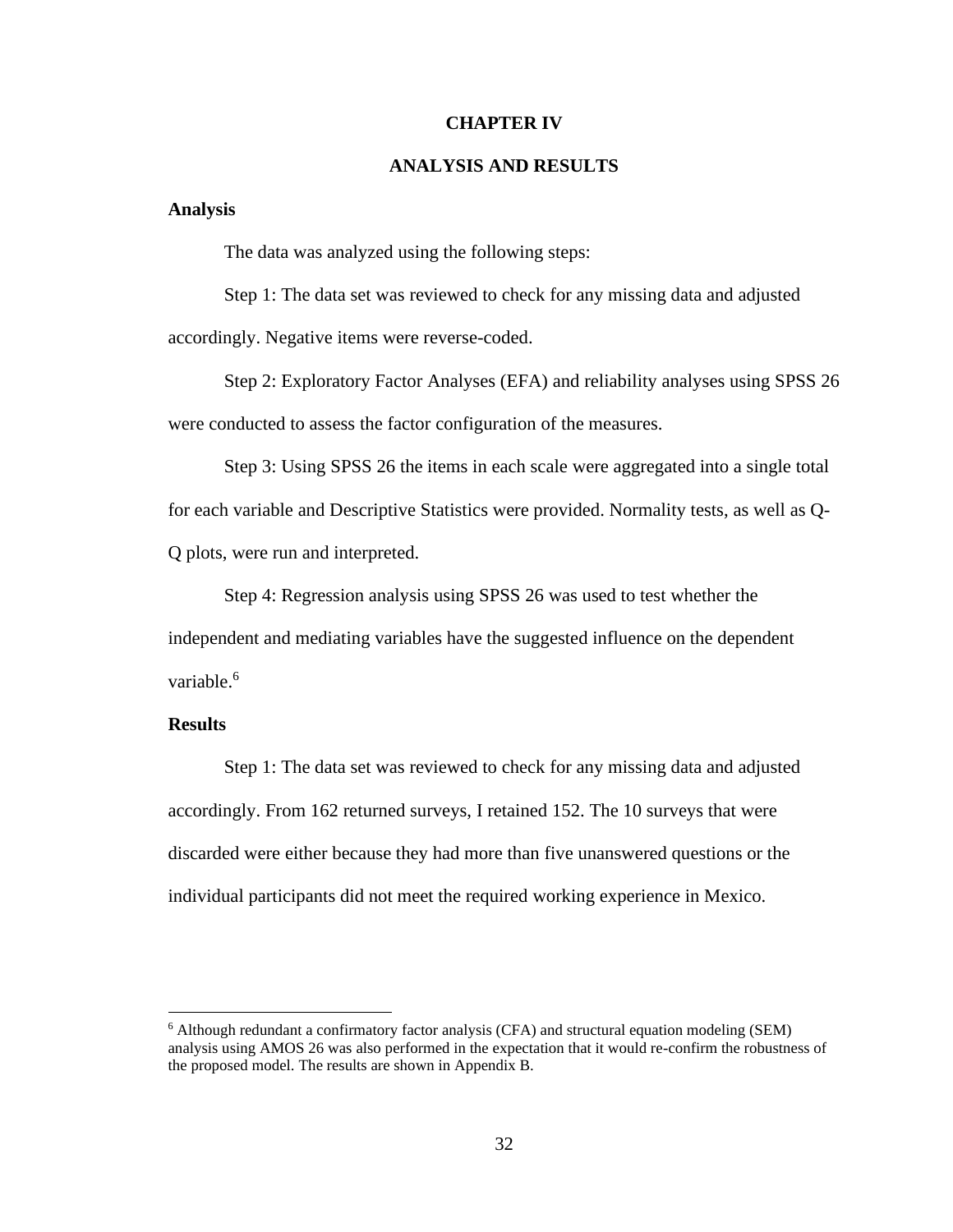# CHAPTER IV

# ANALYSIS AND RESULTS

## Analysis

The data was analyzed using the following steps:

Step 1: The data set was reviewed to check for any missing data and adjusted accordingly. Negative items were reverse-coded.

Step 2: Exploratory Factor Analyses (EFA) and reliability analyses using SPSS 26 were conducted to assess the factor configuration of the measures.

Step 3: Using SPSS 26 the items in each scale were aggregated into a single total for each variable and Descriptive Statistics were provided. Normality tests, as well as Q-Q plots, were run and interpreted.

Step 4: Regression analysis using SPSS 26 was used to test whether the independent and mediating variables have the suggested influence on the dependent variable.[6]

## Results

Step 1: The data set was reviewed to check for any missing data and adjusted accordingly. From 162 returned surveys, I retained 152. The 10 surveys that were discarded were either because they had more than five unanswered questions or the individual participants did not meet the required working experience in Mexico.

---

[6] Although redundant a confirmatory factor analysis (CFA) and structural equation modeling (SEM) analysis using AMOS 26 was also performed in the expectation that it would re-confirm the robustness of the proposed model. The results are shown in Appendix B.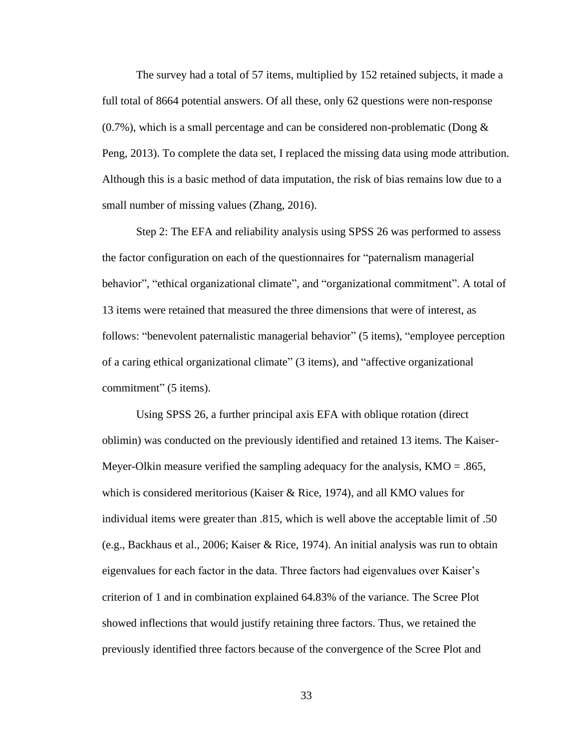The survey had a total of 57 items, multiplied by 152 retained subjects, it made a full total of 8664 potential answers. Of all these, only 62 questions were non-response (0.7%), which is a small percentage and can be considered non-problematic (Dong & Peng, 2013). To complete the data set, I replaced the missing data using mode attribution. Although this is a basic method of data imputation, the risk of bias remains low due to a small number of missing values (Zhang, 2016).

Step 2: The EFA and reliability analysis using SPSS 26 was performed to assess the factor configuration on each of the questionnaires for "paternalism managerial behavior", "ethical organizational climate", and "organizational commitment". A total of 13 items were retained that measured the three dimensions that were of interest, as follows: "benevolent paternalistic managerial behavior" (5 items), "employee perception of a caring ethical organizational climate" (3 items), and "affective organizational commitment" (5 items).

Using SPSS 26, a further principal axis EFA with oblique rotation (direct oblimin) was conducted on the previously identified and retained 13 items. The Kaiser-Meyer-Olkin measure verified the sampling adequacy for the analysis, KMO = .865, which is considered meritorious (Kaiser & Rice, 1974), and all KMO values for individual items were greater than .815, which is well above the acceptable limit of .50 (e.g., Backhaus et al., 2006; Kaiser & Rice, 1974). An initial analysis was run to obtain eigenvalues for each factor in the data. Three factors had eigenvalues over Kaiser's criterion of 1 and in combination explained 64.83% of the variance. The Scree Plot showed inflections that would justify retaining three factors. Thus, we retained the previously identified three factors because of the convergence of the Scree Plot and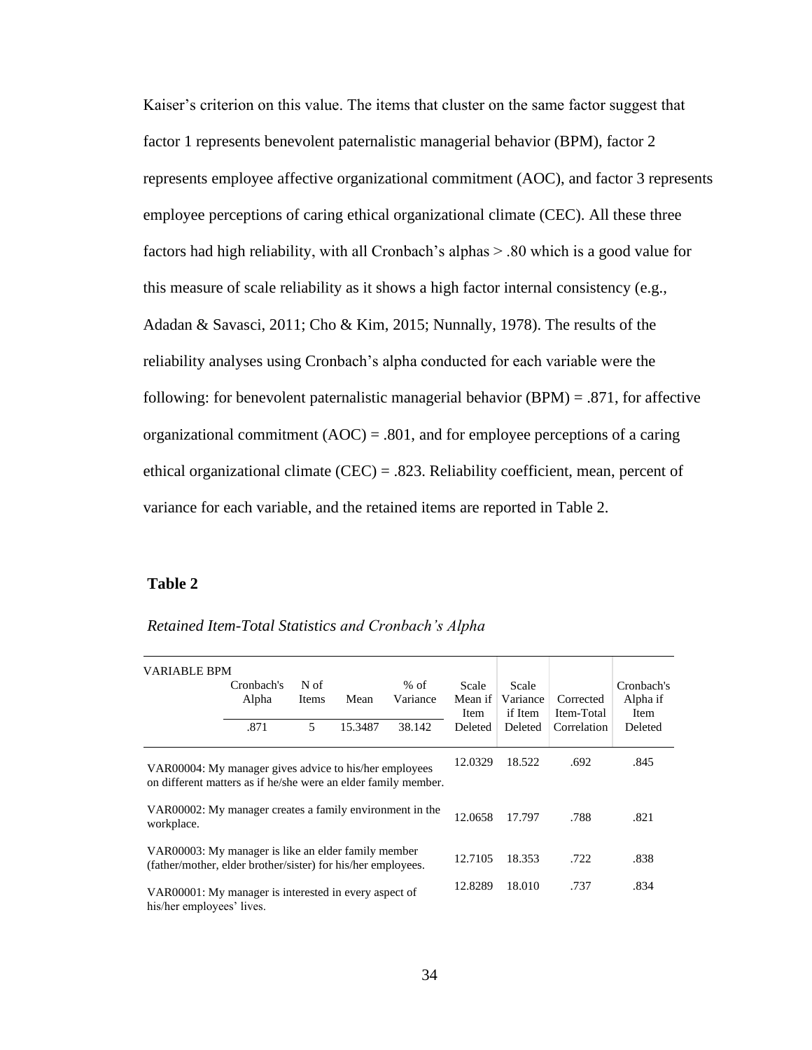Kaiser's criterion on this value. The items that cluster on the same factor suggest that factor 1 represents benevolent paternalistic managerial behavior (BPM), factor 2 represents employee affective organizational commitment (AOC), and factor 3 represents employee perceptions of caring ethical organizational climate (CEC). All these three factors had high reliability, with all Cronbach's alphas > .80 which is a good value for this measure of scale reliability as it shows a high factor internal consistency (e.g., Adadan & Savasci, 2011; Cho & Kim, 2015; Nunnally, 1978). The results of the reliability analyses using Cronbach's alpha conducted for each variable were the following: for benevolent paternalistic managerial behavior (BPM) = .871, for affective organizational commitment (AOC) = .801, and for employee perceptions of a caring ethical organizational climate (CEC) = .823. Reliability coefficient, mean, percent of variance for each variable, and the retained items are reported in Table 2.

**Table 2**

*Retained Item-Total Statistics and Cronbach's Alpha*

| VARIABLE BPM | Cronbach's Alpha | N of Items | Mean | % of Variance | Scale Mean if Item Deleted | Scale Variance if Item Deleted | Corrected Item-Total Correlation | Cronbach's Alpha if Item Deleted |
|---|---|---|---|---|---|---|---|---|
| | .871 | 5 | 15.3487 | 38.142 | | | | |
| VAR00004: My manager gives advice to his/her employees on different matters as if he/she were an elder family member. | | | | | 12.0329 | 18.522 | .692 | .845 |
| VAR00002: My manager creates a family environment in the workplace. | | | | | 12.0658 | 17.797 | .788 | .821 |
| VAR00003: My manager is like an elder family member (father/mother, elder brother/sister) for his/her employees. | | | | | 12.7105 | 18.353 | .722 | .838 |
| VAR00001: My manager is interested in every aspect of his/her employees' lives. | | | | | 12.8289 | 18.010 | .737 | .834 |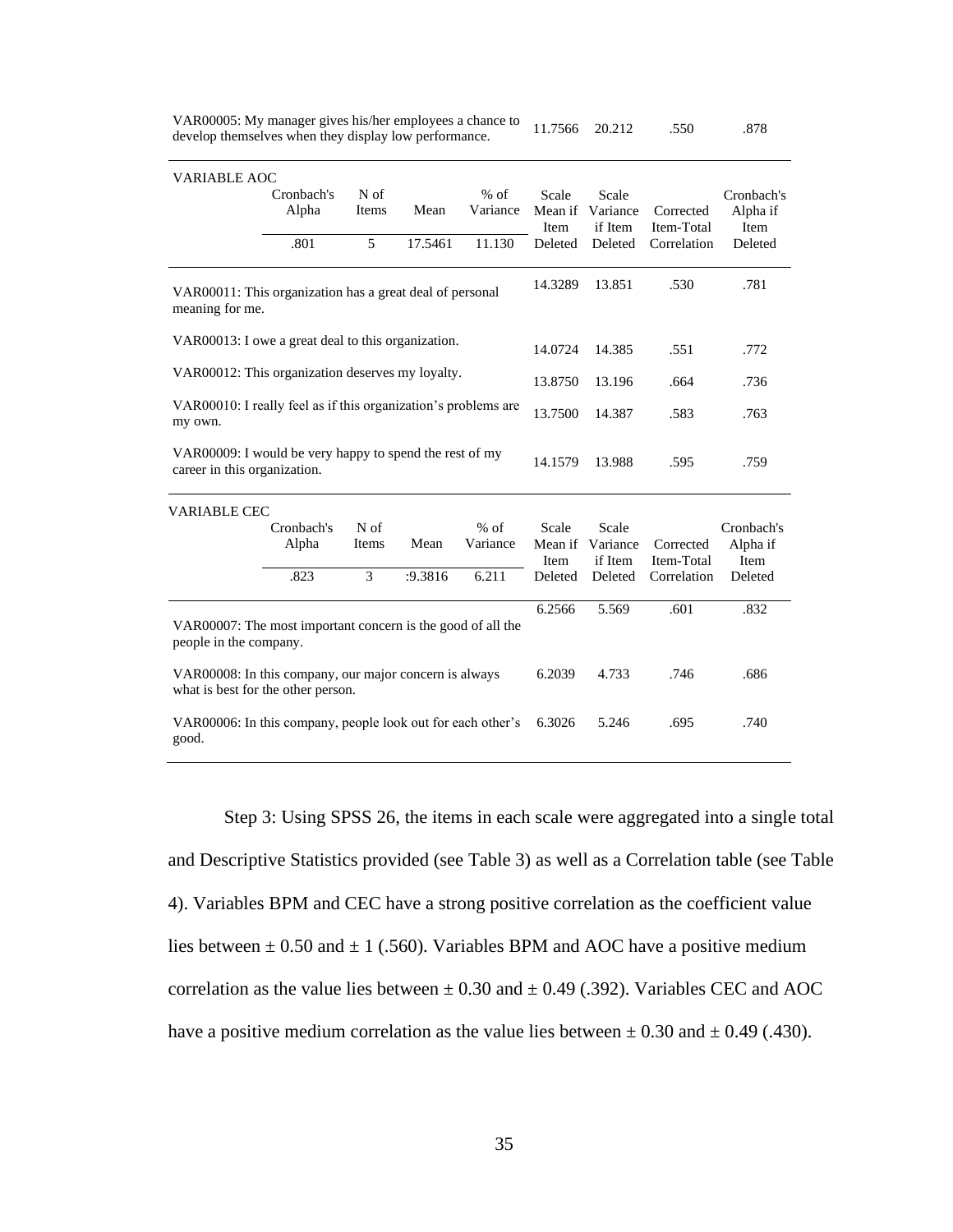| | | | | | Scale Mean if Item Deleted | Scale Variance if Item Deleted | Corrected Item-Total Correlation | Cronbach's Alpha if Item Deleted |
|---|---|---|---|---|---|---|---|---|
| VAR00005: My manager gives his/her employees a chance to develop themselves when they display low performance. | | | | | 11.7566 | 20.212 | .550 | .878 |

| VARIABLE AOC | Cronbach's Alpha | N of Items | Mean | % of Variance | Scale Mean if Item Deleted | Scale Variance if Item Deleted | Corrected Item-Total Correlation | Cronbach's Alpha if Item Deleted |
|---|---|---|---|---|---|---|---|---|
| | .801 | 5 | 17.5461 | 11.130 | | | | |
| VAR00011: This organization has a great deal of personal meaning for me. | | | | | 14.3289 | 13.851 | .530 | .781 |
| VAR00013: I owe a great deal to this organization. | | | | | 14.0724 | 14.385 | .551 | .772 |
| VAR00012: This organization deserves my loyalty. | | | | | 13.8750 | 13.196 | .664 | .736 |
| VAR00010: I really feel as if this organization's problems are my own. | | | | | 13.7500 | 14.387 | .583 | .763 |
| VAR00009: I would be very happy to spend the rest of my career in this organization. | | | | | 14.1579 | 13.988 | .595 | .759 |

| VARIABLE CEC | Cronbach's Alpha | N of Items | Mean | % of Variance | Scale Mean if Item Deleted | Scale Variance if Item Deleted | Corrected Item-Total Correlation | Cronbach's Alpha if Item Deleted |
|---|---|---|---|---|---|---|---|---|
| | .823 | 3 | :9.3816 | 6.211 | | | | |
| VAR00007: The most important concern is the good of all the people in the company. | | | | | 6.2566 | 5.569 | .601 | .832 |
| VAR00008: In this company, our major concern is always what is best for the other person. | | | | | 6.2039 | 4.733 | .746 | .686 |
| VAR00006: In this company, people look out for each other's good. | | | | | 6.3026 | 5.246 | .695 | .740 |

Step 3: Using SPSS 26, the items in each scale were aggregated into a single total and Descriptive Statistics provided (see Table 3) as well as a Correlation table (see Table 4). Variables BPM and CEC have a strong positive correlation as the coefficient value lies between ± 0.50 and ± 1 (.560). Variables BPM and AOC have a positive medium correlation as the value lies between ± 0.30 and ± 0.49 (.392). Variables CEC and AOC have a positive medium correlation as the value lies between ± 0.30 and ± 0.49 (.430).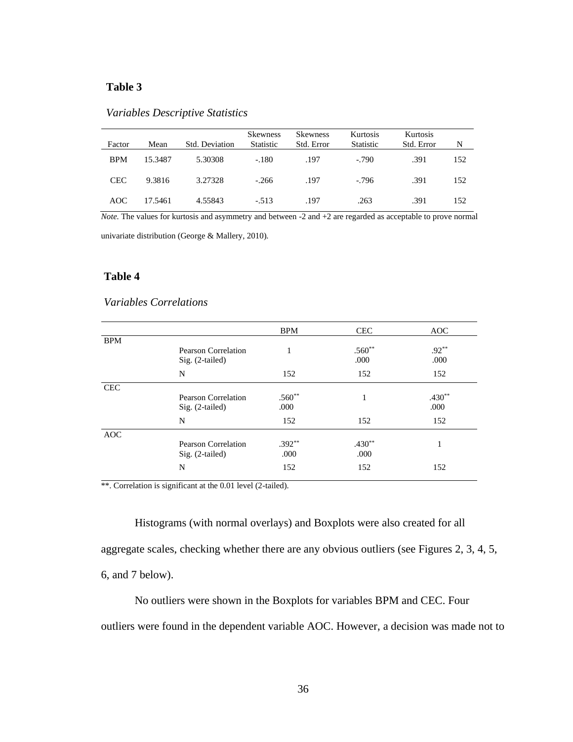**Table 3**

*Variables Descriptive Statistics*

| Factor | Mean | Std. Deviation | Skewness Statistic | Skewness Std. Error | Kurtosis Statistic | Kurtosis Std. Error | N |
|---|---|---|---|---|---|---|---|
| BPM | 15.3487 | 5.30308 | -.180 | .197 | -.790 | .391 | 152 |
| CEC | 9.3816 | 3.27328 | -.266 | .197 | -.796 | .391 | 152 |
| AOC | 17.5461 | 4.55843 | -.513 | .197 | .263 | .391 | 152 |

*Note.* The values for kurtosis and asymmetry and between -2 and +2 are regarded as acceptable to prove normal univariate distribution (George & Mallery, 2010).

**Table 4**

*Variables Correlations*

| | | BPM | CEC | AOC |
|---|---|---|---|---|
| BPM | Pearson Correlation | 1 | .560** | .92** |
| | Sig. (2-tailed) | | .000 | .000 |
| | N | 152 | 152 | 152 |
| CEC | Pearson Correlation | .560** | 1 | .430** |
| | Sig. (2-tailed) | .000 | | .000 |
| | N | 152 | 152 | 152 |
| AOC | Pearson Correlation | .392** | .430** | 1 |
| | Sig. (2-tailed) | .000 | .000 | |
| | N | 152 | 152 | 152 |

**. Correlation is significant at the 0.01 level (2-tailed).

Histograms (with normal overlays) and Boxplots were also created for all aggregate scales, checking whether there are any obvious outliers (see Figures 2, 3, 4, 5, 6, and 7 below).

No outliers were shown in the Boxplots for variables BPM and CEC. Four outliers were found in the dependent variable AOC. However, a decision was made not to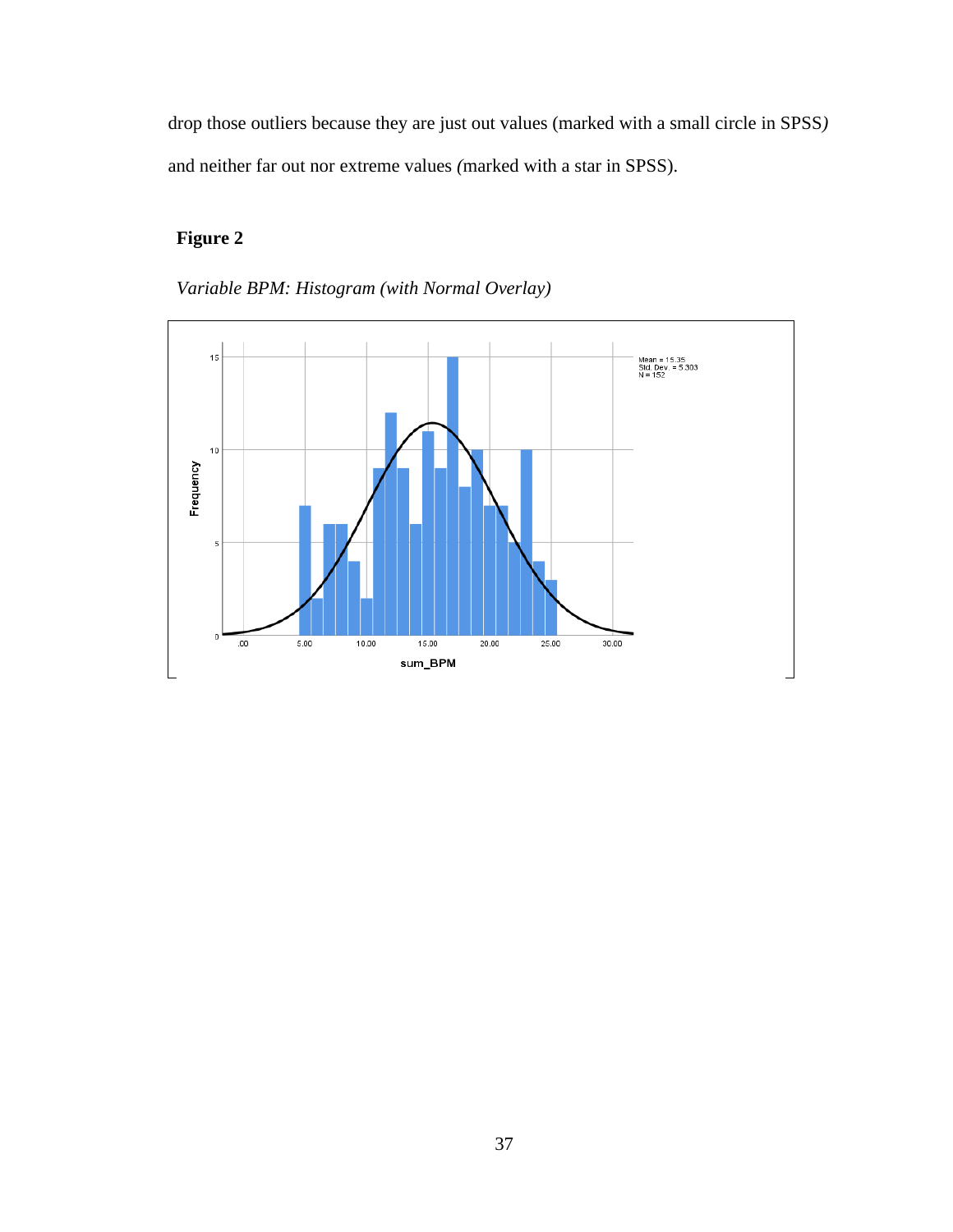drop those outliers because they are just out values (marked with a small circle in SPSS) and neither far out nor extreme values (marked with a star in SPSS).

**Figure 2**

*Variable BPM: Histogram (with Normal Overlay)*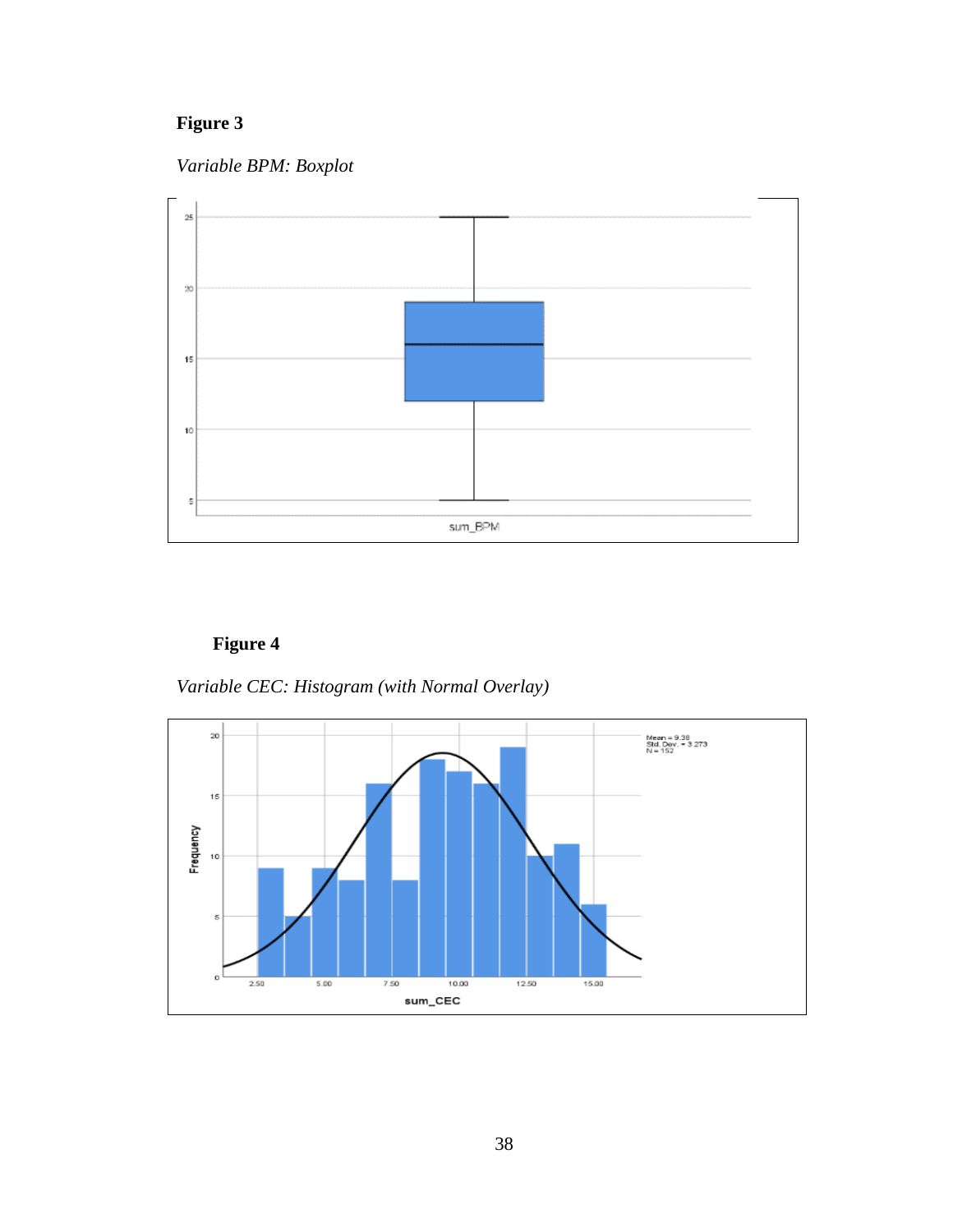**Figure 3**

*Variable BPM: Boxplot*

**Figure 4**

*Variable CEC: Histogram (with Normal Overlay)*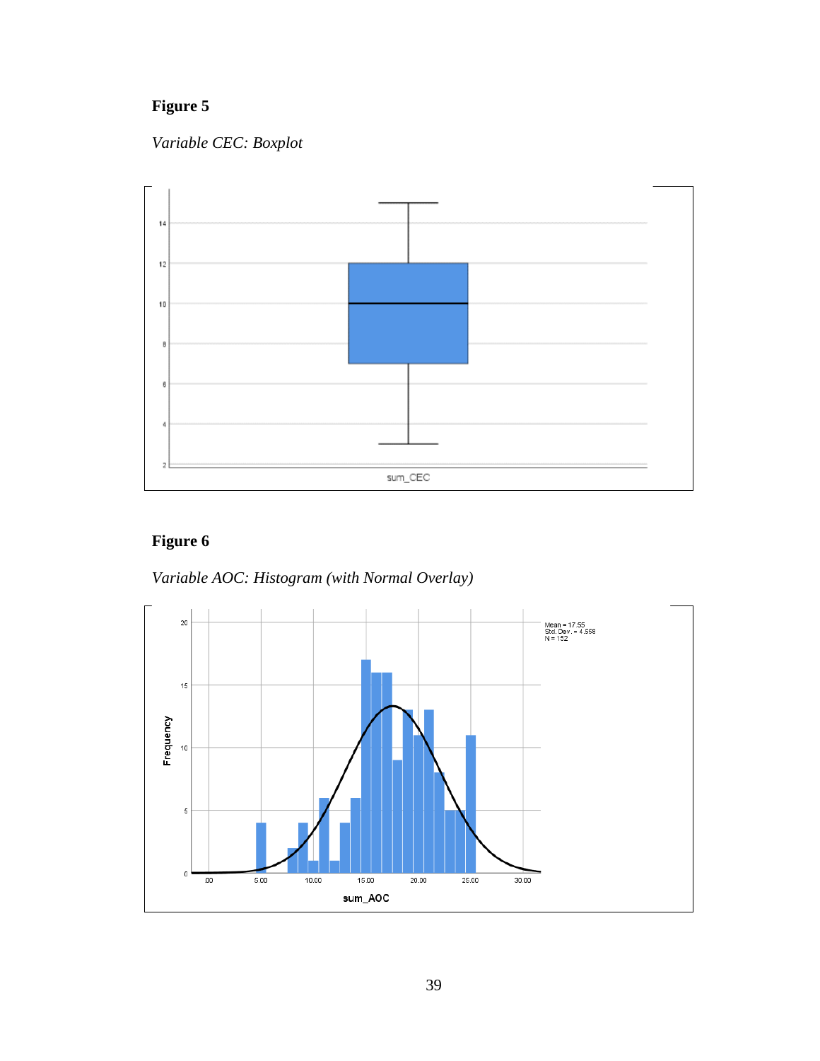**Figure 5**

*Variable CEC: Boxplot*

**Figure 6**

*Variable AOC: Histogram (with Normal Overlay)*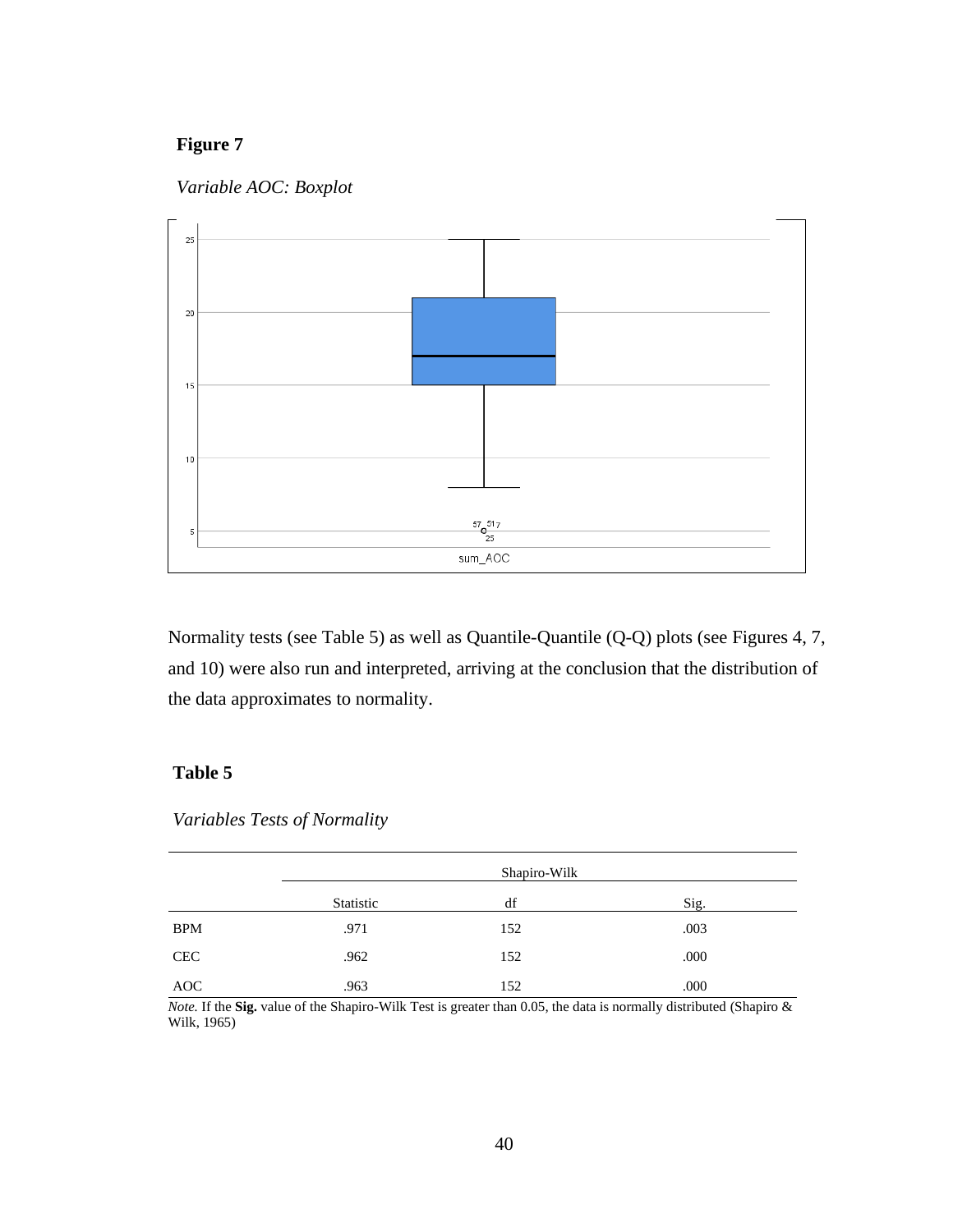**Figure 7**

*Variable AOC: Boxplot*

Normality tests (see Table 5) as well as Quantile-Quantile (Q-Q) plots (see Figures 4, 7, and 10) were also run and interpreted, arriving at the conclusion that the distribution of the data approximates to normality.

**Table 5**

*Variables Tests of Normality*

| | Shapiro-Wilk | | |
|---|---|---|---|
| | Statistic | df | Sig. |
| BPM | .971 | 152 | .003 |
| CEC | .962 | 152 | .000 |
| AOC | .963 | 152 | .000 |

*Note.* If the **Sig.** value of the Shapiro-Wilk Test is greater than 0.05, the data is normally distributed (Shapiro & Wilk, 1965)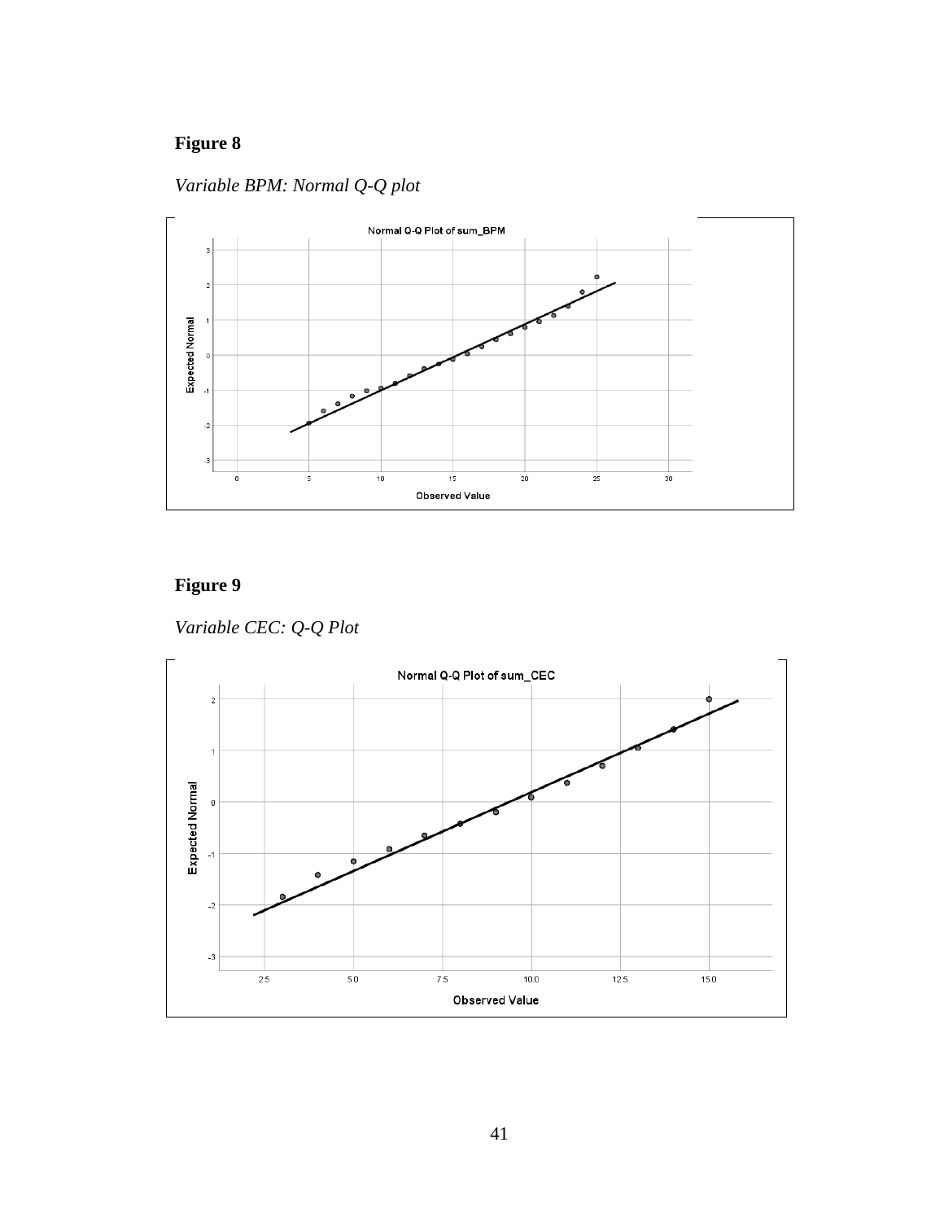**Figure 8**

*Variable BPM: Normal Q-Q plot*

**Figure 9**

*Variable CEC: Q-Q Plot*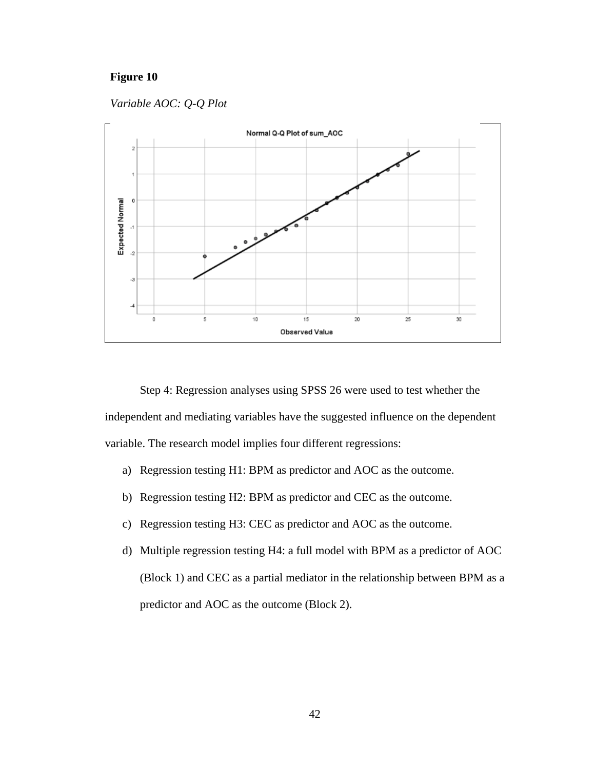**Figure 10**

*Variable AOC: Q-Q Plot*

Step 4: Regression analyses using SPSS 26 were used to test whether the independent and mediating variables have the suggested influence on the dependent variable. The research model implies four different regressions:

a) Regression testing H1: BPM as predictor and AOC as the outcome.
b) Regression testing H2: BPM as predictor and CEC as the outcome.
c) Regression testing H3: CEC as predictor and AOC as the outcome.
d) Multiple regression testing H4: a full model with BPM as a predictor of AOC (Block 1) and CEC as a partial mediator in the relationship between BPM as a predictor and AOC as the outcome (Block 2).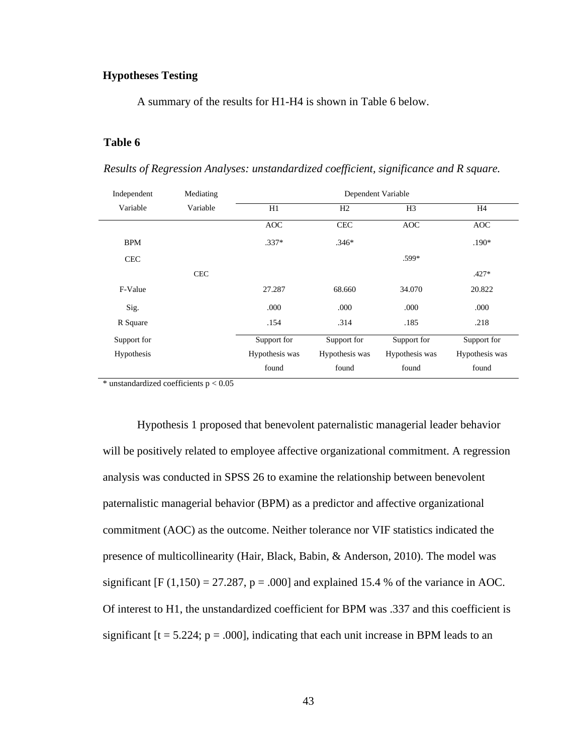**Hypotheses Testing**

A summary of the results for H1-H4 is shown in Table 6 below.

**Table 6**

*Results of Regression Analyses: unstandardized coefficient, significance and R square.*

| Independent Variable | Mediating Variable | Dependent Variable | | | |
|---|---|---|---|---|---|
| | | H1 | H2 | H3 | H4 |
| | | AOC | CEC | AOC | AOC |
| BPM | | .337* | .346* | | .190* |
| CEC | | | | .599* | |
| | CEC | | | | .427* |
| F-Value | | 27.287 | 68.660 | 34.070 | 20.822 |
| Sig. | | .000 | .000 | .000 | .000 |
| R Square | | .154 | .314 | .185 | .218 |
| Support for Hypothesis | | Support for Hypothesis was found | Support for Hypothesis was found | Support for Hypothesis was found | Support for Hypothesis was found |

* unstandardized coefficients $p < 0.05$

Hypothesis 1 proposed that benevolent paternalistic managerial leader behavior will be positively related to employee affective organizational commitment. A regression analysis was conducted in SPSS 26 to examine the relationship between benevolent paternalistic managerial behavior (BPM) as a predictor and affective organizational commitment (AOC) as the outcome. Neither tolerance nor VIF statistics indicated the presence of multicollinearity (Hair, Black, Babin, & Anderson, 2010). The model was significant [$F(1,150) = 27.287$, $p = .000$] and explained 15.4 % of the variance in AOC. Of interest to H1, the unstandardized coefficient for BPM was .337 and this coefficient is significant [$t = 5.224$; $p = .000$], indicating that each unit increase in BPM leads to an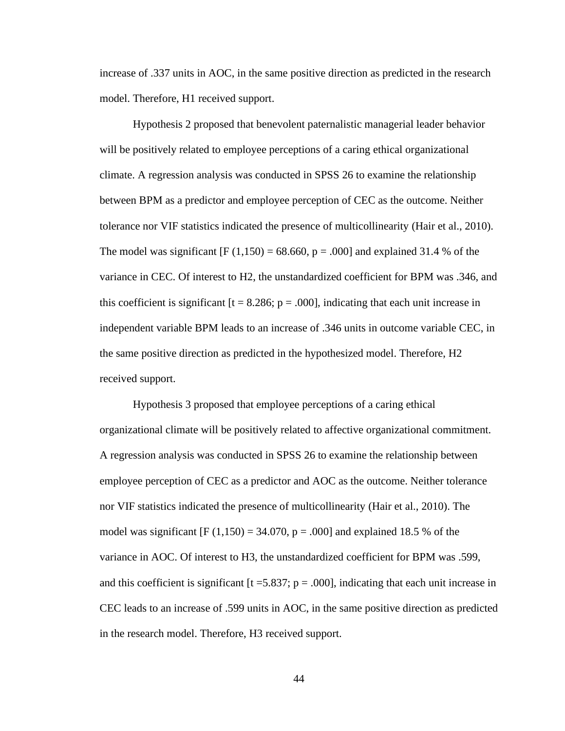increase of .337 units in AOC, in the same positive direction as predicted in the research model. Therefore, H1 received support.

Hypothesis 2 proposed that benevolent paternalistic managerial leader behavior will be positively related to employee perceptions of a caring ethical organizational climate. A regression analysis was conducted in SPSS 26 to examine the relationship between BPM as a predictor and employee perception of CEC as the outcome. Neither tolerance nor VIF statistics indicated the presence of multicollinearity (Hair et al., 2010). The model was significant [F (1,150) = 68.660, p = .000] and explained 31.4 % of the variance in CEC. Of interest to H2, the unstandardized coefficient for BPM was .346, and this coefficient is significant [t = 8.286; p = .000], indicating that each unit increase in independent variable BPM leads to an increase of .346 units in outcome variable CEC, in the same positive direction as predicted in the hypothesized model. Therefore, H2 received support.

Hypothesis 3 proposed that employee perceptions of a caring ethical organizational climate will be positively related to affective organizational commitment. A regression analysis was conducted in SPSS 26 to examine the relationship between employee perception of CEC as a predictor and AOC as the outcome. Neither tolerance nor VIF statistics indicated the presence of multicollinearity (Hair et al., 2010). The model was significant [F (1,150) = 34.070, p = .000] and explained 18.5 % of the variance in AOC. Of interest to H3, the unstandardized coefficient for BPM was .599, and this coefficient is significant [t =5.837; p = .000], indicating that each unit increase in CEC leads to an increase of .599 units in AOC, in the same positive direction as predicted in the research model. Therefore, H3 received support.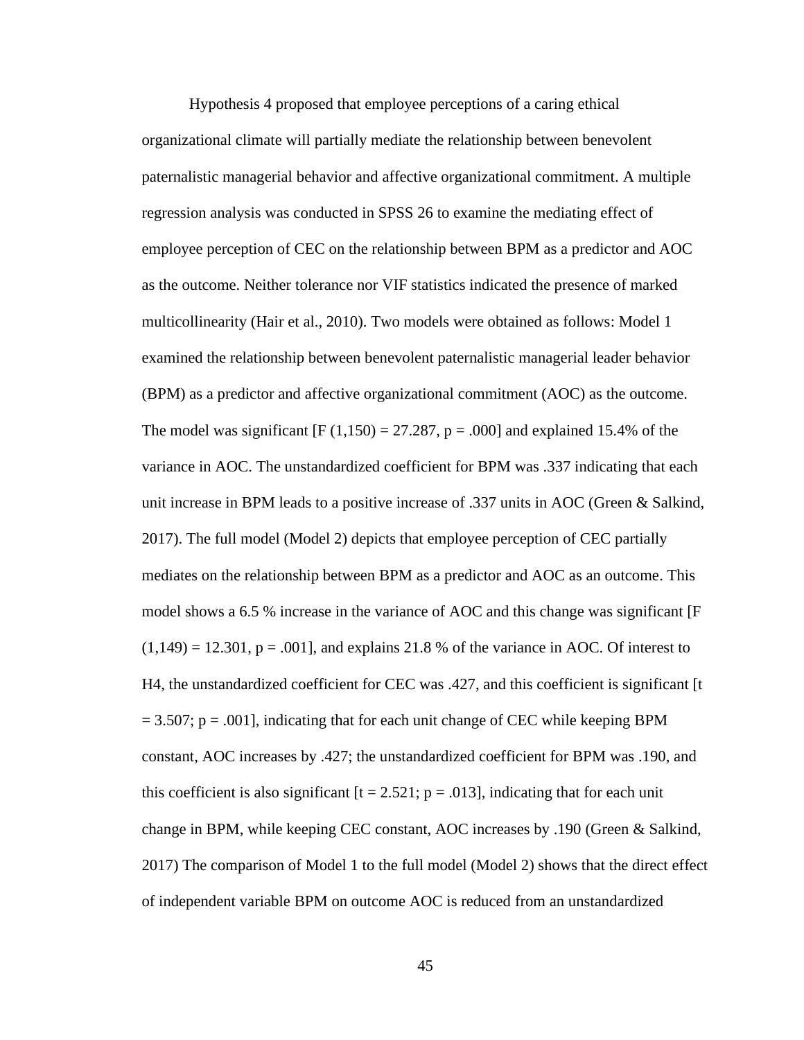Hypothesis 4 proposed that employee perceptions of a caring ethical organizational climate will partially mediate the relationship between benevolent paternalistic managerial behavior and affective organizational commitment. A multiple regression analysis was conducted in SPSS 26 to examine the mediating effect of employee perception of CEC on the relationship between BPM as a predictor and AOC as the outcome. Neither tolerance nor VIF statistics indicated the presence of marked multicollinearity (Hair et al., 2010). Two models were obtained as follows: Model 1 examined the relationship between benevolent paternalistic managerial leader behavior (BPM) as a predictor and affective organizational commitment (AOC) as the outcome. The model was significant [$F(1,150) = 27.287$, $p = .000$] and explained 15.4% of the variance in AOC. The unstandardized coefficient for BPM was .337 indicating that each unit increase in BPM leads to a positive increase of .337 units in AOC (Green & Salkind, 2017). The full model (Model 2) depicts that employee perception of CEC partially mediates on the relationship between BPM as a predictor and AOC as an outcome. This model shows a 6.5 % increase in the variance of AOC and this change was significant [$F(1,149) = 12.301$, $p = .001$], and explains 21.8 % of the variance in AOC. Of interest to H4, the unstandardized coefficient for CEC was .427, and this coefficient is significant [$t = 3.507$; $p = .001$], indicating that for each unit change of CEC while keeping BPM constant, AOC increases by .427; the unstandardized coefficient for BPM was .190, and this coefficient is also significant [$t = 2.521$; $p = .013$], indicating that for each unit change in BPM, while keeping CEC constant, AOC increases by .190 (Green & Salkind, 2017) The comparison of Model 1 to the full model (Model 2) shows that the direct effect of independent variable BPM on outcome AOC is reduced from an unstandardized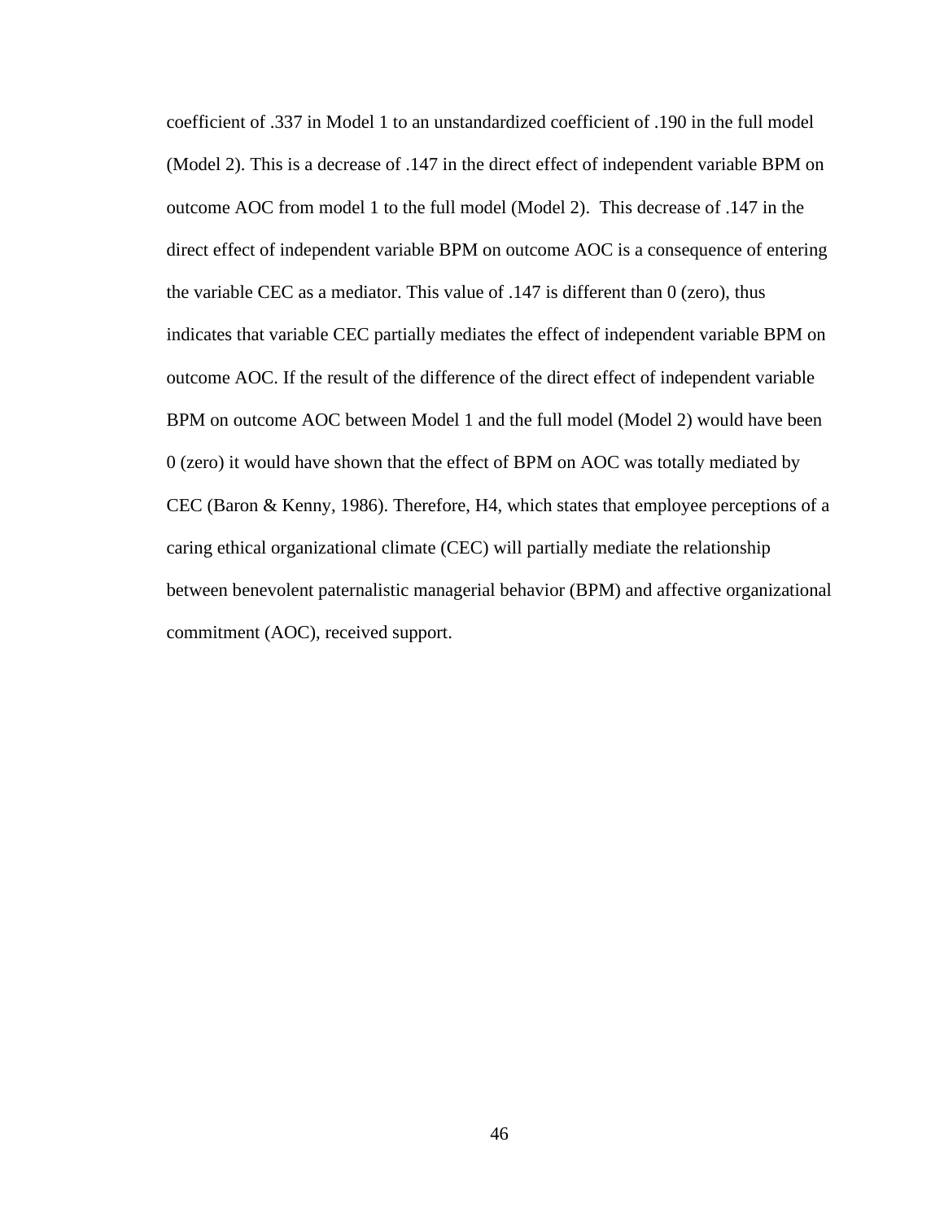coefficient of .337 in Model 1 to an unstandardized coefficient of .190 in the full model (Model 2). This is a decrease of .147 in the direct effect of independent variable BPM on outcome AOC from model 1 to the full model (Model 2). This decrease of .147 in the direct effect of independent variable BPM on outcome AOC is a consequence of entering the variable CEC as a mediator. This value of .147 is different than 0 (zero), thus indicates that variable CEC partially mediates the effect of independent variable BPM on outcome AOC. If the result of the difference of the direct effect of independent variable BPM on outcome AOC between Model 1 and the full model (Model 2) would have been 0 (zero) it would have shown that the effect of BPM on AOC was totally mediated by CEC (Baron & Kenny, 1986). Therefore, H4, which states that employee perceptions of a caring ethical organizational climate (CEC) will partially mediate the relationship between benevolent paternalistic managerial behavior (BPM) and affective organizational commitment (AOC), received support.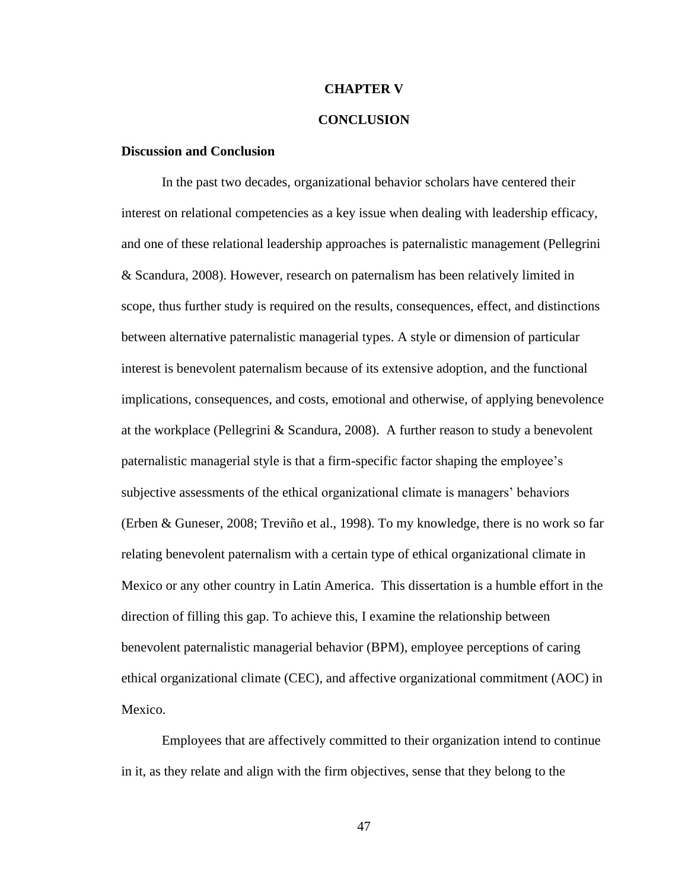# CHAPTER V

# CONCLUSION

### Discussion and Conclusion

In the past two decades, organizational behavior scholars have centered their interest on relational competencies as a key issue when dealing with leadership efficacy, and one of these relational leadership approaches is paternalistic management (Pellegrini & Scandura, 2008). However, research on paternalism has been relatively limited in scope, thus further study is required on the results, consequences, effect, and distinctions between alternative paternalistic managerial types. A style or dimension of particular interest is benevolent paternalism because of its extensive adoption, and the functional implications, consequences, and costs, emotional and otherwise, of applying benevolence at the workplace (Pellegrini & Scandura, 2008). A further reason to study a benevolent paternalistic managerial style is that a firm-specific factor shaping the employee's subjective assessments of the ethical organizational climate is managers' behaviors (Erben & Guneser, 2008; Treviño et al., 1998). To my knowledge, there is no work so far relating benevolent paternalism with a certain type of ethical organizational climate in Mexico or any other country in Latin America. This dissertation is a humble effort in the direction of filling this gap. To achieve this, I examine the relationship between benevolent paternalistic managerial behavior (BPM), employee perceptions of caring ethical organizational climate (CEC), and affective organizational commitment (AOC) in Mexico.

Employees that are affectively committed to their organization intend to continue in it, as they relate and align with the firm objectives, sense that they belong to the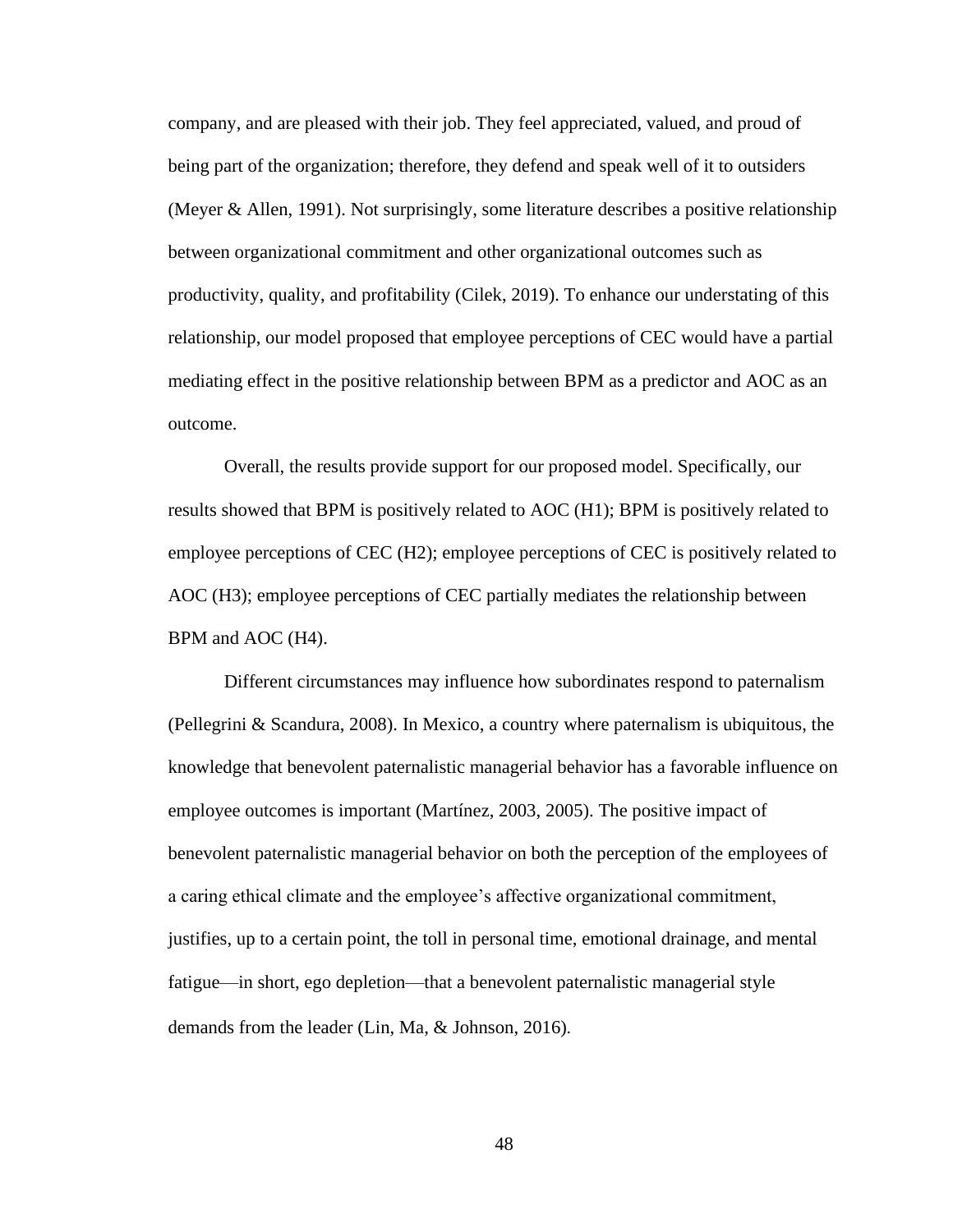company, and are pleased with their job. They feel appreciated, valued, and proud of being part of the organization; therefore, they defend and speak well of it to outsiders (Meyer & Allen, 1991). Not surprisingly, some literature describes a positive relationship between organizational commitment and other organizational outcomes such as productivity, quality, and profitability (Cilek, 2019). To enhance our understating of this relationship, our model proposed that employee perceptions of CEC would have a partial mediating effect in the positive relationship between BPM as a predictor and AOC as an outcome.

Overall, the results provide support for our proposed model. Specifically, our results showed that BPM is positively related to AOC (H1); BPM is positively related to employee perceptions of CEC (H2); employee perceptions of CEC is positively related to AOC (H3); employee perceptions of CEC partially mediates the relationship between BPM and AOC (H4).

Different circumstances may influence how subordinates respond to paternalism (Pellegrini & Scandura, 2008). In Mexico, a country where paternalism is ubiquitous, the knowledge that benevolent paternalistic managerial behavior has a favorable influence on employee outcomes is important (Martínez, 2003, 2005). The positive impact of benevolent paternalistic managerial behavior on both the perception of the employees of a caring ethical climate and the employee's affective organizational commitment, justifies, up to a certain point, the toll in personal time, emotional drainage, and mental fatigue—in short, ego depletion—that a benevolent paternalistic managerial style demands from the leader (Lin, Ma, & Johnson, 2016).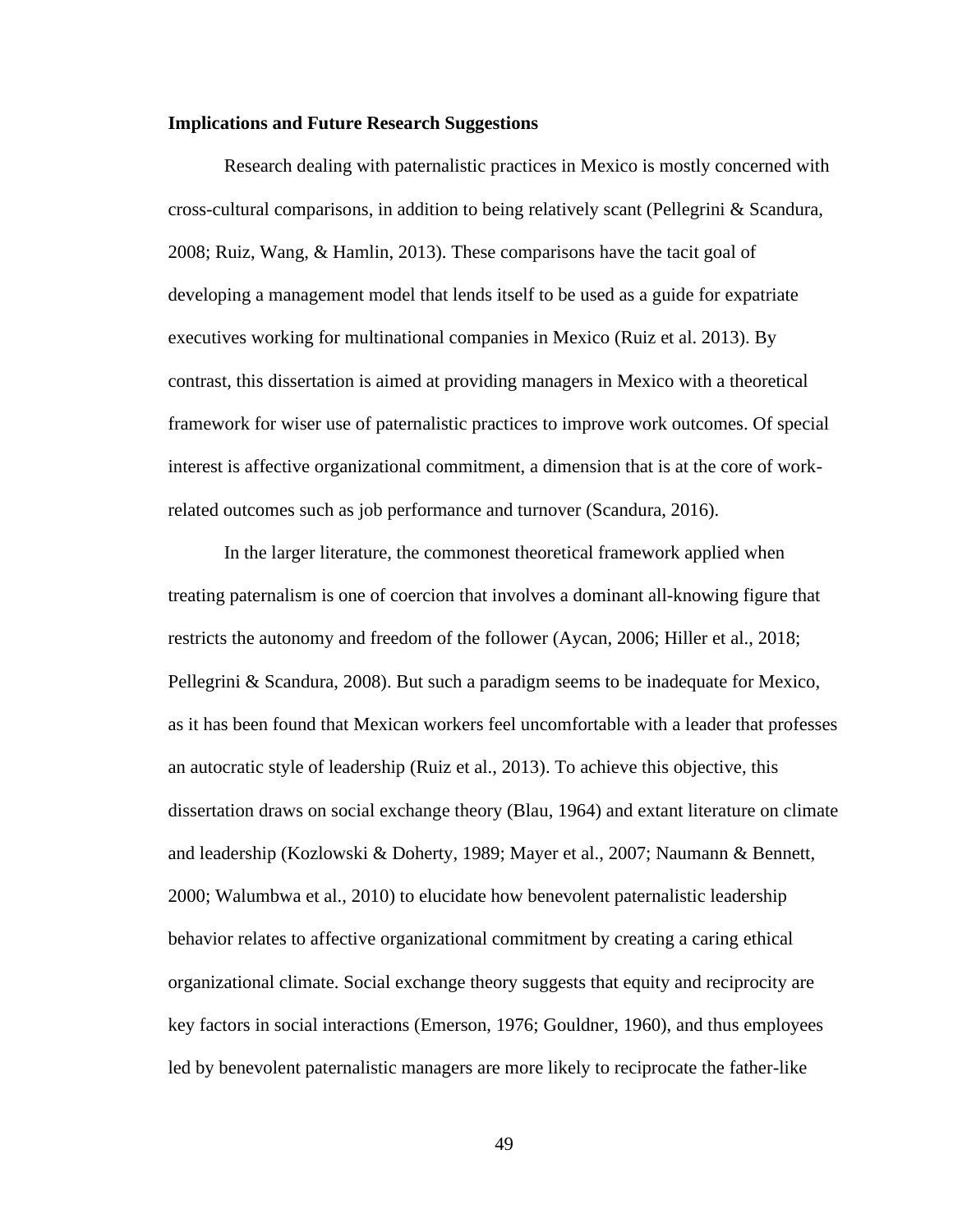**Implications and Future Research Suggestions**

Research dealing with paternalistic practices in Mexico is mostly concerned with cross-cultural comparisons, in addition to being relatively scant (Pellegrini & Scandura, 2008; Ruiz, Wang, & Hamlin, 2013). These comparisons have the tacit goal of developing a management model that lends itself to be used as a guide for expatriate executives working for multinational companies in Mexico (Ruiz et al. 2013). By contrast, this dissertation is aimed at providing managers in Mexico with a theoretical framework for wiser use of paternalistic practices to improve work outcomes. Of special interest is affective organizational commitment, a dimension that is at the core of work-related outcomes such as job performance and turnover (Scandura, 2016).

In the larger literature, the commonest theoretical framework applied when treating paternalism is one of coercion that involves a dominant all-knowing figure that restricts the autonomy and freedom of the follower (Aycan, 2006; Hiller et al., 2018; Pellegrini & Scandura, 2008). But such a paradigm seems to be inadequate for Mexico, as it has been found that Mexican workers feel uncomfortable with a leader that professes an autocratic style of leadership (Ruiz et al., 2013). To achieve this objective, this dissertation draws on social exchange theory (Blau, 1964) and extant literature on climate and leadership (Kozlowski & Doherty, 1989; Mayer et al., 2007; Naumann & Bennett, 2000; Walumbwa et al., 2010) to elucidate how benevolent paternalistic leadership behavior relates to affective organizational commitment by creating a caring ethical organizational climate. Social exchange theory suggests that equity and reciprocity are key factors in social interactions (Emerson, 1976; Gouldner, 1960), and thus employees led by benevolent paternalistic managers are more likely to reciprocate the father-like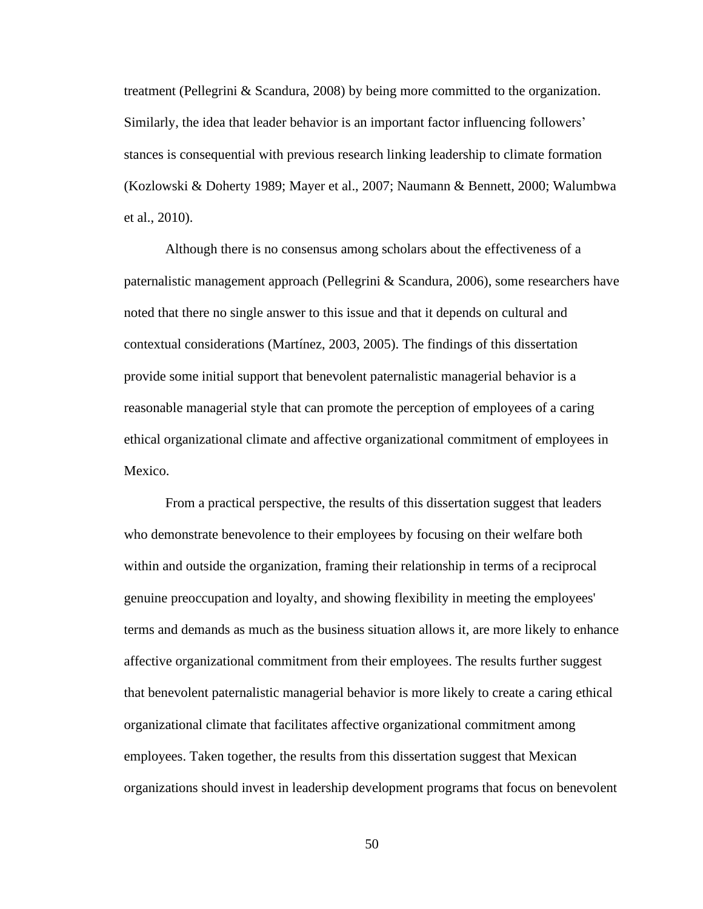treatment (Pellegrini & Scandura, 2008) by being more committed to the organization. Similarly, the idea that leader behavior is an important factor influencing followers' stances is consequential with previous research linking leadership to climate formation (Kozlowski & Doherty 1989; Mayer et al., 2007; Naumann & Bennett, 2000; Walumbwa et al., 2010).

Although there is no consensus among scholars about the effectiveness of a paternalistic management approach (Pellegrini & Scandura, 2006), some researchers have noted that there no single answer to this issue and that it depends on cultural and contextual considerations (Martínez, 2003, 2005). The findings of this dissertation provide some initial support that benevolent paternalistic managerial behavior is a reasonable managerial style that can promote the perception of employees of a caring ethical organizational climate and affective organizational commitment of employees in Mexico.

From a practical perspective, the results of this dissertation suggest that leaders who demonstrate benevolence to their employees by focusing on their welfare both within and outside the organization, framing their relationship in terms of a reciprocal genuine preoccupation and loyalty, and showing flexibility in meeting the employees' terms and demands as much as the business situation allows it, are more likely to enhance affective organizational commitment from their employees. The results further suggest that benevolent paternalistic managerial behavior is more likely to create a caring ethical organizational climate that facilitates affective organizational commitment among employees. Taken together, the results from this dissertation suggest that Mexican organizations should invest in leadership development programs that focus on benevolent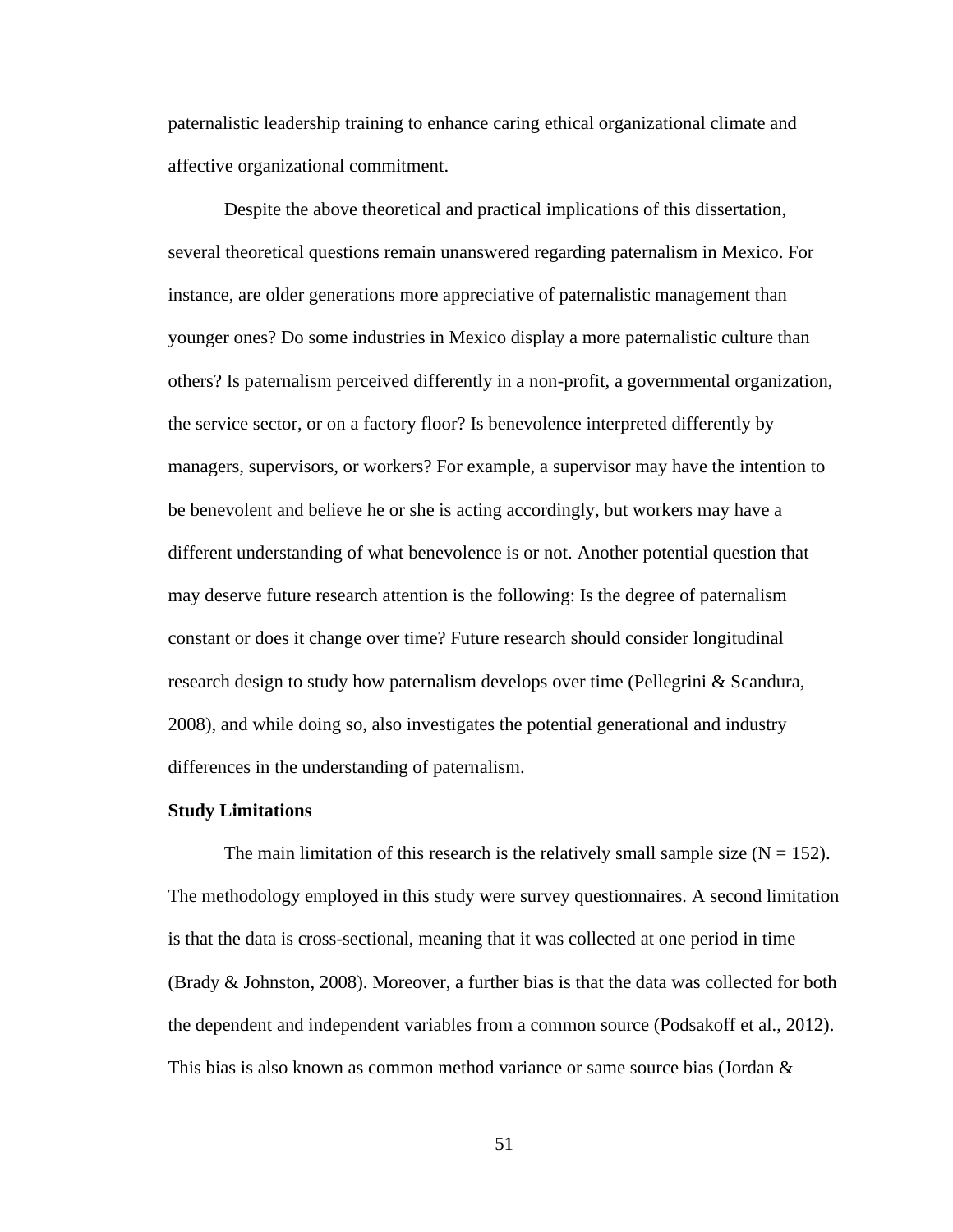paternalistic leadership training to enhance caring ethical organizational climate and affective organizational commitment.

Despite the above theoretical and practical implications of this dissertation, several theoretical questions remain unanswered regarding paternalism in Mexico. For instance, are older generations more appreciative of paternalistic management than younger ones? Do some industries in Mexico display a more paternalistic culture than others? Is paternalism perceived differently in a non-profit, a governmental organization, the service sector, or on a factory floor? Is benevolence interpreted differently by managers, supervisors, or workers? For example, a supervisor may have the intention to be benevolent and believe he or she is acting accordingly, but workers may have a different understanding of what benevolence is or not. Another potential question that may deserve future research attention is the following: Is the degree of paternalism constant or does it change over time? Future research should consider longitudinal research design to study how paternalism develops over time (Pellegrini & Scandura, 2008), and while doing so, also investigates the potential generational and industry differences in the understanding of paternalism.

**Study Limitations**

The main limitation of this research is the relatively small sample size (N = 152). The methodology employed in this study were survey questionnaires. A second limitation is that the data is cross-sectional, meaning that it was collected at one period in time (Brady & Johnston, 2008). Moreover, a further bias is that the data was collected for both the dependent and independent variables from a common source (Podsakoff et al., 2012). This bias is also known as common method variance or same source bias (Jordan &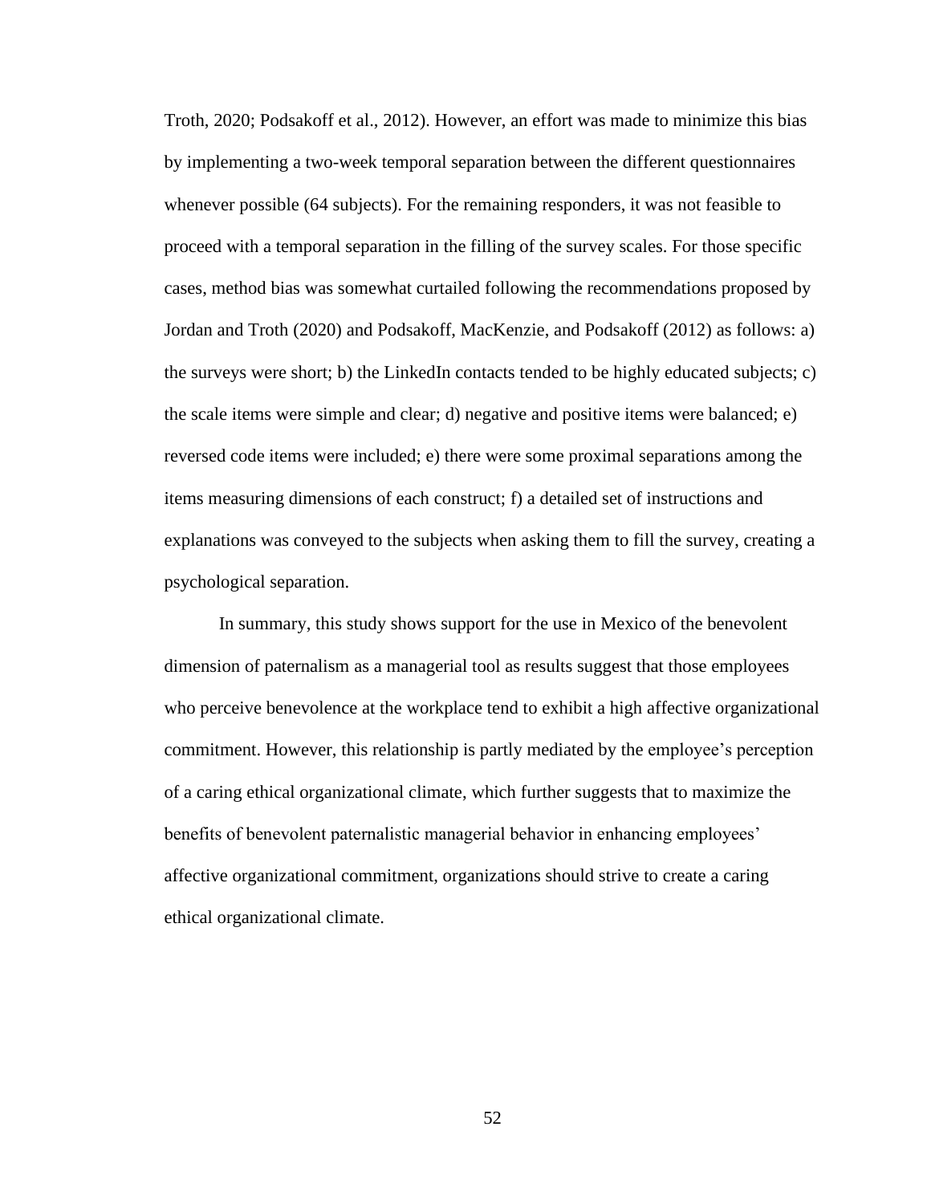Troth, 2020; Podsakoff et al., 2012). However, an effort was made to minimize this bias by implementing a two-week temporal separation between the different questionnaires whenever possible (64 subjects). For the remaining responders, it was not feasible to proceed with a temporal separation in the filling of the survey scales. For those specific cases, method bias was somewhat curtailed following the recommendations proposed by Jordan and Troth (2020) and Podsakoff, MacKenzie, and Podsakoff (2012) as follows: a) the surveys were short; b) the LinkedIn contacts tended to be highly educated subjects; c) the scale items were simple and clear; d) negative and positive items were balanced; e) reversed code items were included; e) there were some proximal separations among the items measuring dimensions of each construct; f) a detailed set of instructions and explanations was conveyed to the subjects when asking them to fill the survey, creating a psychological separation.

In summary, this study shows support for the use in Mexico of the benevolent dimension of paternalism as a managerial tool as results suggest that those employees who perceive benevolence at the workplace tend to exhibit a high affective organizational commitment. However, this relationship is partly mediated by the employee's perception of a caring ethical organizational climate, which further suggests that to maximize the benefits of benevolent paternalistic managerial behavior in enhancing employees' affective organizational commitment, organizations should strive to create a caring ethical organizational climate.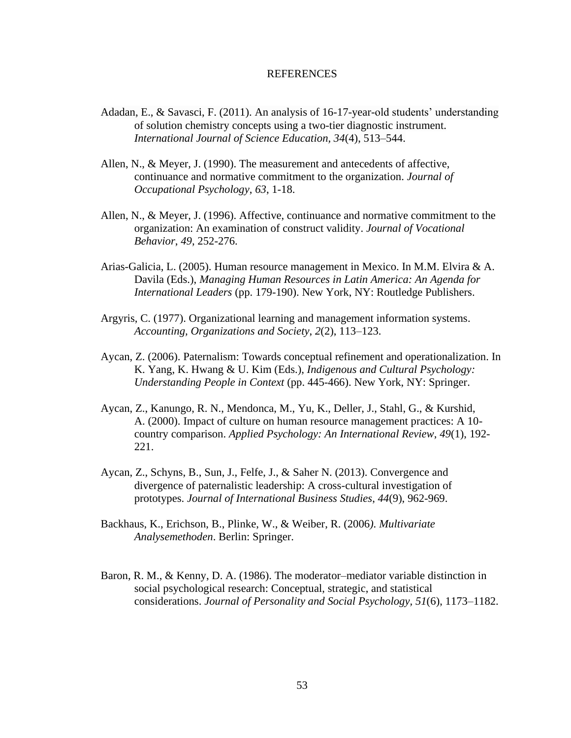# REFERENCES

Adadan, E., & Savasci, F. (2011). An analysis of 16-17-year-old students' understanding of solution chemistry concepts using a two-tier diagnostic instrument. *International Journal of Science Education, 34*(4), 513–544.

Allen, N., & Meyer, J. (1990). The measurement and antecedents of affective, continuance and normative commitment to the organization. *Journal of Occupational Psychology*, *63*, 1-18.

Allen, N., & Meyer, J. (1996). Affective, continuance and normative commitment to the organization: An examination of construct validity. *Journal of Vocational Behavior*, *49*, 252-276.

Arias-Galicia, L. (2005). Human resource management in Mexico. In M.M. Elvira & A. Davila (Eds.), *Managing Human Resources in Latin America: An Agenda for International Leaders* (pp. 179-190). New York, NY: Routledge Publishers.

Argyris, C. (1977). Organizational learning and management information systems. *Accounting, Organizations and Society*, *2*(2), 113–123.

Aycan, Z. (2006). Paternalism: Towards conceptual refinement and operationalization. In K. Yang, K. Hwang & U. Kim (Eds.), *Indigenous and Cultural Psychology: Understanding People in Context* (pp. 445-466). New York, NY: Springer.

Aycan, Z., Kanungo, R. N., Mendonca, M., Yu, K., Deller, J., Stahl, G., & Kurshid, A. (2000). Impact of culture on human resource management practices: A 10-country comparison. *Applied Psychology: An International Review*, *49*(1), 192-221.

Aycan, Z., Schyns, B., Sun, J., Felfe, J., & Saher N. (2013). Convergence and divergence of paternalistic leadership: A cross-cultural investigation of prototypes. *Journal of International Business Studies*, *44*(9), 962-969.

Backhaus, K., Erichson, B., Plinke, W., & Weiber, R. (2006*). Multivariate Analysemethoden*. Berlin: Springer.

Baron, R. M., & Kenny, D. A. (1986). The moderator–mediator variable distinction in social psychological research: Conceptual, strategic, and statistical considerations. *Journal of Personality and Social Psychology, 51*(6), 1173–1182.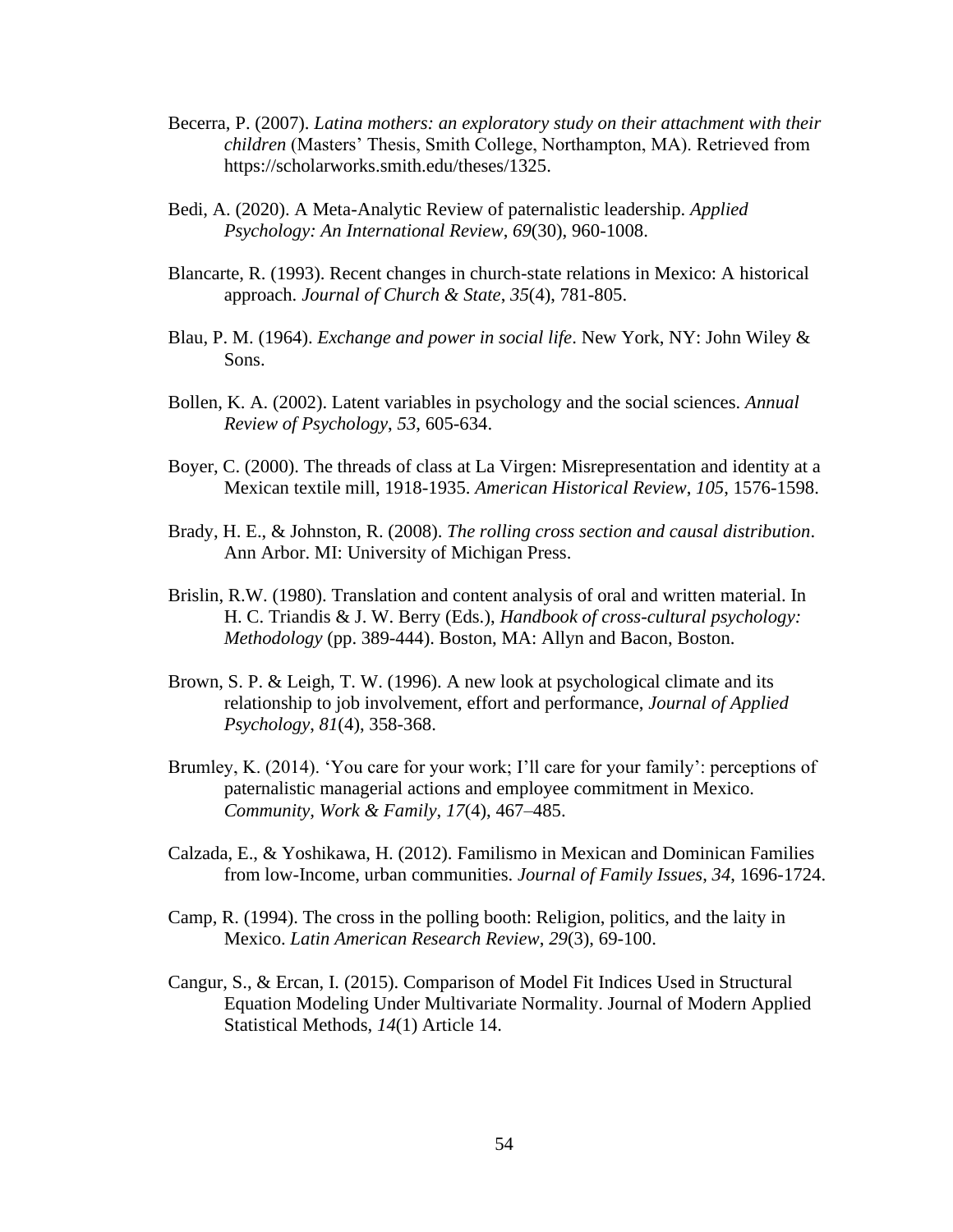Becerra, P. (2007). *Latina mothers: an exploratory study on their attachment with their children* (Masters' Thesis, Smith College, Northampton, MA). Retrieved from https://scholarworks.smith.edu/theses/1325.

Bedi, A. (2020). A Meta-Analytic Review of paternalistic leadership. *Applied Psychology: An International Review*, *69*(30), 960-1008.

Blancarte, R. (1993). Recent changes in church-state relations in Mexico: A historical approach. *Journal of Church & State*, *35*(4), 781-805.

Blau, P. M. (1964). *Exchange and power in social life*. New York, NY: John Wiley & Sons.

Bollen, K. A. (2002). Latent variables in psychology and the social sciences. *Annual Review of Psychology*, *53*, 605-634.

Boyer, C. (2000). The threads of class at La Virgen: Misrepresentation and identity at a Mexican textile mill, 1918-1935. *American Historical Review*, *105*, 1576-1598.

Brady, H. E., & Johnston, R. (2008). *The rolling cross section and causal distribution*. Ann Arbor. MI: University of Michigan Press.

Brislin, R.W. (1980). Translation and content analysis of oral and written material. In H. C. Triandis & J. W. Berry (Eds.), *Handbook of cross-cultural psychology: Methodology* (pp. 389-444). Boston, MA: Allyn and Bacon, Boston.

Brown, S. P. & Leigh, T. W. (1996). A new look at psychological climate and its relationship to job involvement, effort and performance, *Journal of Applied Psychology*, *81*(4), 358-368.

Brumley, K. (2014). 'You care for your work; I'll care for your family': perceptions of paternalistic managerial actions and employee commitment in Mexico. *Community, Work & Family*, *17*(4), 467–485.

Calzada, E., & Yoshikawa, H. (2012). Familismo in Mexican and Dominican Families from low-Income, urban communities. *Journal of Family Issues*, *34*, 1696-1724.

Camp, R. (1994). The cross in the polling booth: Religion, politics, and the laity in Mexico. *Latin American Research Review*, *29*(3), 69-100.

Cangur, S., & Ercan, I. (2015). Comparison of Model Fit Indices Used in Structural Equation Modeling Under Multivariate Normality. Journal of Modern Applied Statistical Methods, *14*(1) Article 14.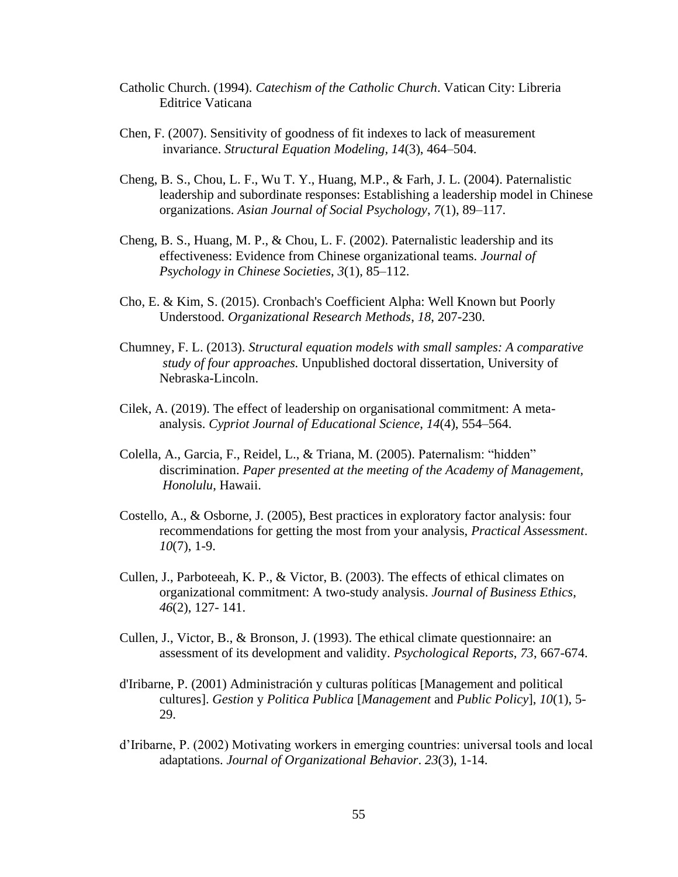Catholic Church. (1994). *Catechism of the Catholic Church*. Vatican City: Libreria Editrice Vaticana

Chen, F. (2007). Sensitivity of goodness of fit indexes to lack of measurement invariance. *Structural Equation Modeling*, *14*(3), 464–504.

Cheng, B. S., Chou, L. F., Wu T. Y., Huang, M.P., & Farh, J. L. (2004). Paternalistic leadership and subordinate responses: Establishing a leadership model in Chinese organizations. *Asian Journal of Social Psychology*, *7*(1), 89–117.

Cheng, B. S., Huang, M. P., & Chou, L. F. (2002). Paternalistic leadership and its effectiveness: Evidence from Chinese organizational teams. *Journal of Psychology in Chinese Societies*, *3*(1), 85–112.

Cho, E. & Kim, S. (2015). Cronbach's Coefficient Alpha: Well Known but Poorly Understood. *Organizational Research Methods*, *18*, 207-230.

Chumney, F. L. (2013). *Structural equation models with small samples: A comparative study of four approaches.* Unpublished doctoral dissertation, University of Nebraska-Lincoln.

Cilek, A. (2019). The effect of leadership on organisational commitment: A meta-analysis. *Cypriot Journal of Educational Science*, *14*(4), 554–564.

Colella, A., Garcia, F., Reidel, L., & Triana, M. (2005). Paternalism: "hidden" discrimination. *Paper presented at the meeting of the Academy of Management, Honolulu*, Hawaii.

Costello, A., & Osborne, J. (2005), Best practices in exploratory factor analysis: four recommendations for getting the most from your analysis, *Practical Assessment*. *10*(7), 1-9.

Cullen, J., Parboteeah, K. P., & Victor, B. (2003). The effects of ethical climates on organizational commitment: A two-study analysis. *Journal of Business Ethics*, *46*(2), 127- 141.

Cullen, J., Victor, B., & Bronson, J. (1993). The ethical climate questionnaire: an assessment of its development and validity. *Psychological Reports*, *73*, 667-674.

d'Iribarne, P. (2001) Administración y culturas políticas [Management and political cultures]. *Gestion* y *Politica Publica* [*Management* and *Public Policy*], *10*(1), 5-29.

d'Iribarne, P. (2002) Motivating workers in emerging countries: universal tools and local adaptations. *Journal of Organizational Behavior*. *23*(3), 1-14.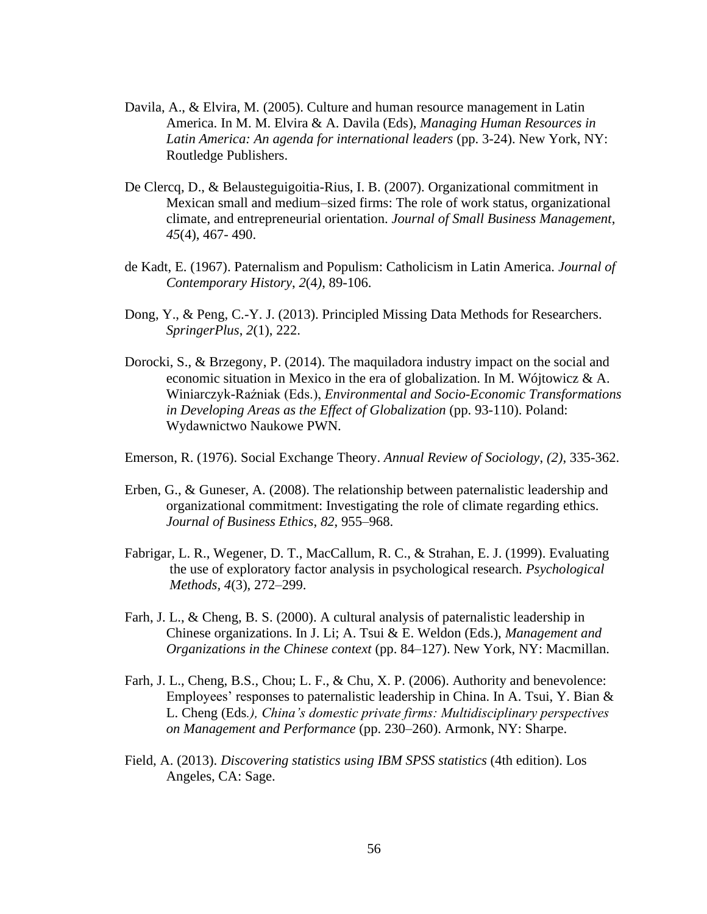Davila, A., & Elvira, M. (2005). Culture and human resource management in Latin America. In M. M. Elvira & A. Davila (Eds), *Managing Human Resources in Latin America: An agenda for international leaders* (pp. 3-24). New York, NY: Routledge Publishers.

De Clercq, D., & Belausteguigoitia-Rius, I. B. (2007). Organizational commitment in Mexican small and medium–sized firms: The role of work status, organizational climate, and entrepreneurial orientation. *Journal of Small Business Management*, *45*(4), 467- 490.

de Kadt, E. (1967). Paternalism and Populism: Catholicism in Latin America. *Journal of Contemporary History*, *2*(4), 89-106.

Dong, Y., & Peng, C.-Y. J. (2013). Principled Missing Data Methods for Researchers. *SpringerPlus*, *2*(1), 222.

Dorocki, S., & Brzegony, P. (2014). The maquiladora industry impact on the social and economic situation in Mexico in the era of globalization. In M. Wójtowicz & A. Winiarczyk-Raźniak (Eds.), *Environmental and Socio-Economic Transformations in Developing Areas as the Effect of Globalization* (pp. 93-110). Poland: Wydawnictwo Naukowe PWN.

Emerson, R. (1976). Social Exchange Theory. *Annual Review of Sociology*, *(2)*, 335-362.

Erben, G., & Guneser, A. (2008). The relationship between paternalistic leadership and organizational commitment: Investigating the role of climate regarding ethics. *Journal of Business Ethics*, *82*, 955–968.

Fabrigar, L. R., Wegener, D. T., MacCallum, R. C., & Strahan, E. J. (1999). Evaluating the use of exploratory factor analysis in psychological research. *Psychological Methods*, *4*(3), 272–299.

Farh, J. L., & Cheng, B. S. (2000). A cultural analysis of paternalistic leadership in Chinese organizations. In J. Li; A. Tsui & E. Weldon (Eds.), *Management and Organizations in the Chinese context* (pp. 84–127). New York, NY: Macmillan.

Farh, J. L., Cheng, B.S., Chou; L. F., & Chu, X. P. (2006). Authority and benevolence: Employees' responses to paternalistic leadership in China. In A. Tsui, Y. Bian & L. Cheng (Eds*.), China's domestic private firms: Multidisciplinary perspectives on Management and Performance* (pp. 230–260). Armonk, NY: Sharpe.

Field, A. (2013). *Discovering statistics using IBM SPSS statistics* (4th edition). Los Angeles, CA: Sage.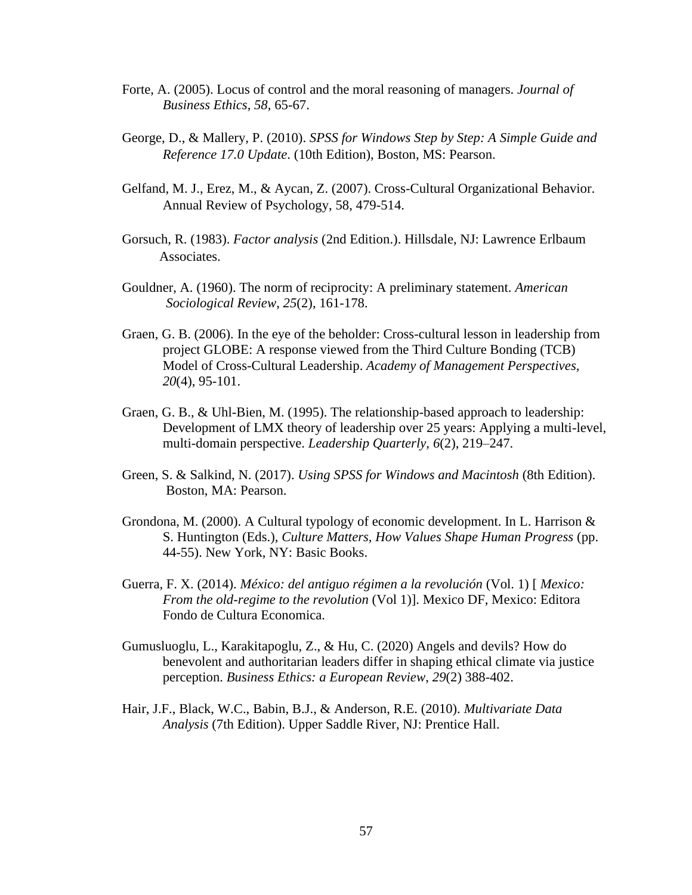Forte, A. (2005). Locus of control and the moral reasoning of managers. *Journal of Business Ethics*, *58*, 65-67.

George, D., & Mallery, P. (2010). *SPSS for Windows Step by Step: A Simple Guide and Reference 17.0 Update*. (10th Edition), Boston, MS: Pearson.

Gelfand, M. J., Erez, M., & Aycan, Z. (2007). Cross-Cultural Organizational Behavior. Annual Review of Psychology, 58, 479-514.

Gorsuch, R. (1983). *Factor analysis* (2nd Edition.). Hillsdale, NJ: Lawrence Erlbaum Associates.

Gouldner, A. (1960). The norm of reciprocity: A preliminary statement. *American Sociological Review*, *25*(2), 161-178.

Graen, G. B. (2006). In the eye of the beholder: Cross-cultural lesson in leadership from project GLOBE: A response viewed from the Third Culture Bonding (TCB) Model of Cross-Cultural Leadership. *Academy of Management Perspectives, 20*(4), 95-101.

Graen, G. B., & Uhl-Bien, M. (1995). The relationship-based approach to leadership: Development of LMX theory of leadership over 25 years: Applying a multi-level, multi-domain perspective. *Leadership Quarterly*, *6*(2), 219–247.

Green, S. & Salkind, N. (2017). *Using SPSS for Windows and Macintosh* (8th Edition). Boston, MA: Pearson.

Grondona, M. (2000). A Cultural typology of economic development. In L. Harrison & S. Huntington (Eds.), *Culture Matters, How Values Shape Human Progress* (pp. 44-55). New York, NY: Basic Books.

Guerra, F. X. (2014). *México: del antiguo régimen a la revolución* (Vol. 1) [ *Mexico: From the old-regime to the revolution* (Vol 1)]. Mexico DF, Mexico: Editora Fondo de Cultura Economica.

Gumusluoglu, L., Karakitapoglu, Z., & Hu, C. (2020) Angels and devils? How do benevolent and authoritarian leaders differ in shaping ethical climate via justice perception. *Business Ethics: a European Review*, *29*(2) 388-402.

Hair, J.F., Black, W.C., Babin, B.J., & Anderson, R.E. (2010). *Multivariate Data Analysis* (7th Edition). Upper Saddle River, NJ: Prentice Hall.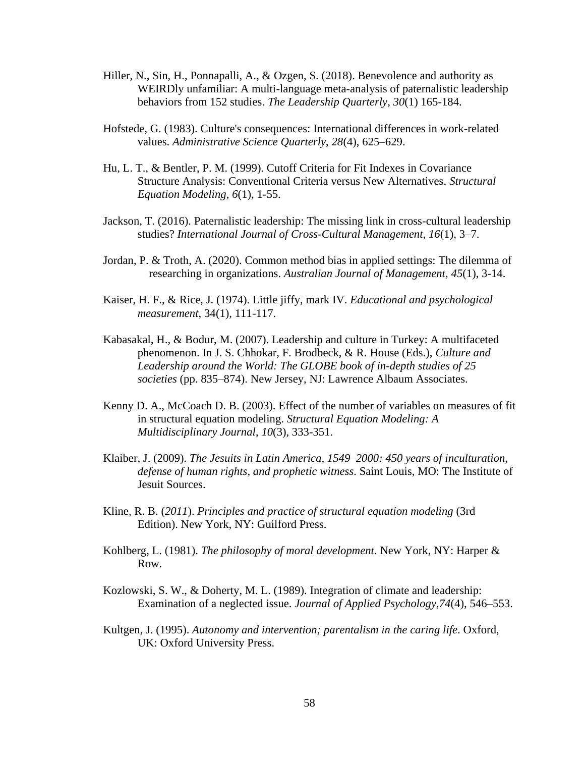Hiller, N., Sin, H., Ponnapalli, A., & Ozgen, S. (2018). Benevolence and authority as WEIRDly unfamiliar: A multi-language meta-analysis of paternalistic leadership behaviors from 152 studies. *The Leadership Quarterly, 30*(1) 165-184.

Hofstede, G. (1983). Culture's consequences: International differences in work-related values. *Administrative Science Quarterly*, *28*(4), 625–629.

Hu, L. T., & Bentler, P. M. (1999). Cutoff Criteria for Fit Indexes in Covariance Structure Analysis: Conventional Criteria versus New Alternatives. *Structural Equation Modeling*, *6*(1), 1-55.

Jackson, T. (2016). Paternalistic leadership: The missing link in cross-cultural leadership studies? *International Journal of Cross-Cultural Management*, *16*(1), 3–7.

Jordan, P. & Troth, A. (2020). Common method bias in applied settings: The dilemma of researching in organizations. *Australian Journal of Management, 45*(1), 3-14.

Kaiser, H. F., & Rice, J. (1974). Little jiffy, mark IV. *Educational and psychological measurement*, 34(1), 111-117.

Kabasakal, H., & Bodur, M. (2007). Leadership and culture in Turkey: A multifaceted phenomenon. In J. S. Chhokar, F. Brodbeck, & R. House (Eds.), *Culture and Leadership around the World: The GLOBE book of in-depth studies of 25 societies* (pp. 835–874). New Jersey, NJ: Lawrence Albaum Associates.

Kenny D. A., McCoach D. B. (2003). Effect of the number of variables on measures of fit in structural equation modeling. *Structural Equation Modeling: A Multidisciplinary Journal*, *10*(3), 333-351.

Klaiber, J. (2009). *The Jesuits in Latin America, 1549–2000: 450 years of inculturation, defense of human rights, and prophetic witness*. Saint Louis, MO: The Institute of Jesuit Sources.

Kline, R. B. (*2011*). *Principles and practice of structural equation modeling* (3rd Edition). New York, NY: Guilford Press.

Kohlberg, L. (1981). *The philosophy of moral development*. New York, NY: Harper & Row.

Kozlowski, S. W., & Doherty, M. L. (1989). Integration of climate and leadership: Examination of a neglected issue. *Journal of Applied Psychology,74*(4), 546–553.

Kultgen, J. (1995). *Autonomy and intervention; parentalism in the caring life*. Oxford, UK: Oxford University Press.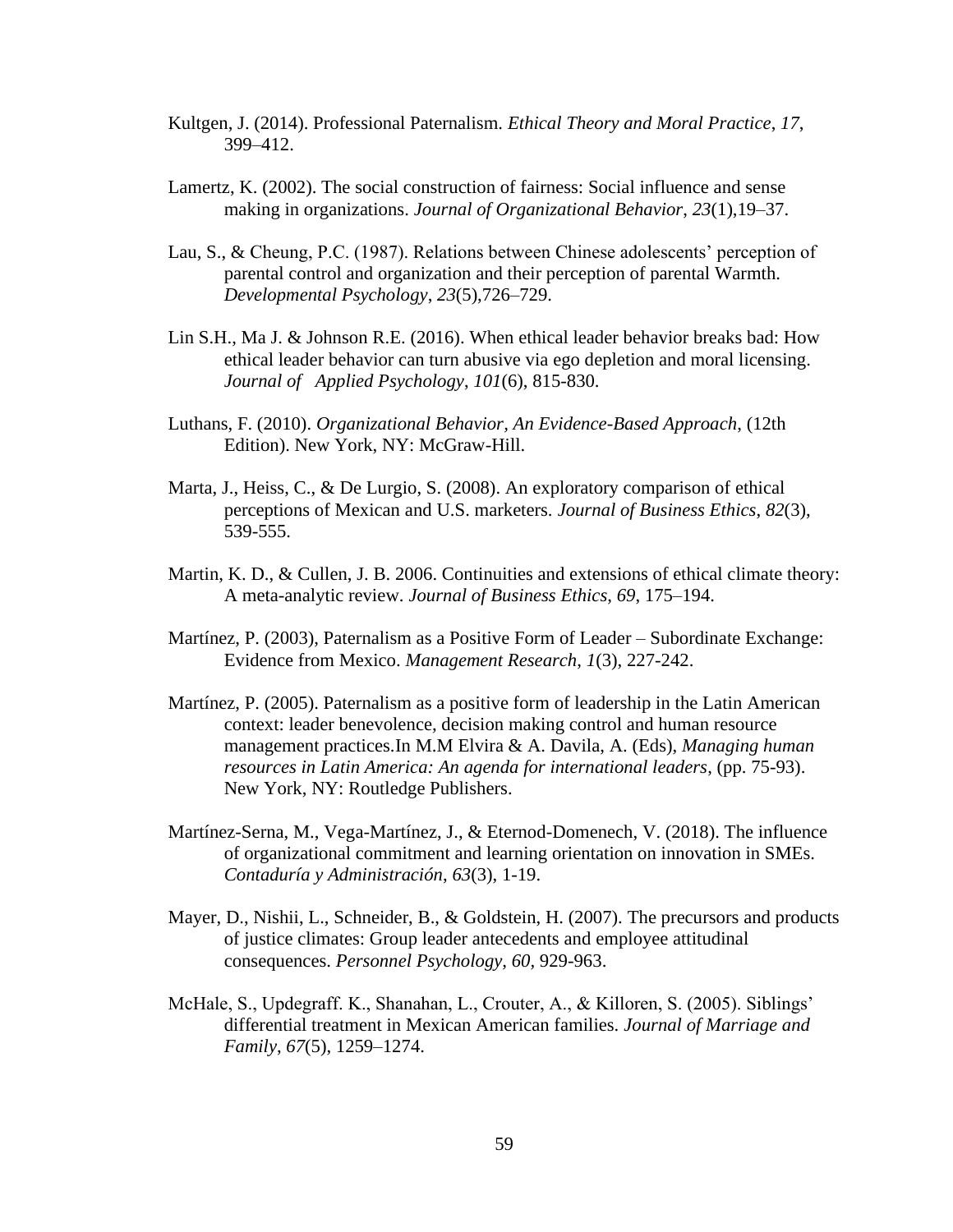Kultgen, J. (2014). Professional Paternalism. *Ethical Theory and Moral Practice*, *17*, 399–412.

Lamertz, K. (2002). The social construction of fairness: Social influence and sense making in organizations. *Journal of Organizational Behavior*, *23*(1),19–37.

Lau, S., & Cheung, P.C. (1987). Relations between Chinese adolescents' perception of parental control and organization and their perception of parental Warmth. *Developmental Psychology*, *23*(5),726–729.

Lin S.H., Ma J. & Johnson R.E. (2016). When ethical leader behavior breaks bad: How ethical leader behavior can turn abusive via ego depletion and moral licensing. *Journal of Applied Psychology*, *101*(6), 815-830.

Luthans, F. (2010). *Organizational Behavior, An Evidence-Based Approach*, (12th Edition). New York, NY: McGraw-Hill.

Marta, J., Heiss, C., & De Lurgio, S. (2008). An exploratory comparison of ethical perceptions of Mexican and U.S. marketers. *Journal of Business Ethics*, *82*(3), 539-555.

Martin, K. D., & Cullen, J. B. 2006. Continuities and extensions of ethical climate theory: A meta-analytic review. *Journal of Business Ethics*, *69*, 175–194.

Martínez, P. (2003), Paternalism as a Positive Form of Leader – Subordinate Exchange: Evidence from Mexico. *Management Research*, *1*(3), 227-242.

Martínez, P. (2005). Paternalism as a positive form of leadership in the Latin American context: leader benevolence, decision making control and human resource management practices.In M.M Elvira & A. Davila, A. (Eds), *Managing human resources in Latin America: An agenda for international leaders*, (pp. 75-93). New York, NY: Routledge Publishers.

Martínez-Serna, M., Vega-Martínez, J., & Eternod-Domenech, V. (2018). The influence of organizational commitment and learning orientation on innovation in SMEs. *Contaduría y Administración*, *63*(3), 1-19.

Mayer, D., Nishii, L., Schneider, B., & Goldstein, H. (2007). The precursors and products of justice climates: Group leader antecedents and employee attitudinal consequences. *Personnel Psychology*, *60*, 929-963.

McHale, S., Updegraff. K., Shanahan, L., Crouter, A., & Killoren, S. (2005). Siblings' differential treatment in Mexican American families. *Journal of Marriage and Family*, *67*(5), 1259–1274.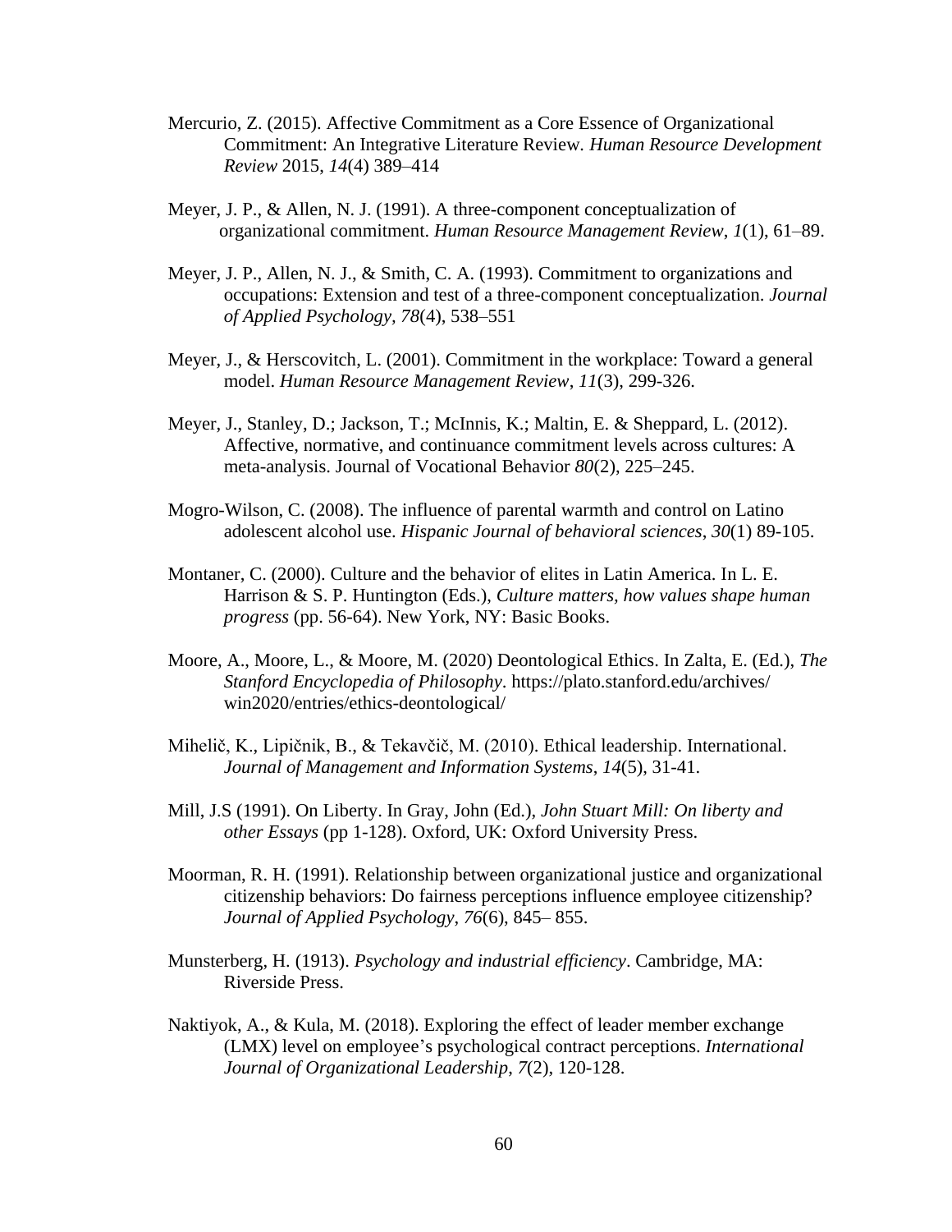Mercurio, Z. (2015). Affective Commitment as a Core Essence of Organizational Commitment: An Integrative Literature Review. *Human Resource Development Review* 2015, *14*(4) 389–414

Meyer, J. P., & Allen, N. J. (1991). A three-component conceptualization of organizational commitment. *Human Resource Management Review*, *1*(1), 61–89.

Meyer, J. P., Allen, N. J., & Smith, C. A. (1993). Commitment to organizations and occupations: Extension and test of a three-component conceptualization. *Journal of Applied Psychology*, *78*(4), 538–551

Meyer, J., & Herscovitch, L. (2001). Commitment in the workplace: Toward a general model. *Human Resource Management Review*, *11*(3), 299-326.

Meyer, J., Stanley, D.; Jackson, T.; McInnis, K.; Maltin, E. & Sheppard, L. (2012). Affective, normative, and continuance commitment levels across cultures: A meta-analysis. Journal of Vocational Behavior *80*(2), 225–245.

Mogro-Wilson, C. (2008). The influence of parental warmth and control on Latino adolescent alcohol use. *Hispanic Journal of behavioral sciences*, *30*(1) 89-105.

Montaner, C. (2000). Culture and the behavior of elites in Latin America. In L. E. Harrison & S. P. Huntington (Eds.), *Culture matters, how values shape human progress* (pp. 56-64). New York, NY: Basic Books.

Moore, A., Moore, L., & Moore, M. (2020) Deontological Ethics. In Zalta, E. (Ed.), *The Stanford Encyclopedia of Philosophy*. https://plato.stanford.edu/archives/win2020/entries/ethics-deontological/

Mihelič, K., Lipičnik, B., & Tekavčič, M. (2010). Ethical leadership. International. *Journal of Management and Information Systems*, *14*(5), 31-41.

Mill, J.S (1991). On Liberty. In Gray, John (Ed.), *John Stuart Mill: On liberty and other Essays* (pp 1-128). Oxford, UK: Oxford University Press.

Moorman, R. H. (1991). Relationship between organizational justice and organizational citizenship behaviors: Do fairness perceptions influence employee citizenship? *Journal of Applied Psychology*, *76*(6), 845– 855.

Munsterberg, H. (1913). *Psychology and industrial efficiency*. Cambridge, MA: Riverside Press.

Naktiyok, A., & Kula, M. (2018). Exploring the effect of leader member exchange (LMX) level on employee's psychological contract perceptions. *International Journal of Organizational Leadership*, *7*(2), 120-128.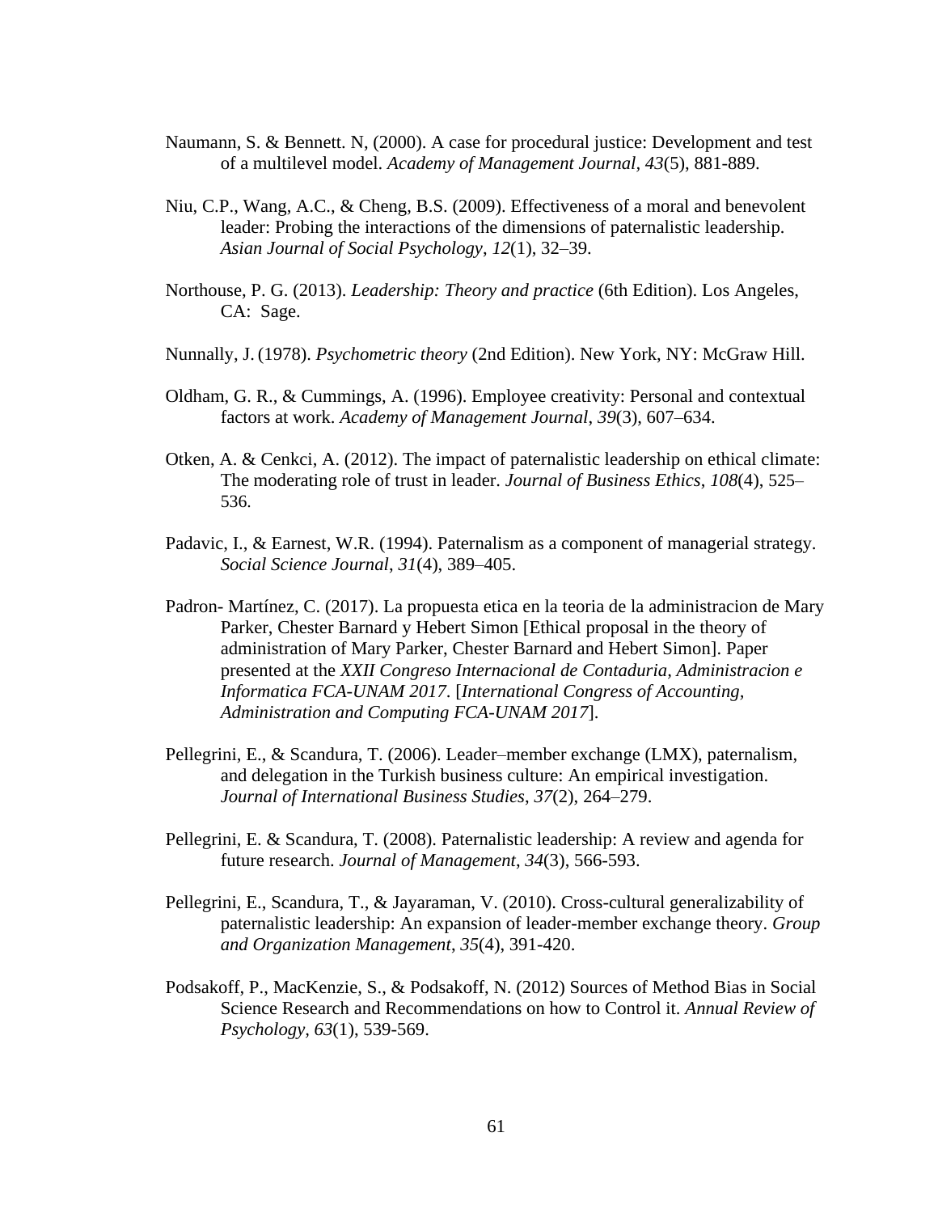Naumann, S. & Bennett. N, (2000). A case for procedural justice: Development and test of a multilevel model. *Academy of Management Journal, 43*(5), 881-889.

Niu, C.P., Wang, A.C., & Cheng, B.S. (2009). Effectiveness of a moral and benevolent leader: Probing the interactions of the dimensions of paternalistic leadership. *Asian Journal of Social Psychology*, *12*(1), 32–39.

Northouse, P. G. (2013). *Leadership: Theory and practice* (6th Edition). Los Angeles, CA: Sage.

Nunnally, J. (1978). *Psychometric theory* (2nd Edition). New York, NY: McGraw Hill.

Oldham, G. R., & Cummings, A. (1996). Employee creativity: Personal and contextual factors at work. *Academy of Management Journal*, *39*(3), 607–634.

Otken, A. & Cenkci, A. (2012). The impact of paternalistic leadership on ethical climate: The moderating role of trust in leader. *Journal of Business Ethics*, *108*(4), 525–536.

Padavic, I., & Earnest, W.R. (1994). Paternalism as a component of managerial strategy. *Social Science Journal*, *31*(4), 389–405.

Padron- Martínez, C. (2017). La propuesta etica en la teoria de la administracion de Mary Parker, Chester Barnard y Hebert Simon [Ethical proposal in the theory of administration of Mary Parker, Chester Barnard and Hebert Simon]. Paper presented at the *XXII Congreso Internacional de Contaduria, Administracion e Informatica FCA-UNAM 2017*. [*International Congress of Accounting, Administration and Computing FCA-UNAM 2017*].

Pellegrini, E., & Scandura, T. (2006). Leader–member exchange (LMX), paternalism, and delegation in the Turkish business culture: An empirical investigation. *Journal of International Business Studies*, *37*(2), 264–279.

Pellegrini, E. & Scandura, T. (2008). Paternalistic leadership: A review and agenda for future research. *Journal of Management*, *34*(3), 566-593.

Pellegrini, E., Scandura, T., & Jayaraman, V. (2010). Cross-cultural generalizability of paternalistic leadership: An expansion of leader-member exchange theory. *Group and Organization Management*, *35*(4), 391-420.

Podsakoff, P., MacKenzie, S., & Podsakoff, N. (2012) Sources of Method Bias in Social Science Research and Recommendations on how to Control it. *Annual Review of Psychology, 63*(1), 539-569.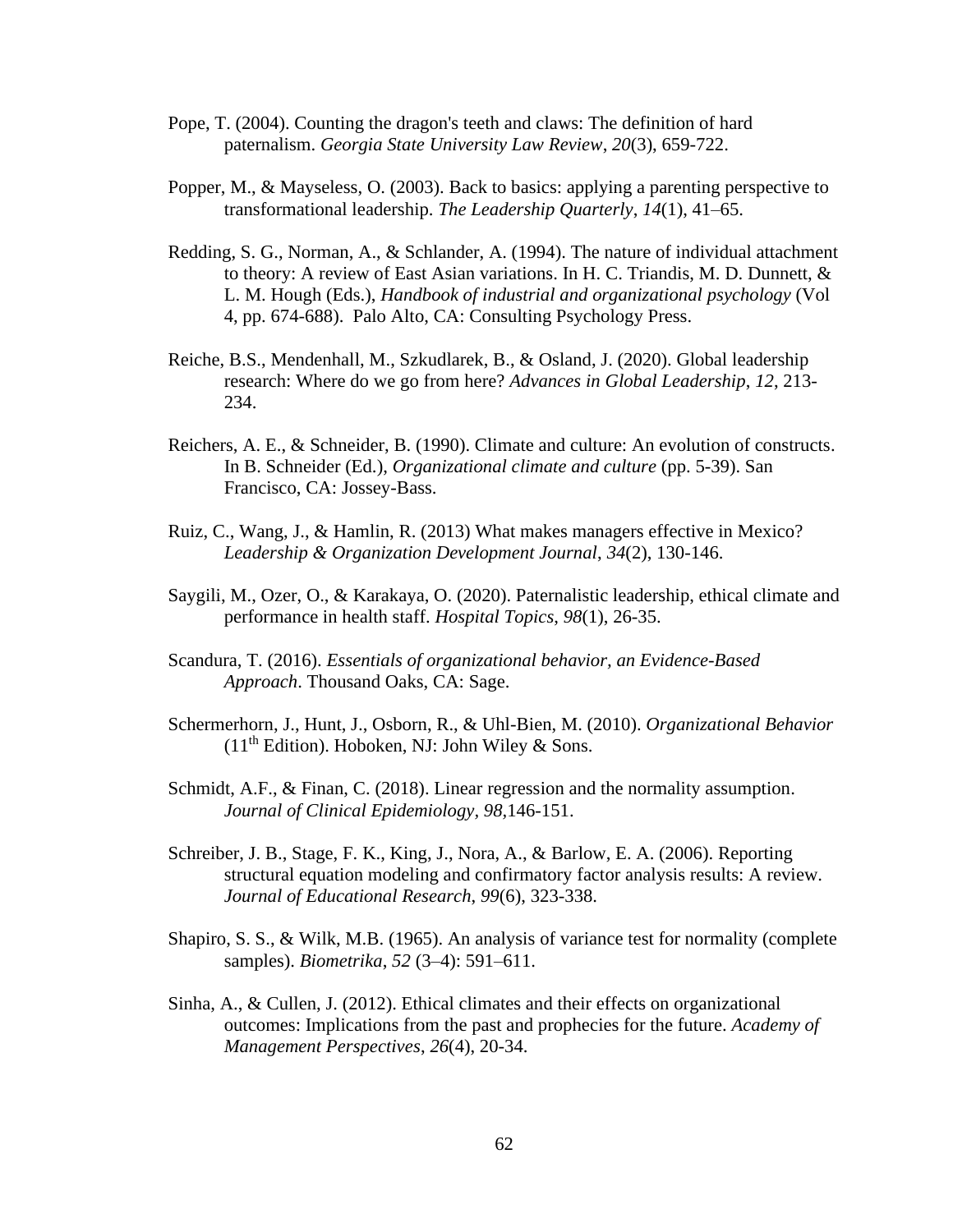Pope, T. (2004). Counting the dragon's teeth and claws: The definition of hard paternalism. *Georgia State University Law Review*, *20*(3), 659-722.

Popper, M., & Mayseless, O. (2003). Back to basics: applying a parenting perspective to transformational leadership. *The Leadership Quarterly*, *14*(1), 41–65.

Redding, S. G., Norman, A., & Schlander, A. (1994). The nature of individual attachment to theory: A review of East Asian variations. In H. C. Triandis, M. D. Dunnett, & L. M. Hough (Eds.), *Handbook of industrial and organizational psychology* (Vol 4, pp. 674-688). Palo Alto, CA: Consulting Psychology Press.

Reiche, B.S., Mendenhall, M., Szkudlarek, B., & Osland, J. (2020). Global leadership research: Where do we go from here? *Advances in Global Leadership*, *12*, 213-234.

Reichers, A. E., & Schneider, B. (1990). Climate and culture: An evolution of constructs. In B. Schneider (Ed.), *Organizational climate and culture* (pp. 5-39). San Francisco, CA: Jossey-Bass.

Ruiz, C., Wang, J., & Hamlin, R. (2013) What makes managers effective in Mexico? *Leadership & Organization Development Journal*, *34*(2), 130-146.

Saygili, M., Ozer, O., & Karakaya, O. (2020). Paternalistic leadership, ethical climate and performance in health staff. *Hospital Topics*, *98*(1), 26-35.

Scandura, T. (2016). *Essentials of organizational behavior, an Evidence-Based Approach*. Thousand Oaks, CA: Sage.

Schermerhorn, J., Hunt, J., Osborn, R., & Uhl-Bien, M. (2010). *Organizational Behavior* (11th Edition). Hoboken, NJ: John Wiley & Sons.

Schmidt, A.F., & Finan, C. (2018). Linear regression and the normality assumption. *Journal of Clinical Epidemiology, 98*,146-151.

Schreiber, J. B., Stage, F. K., King, J., Nora, A., & Barlow, E. A. (2006). Reporting structural equation modeling and confirmatory factor analysis results: A review. *Journal of Educational Research*, *99*(6), 323-338.

Shapiro, S. S., & Wilk, M.B. (1965). An analysis of variance test for normality (complete samples). *Biometrika*, *52* (3–4): 591–611.

Sinha, A., & Cullen, J. (2012). Ethical climates and their effects on organizational outcomes: Implications from the past and prophecies for the future. *Academy of Management Perspectives*, *26*(4), 20-34.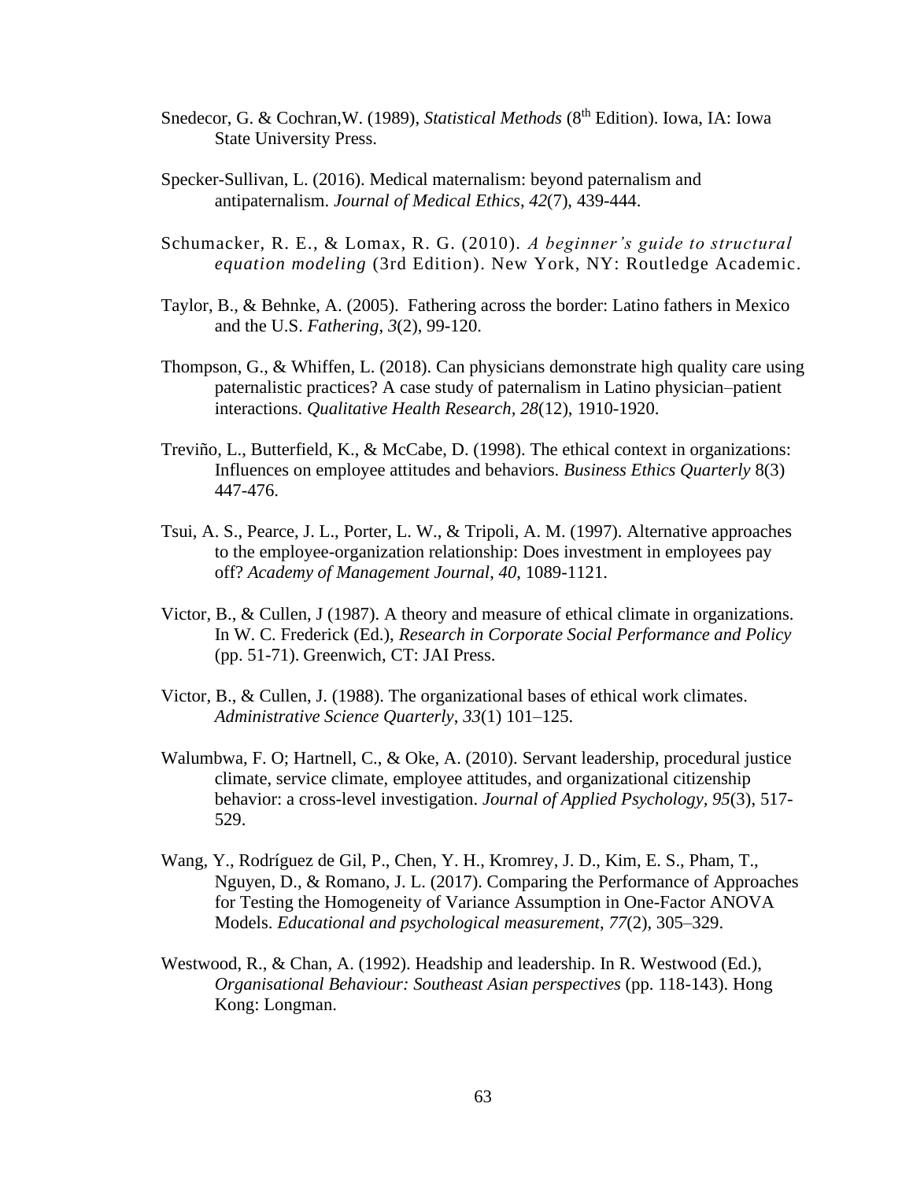Snedecor, G. & Cochran,W. (1989), *Statistical Methods* (8th Edition). Iowa, IA: Iowa State University Press.

Specker-Sullivan, L. (2016). Medical maternalism: beyond paternalism and antipaternalism. *Journal of Medical Ethics*, *42*(7), 439-444.

Schumacker, R. E., & Lomax, R. G. (2010). *A beginner's guide to structural equation modeling* (3rd Edition). New York, NY: Routledge Academic.

Taylor, B., & Behnke, A. (2005). Fathering across the border: Latino fathers in Mexico and the U.S. *Fathering*, *3*(2), 99-120.

Thompson, G., & Whiffen, L. (2018). Can physicians demonstrate high quality care using paternalistic practices? A case study of paternalism in Latino physician–patient interactions. *Qualitative Health Research, 28*(12), 1910-1920.

Treviño, L., Butterfield, K., & McCabe, D. (1998). The ethical context in organizations: Influences on employee attitudes and behaviors. *Business Ethics Quarterly* 8(3) 447-476.

Tsui, A. S., Pearce, J. L., Porter, L. W., & Tripoli, A. M. (1997). Alternative approaches to the employee-organization relationship: Does investment in employees pay off? *Academy of Management Journal*, *40*, 1089-1121.

Victor, B., & Cullen, J (1987). A theory and measure of ethical climate in organizations. In W. C. Frederick (Ed.), *Research in Corporate Social Performance and Policy* (pp. 51-71). Greenwich, CT: JAI Press.

Victor, B., & Cullen, J. (1988). The organizational bases of ethical work climates. *Administrative Science Quarterly*, *33*(1) 101–125.

Walumbwa, F. O; Hartnell, C., & Oke, A. (2010). Servant leadership, procedural justice climate, service climate, employee attitudes, and organizational citizenship behavior: a cross-level investigation. *Journal of Applied Psychology, 95*(3), 517-529.

Wang, Y., Rodríguez de Gil, P., Chen, Y. H., Kromrey, J. D., Kim, E. S., Pham, T., Nguyen, D., & Romano, J. L. (2017). Comparing the Performance of Approaches for Testing the Homogeneity of Variance Assumption in One-Factor ANOVA Models. *Educational and psychological measurement*, *77*(2), 305–329.

Westwood, R., & Chan, A. (1992). Headship and leadership. In R. Westwood (Ed.), *Organisational Behaviour: Southeast Asian perspectives* (pp. 118-143). Hong Kong: Longman.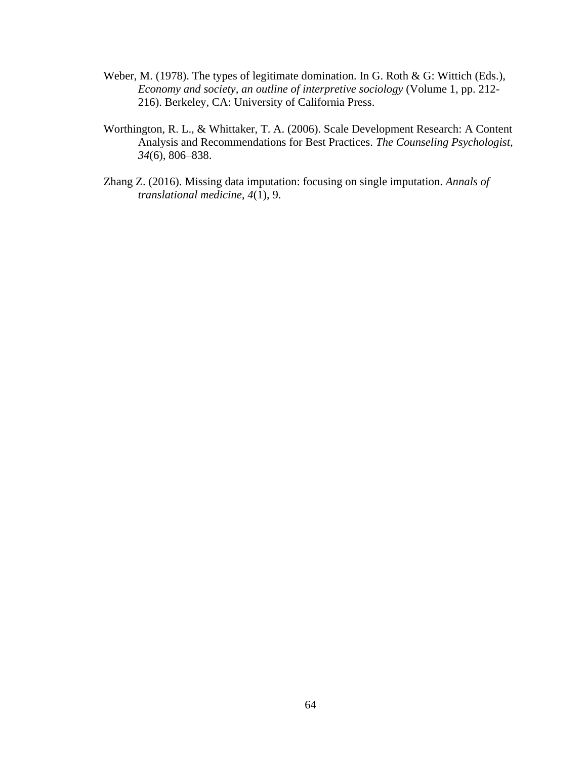Weber, M. (1978). The types of legitimate domination. In G. Roth & G: Wittich (Eds.), *Economy and society, an outline of interpretive sociology* (Volume 1, pp. 212-216). Berkeley, CA: University of California Press.

Worthington, R. L., & Whittaker, T. A. (2006). Scale Development Research: A Content Analysis and Recommendations for Best Practices. *The Counseling Psychologist, 34*(6), 806–838.

Zhang Z. (2016). Missing data imputation: focusing on single imputation. *Annals of translational medicine*, *4*(1), 9.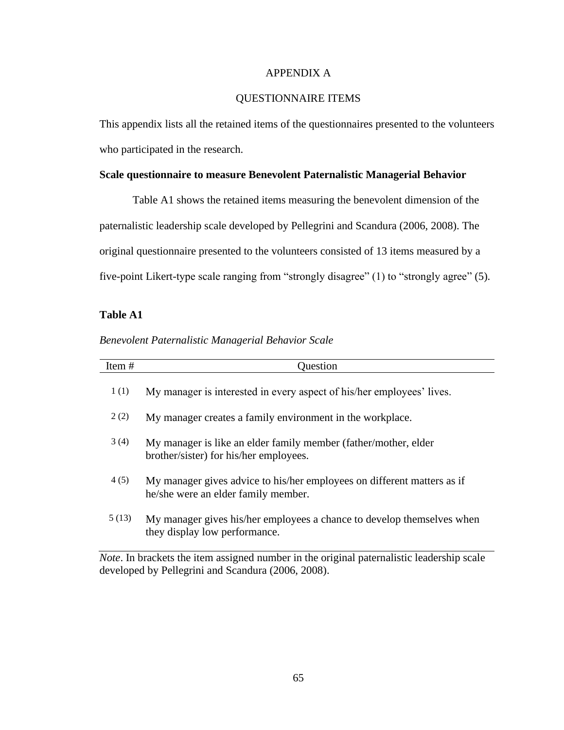# APPENDIX A

## QUESTIONNAIRE ITEMS

This appendix lists all the retained items of the questionnaires presented to the volunteers who participated in the research.

**Scale questionnaire to measure Benevolent Paternalistic Managerial Behavior**

Table A1 shows the retained items measuring the benevolent dimension of the paternalistic leadership scale developed by Pellegrini and Scandura (2006, 2008). The original questionnaire presented to the volunteers consisted of 13 items measured by a five-point Likert-type scale ranging from “strongly disagree” (1) to “strongly agree” (5).

**Table A1**

*Benevolent Paternalistic Managerial Behavior Scale*

| Item # | Question |
|---|---|
| 1 (1) | My manager is interested in every aspect of his/her employees’ lives. |
| 2 (2) | My manager creates a family environment in the workplace. |
| 3 (4) | My manager is like an elder family member (father/mother, elder brother/sister) for his/her employees. |
| 4 (5) | My manager gives advice to his/her employees on different matters as if he/she were an elder family member. |
| 5 (13) | My manager gives his/her employees a chance to develop themselves when they display low performance. |

*Note*. In brackets the item assigned number in the original paternalistic leadership scale developed by Pellegrini and Scandura (2006, 2008).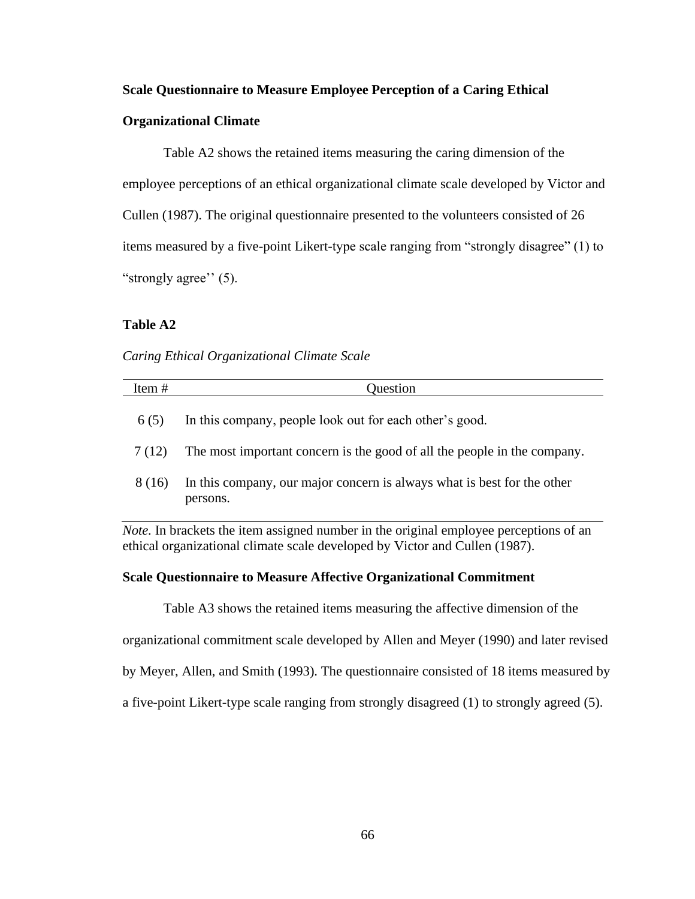**Scale Questionnaire to Measure Employee Perception of a Caring Ethical Organizational Climate**

Table A2 shows the retained items measuring the caring dimension of the employee perceptions of an ethical organizational climate scale developed by Victor and Cullen (1987). The original questionnaire presented to the volunteers consisted of 26 items measured by a five-point Likert-type scale ranging from "strongly disagree" (1) to "strongly agree'' (5).

**Table A2**

*Caring Ethical Organizational Climate Scale*

| Item # | Question |
|---|---|
| 6 (5) | In this company, people look out for each other's good. |
| 7 (12) | The most important concern is the good of all the people in the company. |
| 8 (16) | In this company, our major concern is always what is best for the other persons. |

*Note.* In brackets the item assigned number in the original employee perceptions of an ethical organizational climate scale developed by Victor and Cullen (1987).

**Scale Questionnaire to Measure Affective Organizational Commitment**

Table A3 shows the retained items measuring the affective dimension of the organizational commitment scale developed by Allen and Meyer (1990) and later revised by Meyer, Allen, and Smith (1993). The questionnaire consisted of 18 items measured by a five-point Likert-type scale ranging from strongly disagreed (1) to strongly agreed (5).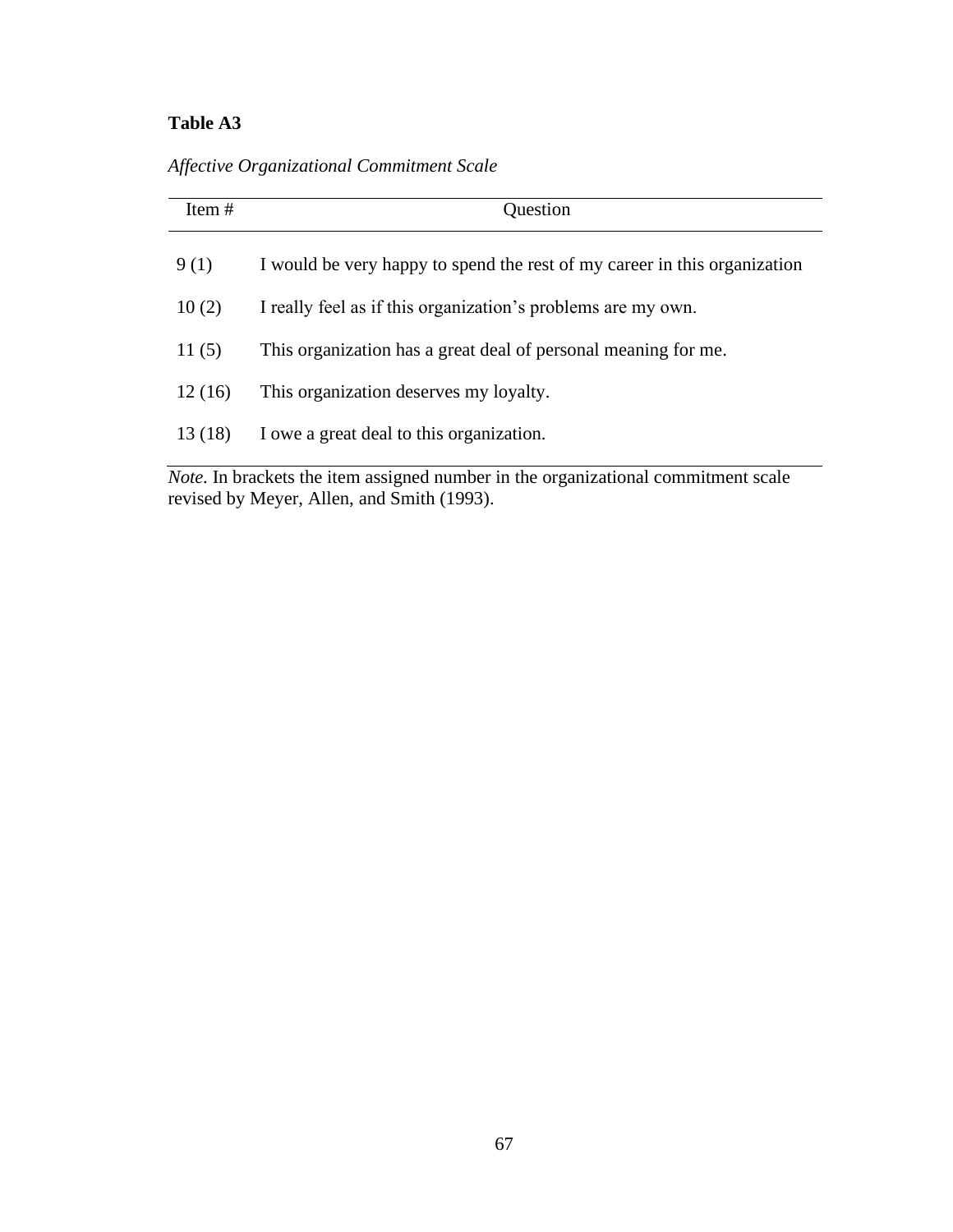**Table A3**

*Affective Organizational Commitment Scale*

| Item # | Question |
|---|---|
| 9 (1) | I would be very happy to spend the rest of my career in this organization |
| 10 (2) | I really feel as if this organization's problems are my own. |
| 11 (5) | This organization has a great deal of personal meaning for me. |
| 12 (16) | This organization deserves my loyalty. |
| 13 (18) | I owe a great deal to this organization. |

*Note.* In brackets the item assigned number in the organizational commitment scale revised by Meyer, Allen, and Smith (1993).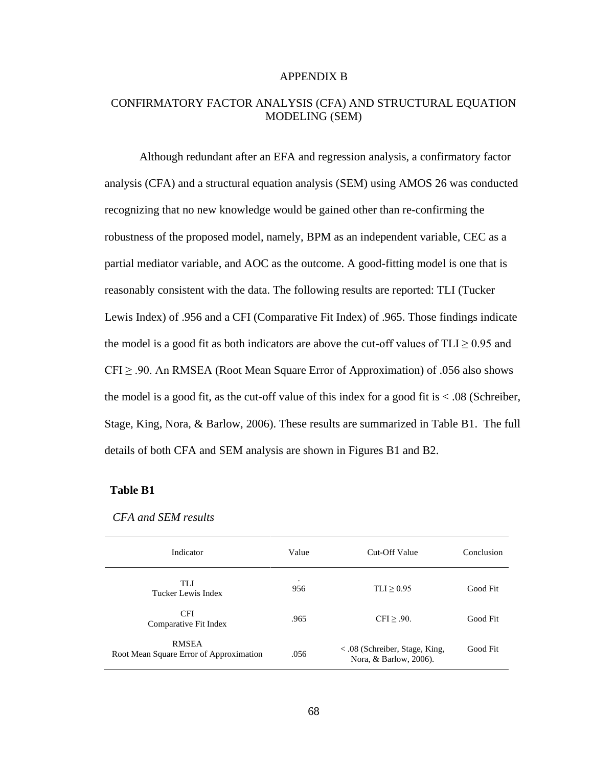# APPENDIX B

## CONFIRMATORY FACTOR ANALYSIS (CFA) AND STRUCTURAL EQUATION MODELING (SEM)

Although redundant after an EFA and regression analysis, a confirmatory factor analysis (CFA) and a structural equation analysis (SEM) using AMOS 26 was conducted recognizing that no new knowledge would be gained other than re-confirming the robustness of the proposed model, namely, BPM as an independent variable, CEC as a partial mediator variable, and AOC as the outcome. A good-fitting model is one that is reasonably consistent with the data. The following results are reported: TLI (Tucker Lewis Index) of .956 and a CFI (Comparative Fit Index) of .965. Those findings indicate the model is a good fit as both indicators are above the cut-off values of TLI ≥ 0.95 and CFI ≥ .90. An RMSEA (Root Mean Square Error of Approximation) of .056 also shows the model is a good fit, as the cut-off value of this index for a good fit is < .08 (Schreiber, Stage, King, Nora, & Barlow, 2006). These results are summarized in Table B1. The full details of both CFA and SEM analysis are shown in Figures B1 and B2.

**Table B1**

*CFA and SEM results*

| Indicator | Value | Cut-Off Value | Conclusion |
|---|---|---|---|
| TLI<br>Tucker Lewis Index | .956 | TLI ≥ 0.95 | Good Fit |
| CFI<br>Comparative Fit Index | .965 | CFI ≥ .90. | Good Fit |
| RMSEA<br>Root Mean Square Error of Approximation | .056 | < .08 (Schreiber, Stage, King, Nora, & Barlow, 2006). | Good Fit |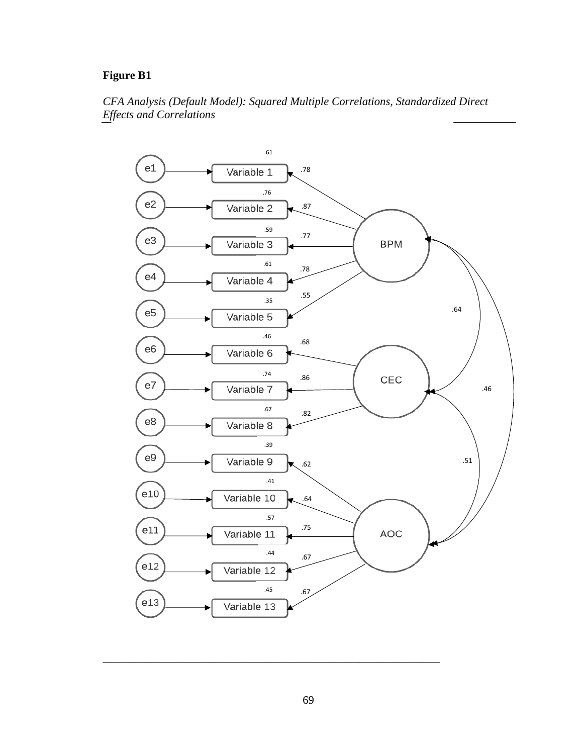**Figure B1**

*CFA Analysis (Default Model): Squared Multiple Correlations, Standardized Direct Effects and Correlations*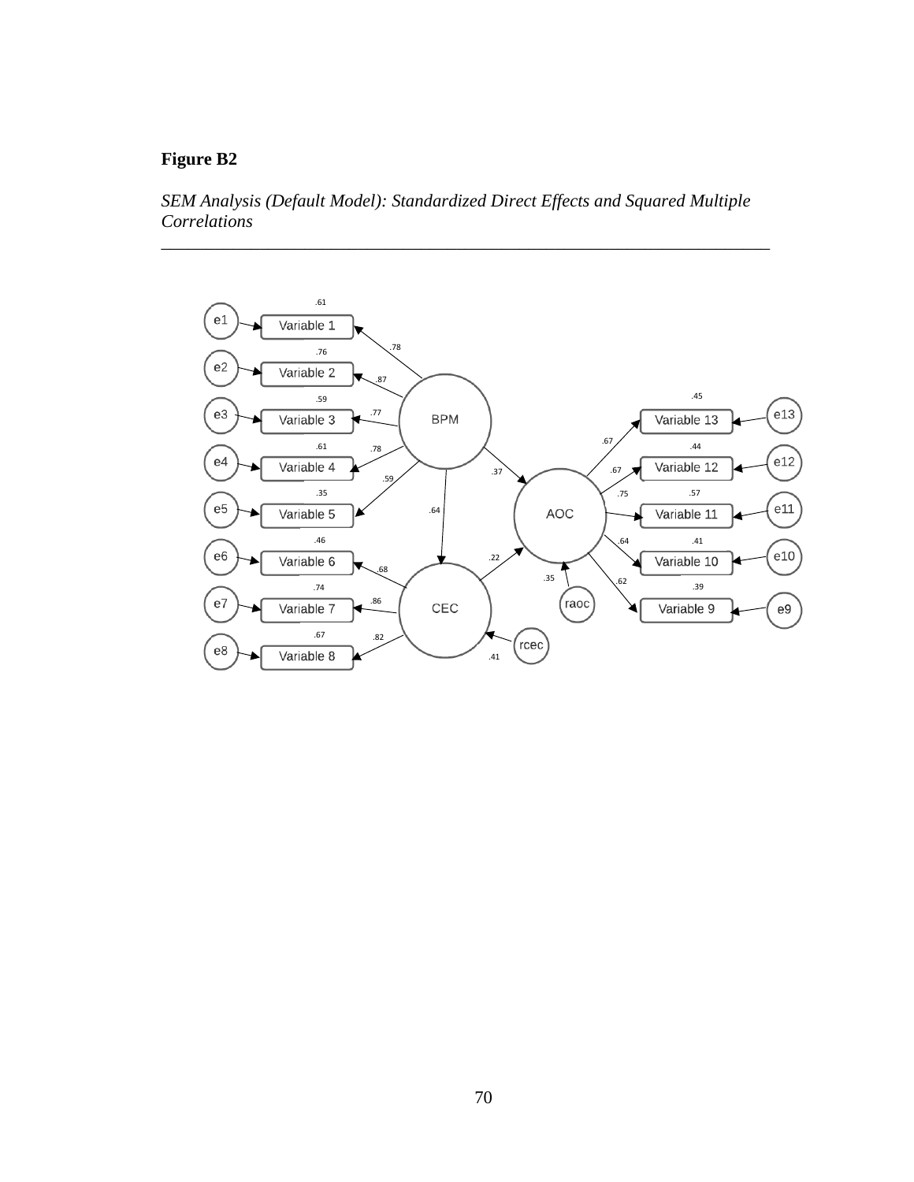**Figure B2**

*SEM Analysis (Default Model): Standardized Direct Effects and Squared Multiple Correlations*

______________________________________________________________________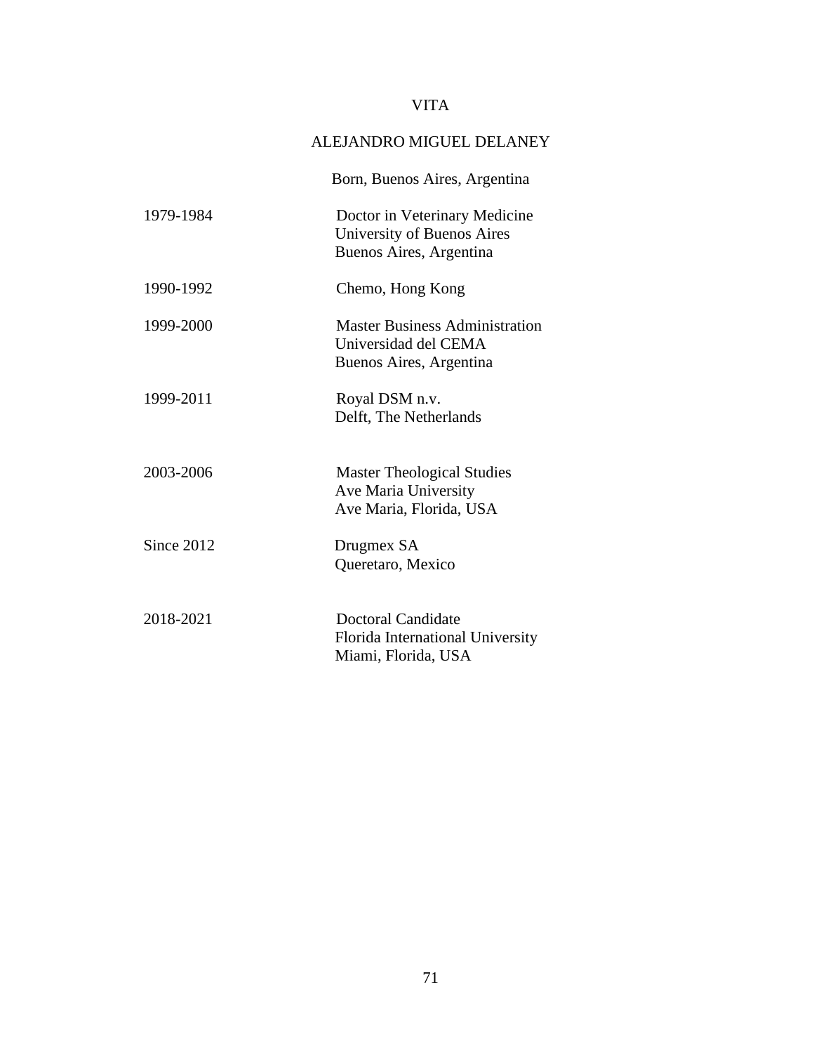# VITA

## ALEJANDRO MIGUEL DELANEY

Born, Buenos Aires, Argentina

| | |
|---|---|
| 1979-1984 | Doctor in Veterinary Medicine<br>University of Buenos Aires<br>Buenos Aires, Argentina |
| 1990-1992 | Chemo, Hong Kong |
| 1999-2000 | Master Business Administration<br>Universidad del CEMA<br>Buenos Aires, Argentina |
| 1999-2011 | Royal DSM n.v.<br>Delft, The Netherlands |
| 2003-2006 | Master Theological Studies<br>Ave Maria University<br>Ave Maria, Florida, USA |
| Since 2012 | Drugmex SA<br>Queretaro, Mexico |
| 2018-2021 | Doctoral Candidate<br>Florida International University<br>Miami, Florida, USA |